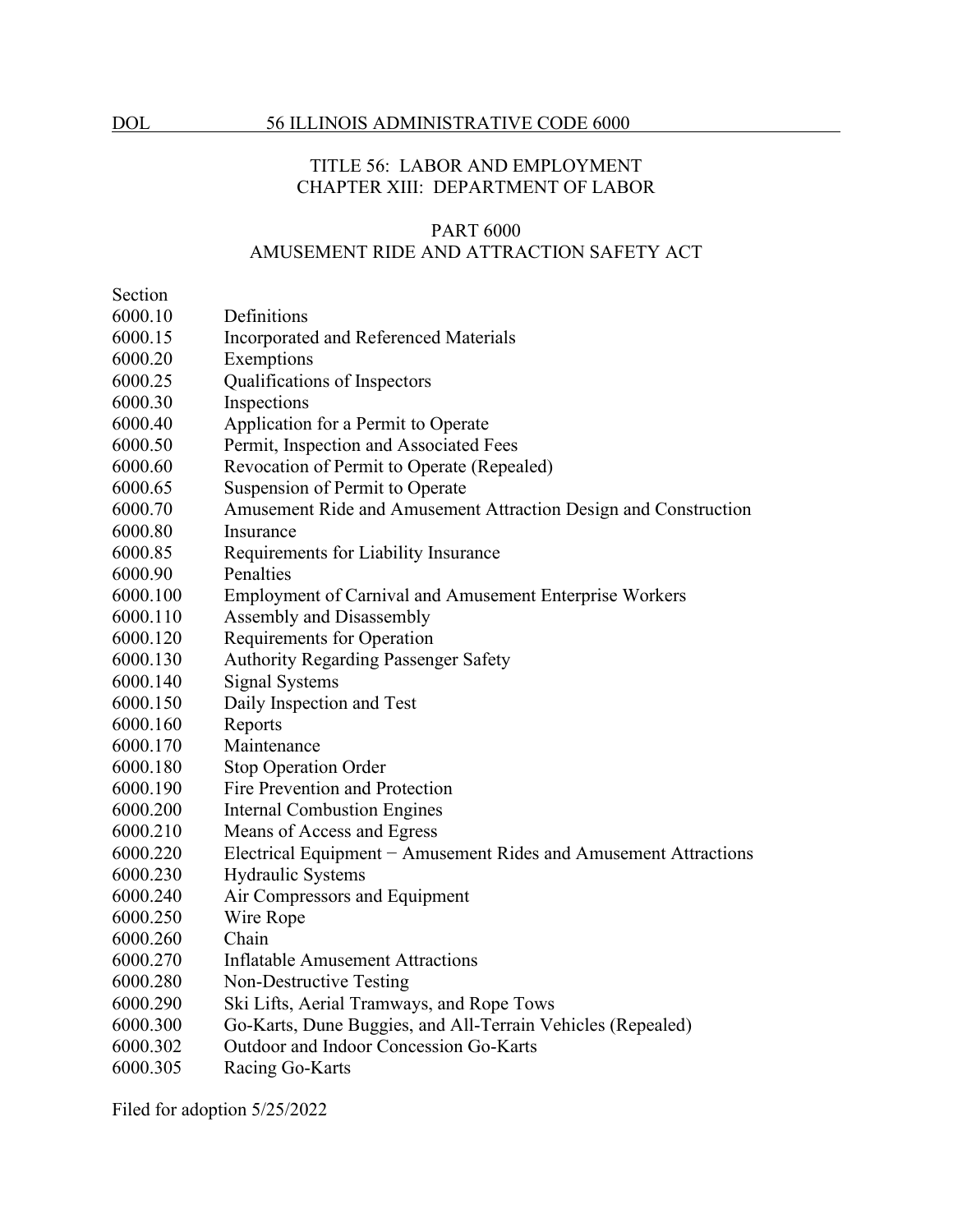TITLE 56: LABOR AND EMPLOYMENT
CHAPTER XIII: DEPARTMENT OF LABOR

# PART 6000
# AMUSEMENT RIDE AND ATTRACTION SAFETY ACT

| Section | |
|---|---|
| 6000.10 | Definitions |
| 6000.15 | Incorporated and Referenced Materials |
| 6000.20 | Exemptions |
| 6000.25 | Qualifications of Inspectors |
| 6000.30 | Inspections |
| 6000.40 | Application for a Permit to Operate |
| 6000.50 | Permit, Inspection and Associated Fees |
| 6000.60 | Revocation of Permit to Operate (Repealed) |
| 6000.65 | Suspension of Permit to Operate |
| 6000.70 | Amusement Ride and Amusement Attraction Design and Construction |
| 6000.80 | Insurance |
| 6000.85 | Requirements for Liability Insurance |
| 6000.90 | Penalties |
| 6000.100 | Employment of Carnival and Amusement Enterprise Workers |
| 6000.110 | Assembly and Disassembly |
| 6000.120 | Requirements for Operation |
| 6000.130 | Authority Regarding Passenger Safety |
| 6000.140 | Signal Systems |
| 6000.150 | Daily Inspection and Test |
| 6000.160 | Reports |
| 6000.170 | Maintenance |
| 6000.180 | Stop Operation Order |
| 6000.190 | Fire Prevention and Protection |
| 6000.200 | Internal Combustion Engines |
| 6000.210 | Means of Access and Egress |
| 6000.220 | Electrical Equipment − Amusement Rides and Amusement Attractions |
| 6000.230 | Hydraulic Systems |
| 6000.240 | Air Compressors and Equipment |
| 6000.250 | Wire Rope |
| 6000.260 | Chain |
| 6000.270 | Inflatable Amusement Attractions |
| 6000.280 | Non-Destructive Testing |
| 6000.290 | Ski Lifts, Aerial Tramways, and Rope Tows |
| 6000.300 | Go-Karts, Dune Buggies, and All-Terrain Vehicles (Repealed) |
| 6000.302 | Outdoor and Indoor Concession Go-Karts |
| 6000.305 | Racing Go-Karts |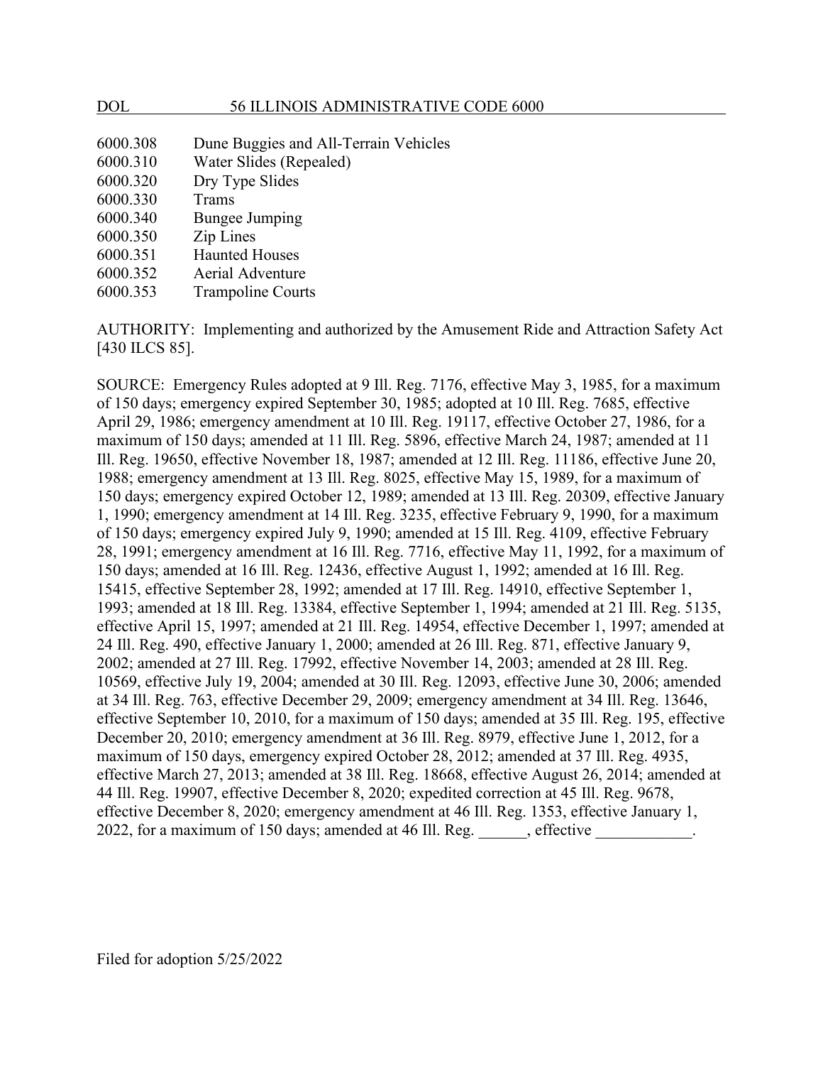6000.308 Dune Buggies and All-Terrain Vehicles
6000.310 Water Slides (Repealed)
6000.320 Dry Type Slides
6000.330 Trams
6000.340 Bungee Jumping
6000.350 Zip Lines
6000.351 Haunted Houses
6000.352 Aerial Adventure
6000.353 Trampoline Courts

AUTHORITY: Implementing and authorized by the Amusement Ride and Attraction Safety Act [430 ILCS 85].

SOURCE: Emergency Rules adopted at 9 Ill. Reg. 7176, effective May 3, 1985, for a maximum of 150 days; emergency expired September 30, 1985; adopted at 10 Ill. Reg. 7685, effective April 29, 1986; emergency amendment at 10 Ill. Reg. 19117, effective October 27, 1986, for a maximum of 150 days; amended at 11 Ill. Reg. 5896, effective March 24, 1987; amended at 11 Ill. Reg. 19650, effective November 18, 1987; amended at 12 Ill. Reg. 11186, effective June 20, 1988; emergency amendment at 13 Ill. Reg. 8025, effective May 15, 1989, for a maximum of 150 days; emergency expired October 12, 1989; amended at 13 Ill. Reg. 20309, effective January 1, 1990; emergency amendment at 14 Ill. Reg. 3235, effective February 9, 1990, for a maximum of 150 days; emergency expired July 9, 1990; amended at 15 Ill. Reg. 4109, effective February 28, 1991; emergency amendment at 16 Ill. Reg. 7716, effective May 11, 1992, for a maximum of 150 days; amended at 16 Ill. Reg. 12436, effective August 1, 1992; amended at 16 Ill. Reg. 15415, effective September 28, 1992; amended at 17 Ill. Reg. 14910, effective September 1, 1993; amended at 18 Ill. Reg. 13384, effective September 1, 1994; amended at 21 Ill. Reg. 5135, effective April 15, 1997; amended at 21 Ill. Reg. 14954, effective December 1, 1997; amended at 24 Ill. Reg. 490, effective January 1, 2000; amended at 26 Ill. Reg. 871, effective January 9, 2002; amended at 27 Ill. Reg. 17992, effective November 14, 2003; amended at 28 Ill. Reg. 10569, effective July 19, 2004; amended at 30 Ill. Reg. 12093, effective June 30, 2006; amended at 34 Ill. Reg. 763, effective December 29, 2009; emergency amendment at 34 Ill. Reg. 13646, effective September 10, 2010, for a maximum of 150 days; amended at 35 Ill. Reg. 195, effective December 20, 2010; emergency amendment at 36 Ill. Reg. 8979, effective June 1, 2012, for a maximum of 150 days, emergency expired October 28, 2012; amended at 37 Ill. Reg. 4935, effective March 27, 2013; amended at 38 Ill. Reg. 18668, effective August 26, 2014; amended at 44 Ill. Reg. 19907, effective December 8, 2020; expedited correction at 45 Ill. Reg. 9678, effective December 8, 2020; emergency amendment at 46 Ill. Reg. 1353, effective January 1, 2022, for a maximum of 150 days; amended at 46 Ill. Reg. ______, effective ____________.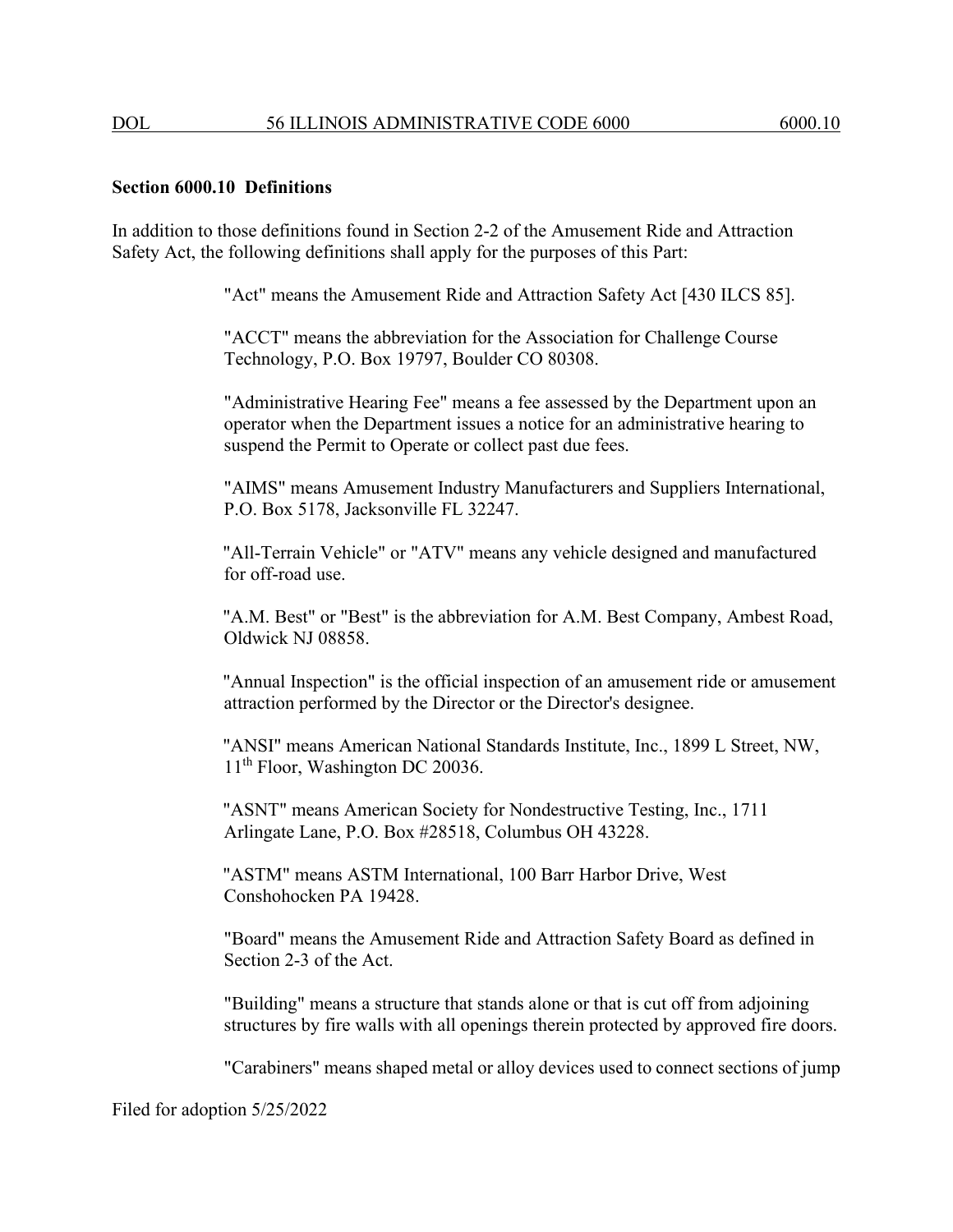**Section 6000.10 Definitions**

In addition to those definitions found in Section 2-2 of the Amusement Ride and Attraction Safety Act, the following definitions shall apply for the purposes of this Part:

"Act" means the Amusement Ride and Attraction Safety Act [430 ILCS 85].

"ACCT" means the abbreviation for the Association for Challenge Course Technology, P.O. Box 19797, Boulder CO 80308.

"Administrative Hearing Fee" means a fee assessed by the Department upon an operator when the Department issues a notice for an administrative hearing to suspend the Permit to Operate or collect past due fees.

"AIMS" means Amusement Industry Manufacturers and Suppliers International, P.O. Box 5178, Jacksonville FL 32247.

"All-Terrain Vehicle" or "ATV" means any vehicle designed and manufactured for off-road use.

"A.M. Best" or "Best" is the abbreviation for A.M. Best Company, Ambest Road, Oldwick NJ 08858.

"Annual Inspection" is the official inspection of an amusement ride or amusement attraction performed by the Director or the Director's designee.

"ANSI" means American National Standards Institute, Inc., 1899 L Street, NW, 11th Floor, Washington DC 20036.

"ASNT" means American Society for Nondestructive Testing, Inc., 1711 Arlingate Lane, P.O. Box #28518, Columbus OH 43228.

"ASTM" means ASTM International, 100 Barr Harbor Drive, West Conshohocken PA 19428.

"Board" means the Amusement Ride and Attraction Safety Board as defined in Section 2-3 of the Act.

"Building" means a structure that stands alone or that is cut off from adjoining structures by fire walls with all openings therein protected by approved fire doors.

"Carabiners" means shaped metal or alloy devices used to connect sections of jump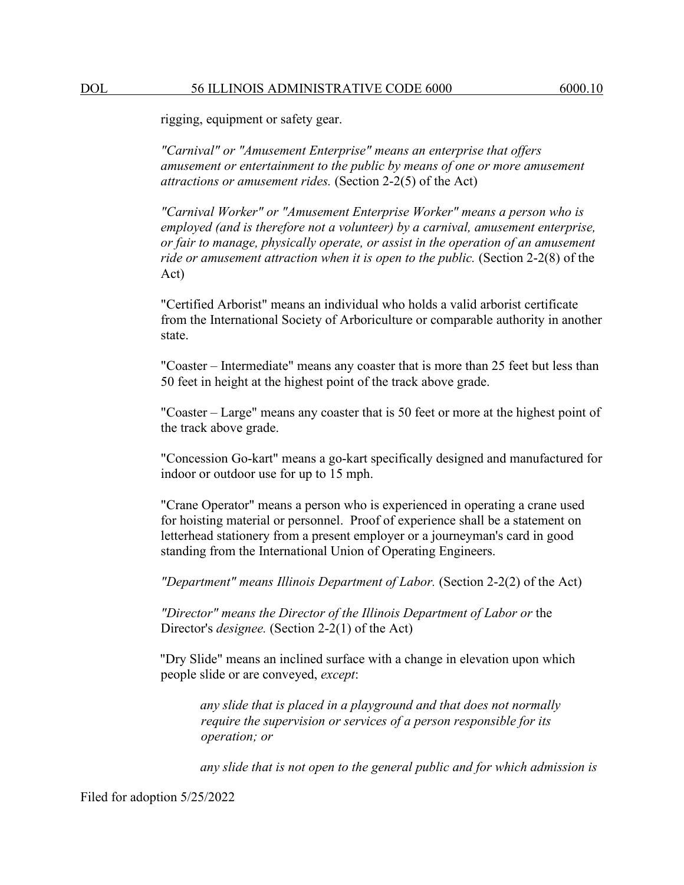rigging, equipment or safety gear.

*"Carnival" or "Amusement Enterprise" means an enterprise that offers amusement or entertainment to the public by means of one or more amusement attractions or amusement rides.* (Section 2-2(5) of the Act)

*"Carnival Worker" or "Amusement Enterprise Worker" means a person who is employed (and is therefore not a volunteer) by a carnival, amusement enterprise, or fair to manage, physically operate, or assist in the operation of an amusement ride or amusement attraction when it is open to the public.* (Section 2-2(8) of the Act)

"Certified Arborist" means an individual who holds a valid arborist certificate from the International Society of Arboriculture or comparable authority in another state.

"Coaster – Intermediate" means any coaster that is more than 25 feet but less than 50 feet in height at the highest point of the track above grade.

"Coaster – Large" means any coaster that is 50 feet or more at the highest point of the track above grade.

"Concession Go-kart" means a go-kart specifically designed and manufactured for indoor or outdoor use for up to 15 mph.

"Crane Operator" means a person who is experienced in operating a crane used for hoisting material or personnel. Proof of experience shall be a statement on letterhead stationery from a present employer or a journeyman's card in good standing from the International Union of Operating Engineers.

*"Department" means Illinois Department of Labor.* (Section 2-2(2) of the Act)

*"Director" means the Director of the Illinois Department of Labor or* the Director's *designee.* (Section 2-2(1) of the Act)

"Dry Slide" means an inclined surface with a change in elevation upon which people slide or are conveyed, *except*:

> *any slide that is placed in a playground and that does not normally require the supervision or services of a person responsible for its operation; or*
>
> *any slide that is not open to the general public and for which admission is*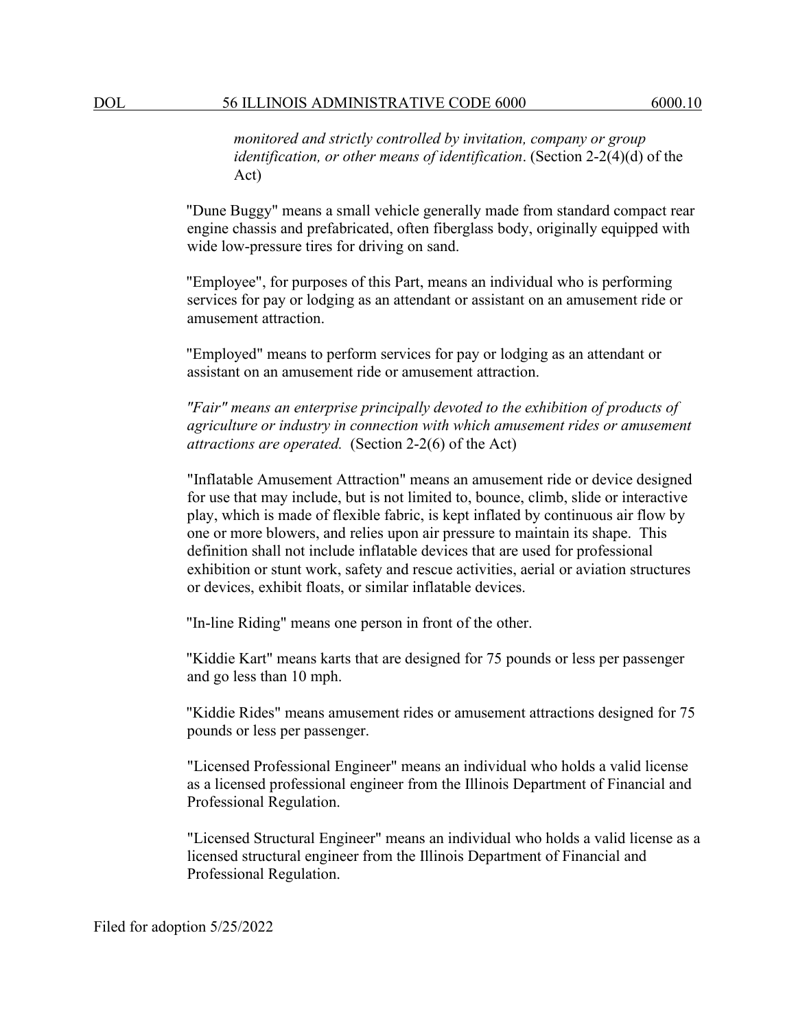*monitored and strictly controlled by invitation, company or group identification, or other means of identification*. (Section 2-2(4)(d) of the Act)

"Dune Buggy" means a small vehicle generally made from standard compact rear engine chassis and prefabricated, often fiberglass body, originally equipped with wide low-pressure tires for driving on sand.

"Employee", for purposes of this Part, means an individual who is performing services for pay or lodging as an attendant or assistant on an amusement ride or amusement attraction.

"Employed" means to perform services for pay or lodging as an attendant or assistant on an amusement ride or amusement attraction.

*"Fair" means an enterprise principally devoted to the exhibition of products of agriculture or industry in connection with which amusement rides or amusement attractions are operated.* (Section 2-2(6) of the Act)

"Inflatable Amusement Attraction" means an amusement ride or device designed for use that may include, but is not limited to, bounce, climb, slide or interactive play, which is made of flexible fabric, is kept inflated by continuous air flow by one or more blowers, and relies upon air pressure to maintain its shape. This definition shall not include inflatable devices that are used for professional exhibition or stunt work, safety and rescue activities, aerial or aviation structures or devices, exhibit floats, or similar inflatable devices.

"In-line Riding" means one person in front of the other.

"Kiddie Kart" means karts that are designed for 75 pounds or less per passenger and go less than 10 mph.

"Kiddie Rides" means amusement rides or amusement attractions designed for 75 pounds or less per passenger.

"Licensed Professional Engineer" means an individual who holds a valid license as a licensed professional engineer from the Illinois Department of Financial and Professional Regulation.

"Licensed Structural Engineer" means an individual who holds a valid license as a licensed structural engineer from the Illinois Department of Financial and Professional Regulation.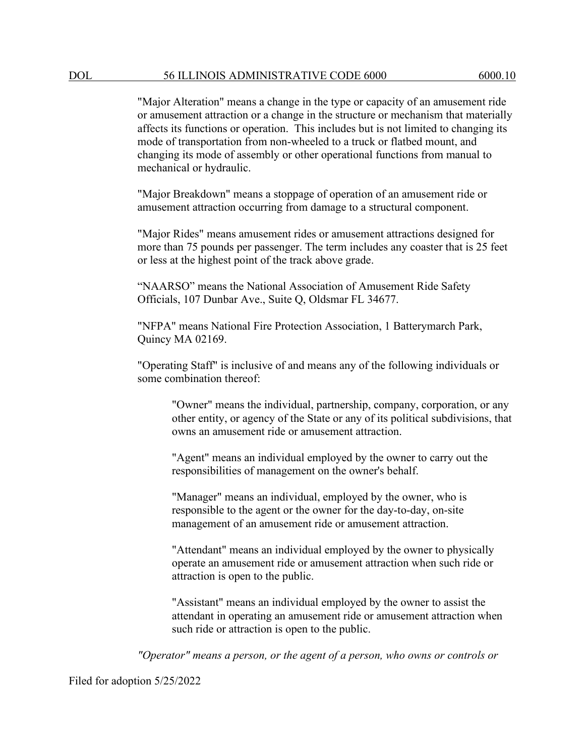"Major Alteration" means a change in the type or capacity of an amusement ride or amusement attraction or a change in the structure or mechanism that materially affects its functions or operation. This includes but is not limited to changing its mode of transportation from non-wheeled to a truck or flatbed mount, and changing its mode of assembly or other operational functions from manual to mechanical or hydraulic.

"Major Breakdown" means a stoppage of operation of an amusement ride or amusement attraction occurring from damage to a structural component.

"Major Rides" means amusement rides or amusement attractions designed for more than 75 pounds per passenger. The term includes any coaster that is 25 feet or less at the highest point of the track above grade.

"NAARSO" means the National Association of Amusement Ride Safety Officials, 107 Dunbar Ave., Suite Q, Oldsmar FL 34677.

"NFPA" means National Fire Protection Association, 1 Batterymarch Park, Quincy MA 02169.

"Operating Staff" is inclusive of and means any of the following individuals or some combination thereof:

> "Owner" means the individual, partnership, company, corporation, or any other entity, or agency of the State or any of its political subdivisions, that owns an amusement ride or amusement attraction.
>
> "Agent" means an individual employed by the owner to carry out the responsibilities of management on the owner's behalf.
>
> "Manager" means an individual, employed by the owner, who is responsible to the agent or the owner for the day-to-day, on-site management of an amusement ride or amusement attraction.
>
> "Attendant" means an individual employed by the owner to physically operate an amusement ride or amusement attraction when such ride or attraction is open to the public.
>
> "Assistant" means an individual employed by the owner to assist the attendant in operating an amusement ride or amusement attraction when such ride or attraction is open to the public.

*"Operator" means a person, or the agent of a person, who owns or controls or*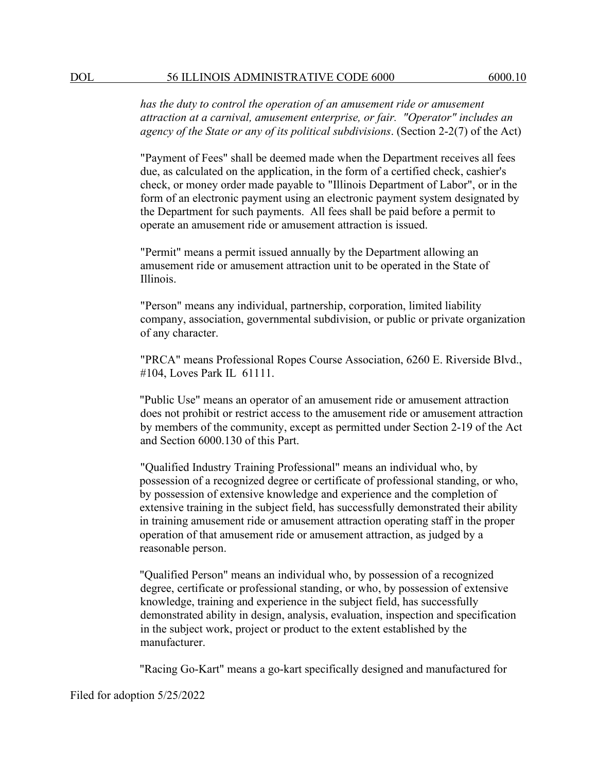*has the duty to control the operation of an amusement ride or amusement attraction at a carnival, amusement enterprise, or fair. "Operator" includes an agency of the State or any of its political subdivisions*. (Section 2-2(7) of the Act)

"Payment of Fees" shall be deemed made when the Department receives all fees due, as calculated on the application, in the form of a certified check, cashier's check, or money order made payable to "Illinois Department of Labor", or in the form of an electronic payment using an electronic payment system designated by the Department for such payments. All fees shall be paid before a permit to operate an amusement ride or amusement attraction is issued.

"Permit" means a permit issued annually by the Department allowing an amusement ride or amusement attraction unit to be operated in the State of Illinois.

"Person" means any individual, partnership, corporation, limited liability company, association, governmental subdivision, or public or private organization of any character.

"PRCA" means Professional Ropes Course Association, 6260 E. Riverside Blvd., #104, Loves Park IL 61111.

"Public Use" means an operator of an amusement ride or amusement attraction does not prohibit or restrict access to the amusement ride or amusement attraction by members of the community, except as permitted under Section 2-19 of the Act and Section 6000.130 of this Part.

"Qualified Industry Training Professional" means an individual who, by possession of a recognized degree or certificate of professional standing, or who, by possession of extensive knowledge and experience and the completion of extensive training in the subject field, has successfully demonstrated their ability in training amusement ride or amusement attraction operating staff in the proper operation of that amusement ride or amusement attraction, as judged by a reasonable person.

"Qualified Person" means an individual who, by possession of a recognized degree, certificate or professional standing, or who, by possession of extensive knowledge, training and experience in the subject field, has successfully demonstrated ability in design, analysis, evaluation, inspection and specification in the subject work, project or product to the extent established by the manufacturer.

"Racing Go-Kart" means a go-kart specifically designed and manufactured for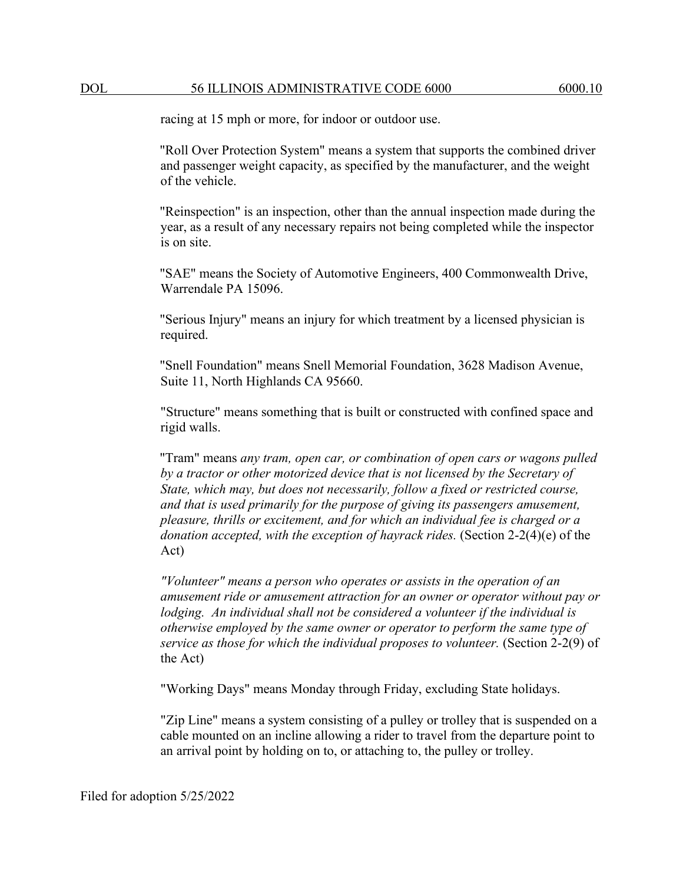racing at 15 mph or more, for indoor or outdoor use.

"Roll Over Protection System" means a system that supports the combined driver and passenger weight capacity, as specified by the manufacturer, and the weight of the vehicle.

"Reinspection" is an inspection, other than the annual inspection made during the year, as a result of any necessary repairs not being completed while the inspector is on site.

"SAE" means the Society of Automotive Engineers, 400 Commonwealth Drive, Warrendale PA 15096.

"Serious Injury" means an injury for which treatment by a licensed physician is required.

"Snell Foundation" means Snell Memorial Foundation, 3628 Madison Avenue, Suite 11, North Highlands CA 95660.

"Structure" means something that is built or constructed with confined space and rigid walls.

"Tram" means *any tram, open car, or combination of open cars or wagons pulled by a tractor or other motorized device that is not licensed by the Secretary of State, which may, but does not necessarily, follow a fixed or restricted course, and that is used primarily for the purpose of giving its passengers amusement, pleasure, thrills or excitement, and for which an individual fee is charged or a donation accepted, with the exception of hayrack rides.* (Section 2-2(4)(e) of the Act)

*"Volunteer" means a person who operates or assists in the operation of an amusement ride or amusement attraction for an owner or operator without pay or lodging. An individual shall not be considered a volunteer if the individual is otherwise employed by the same owner or operator to perform the same type of service as those for which the individual proposes to volunteer.* (Section 2-2(9) of the Act)

"Working Days" means Monday through Friday, excluding State holidays.

"Zip Line" means a system consisting of a pulley or trolley that is suspended on a cable mounted on an incline allowing a rider to travel from the departure point to an arrival point by holding on to, or attaching to, the pulley or trolley.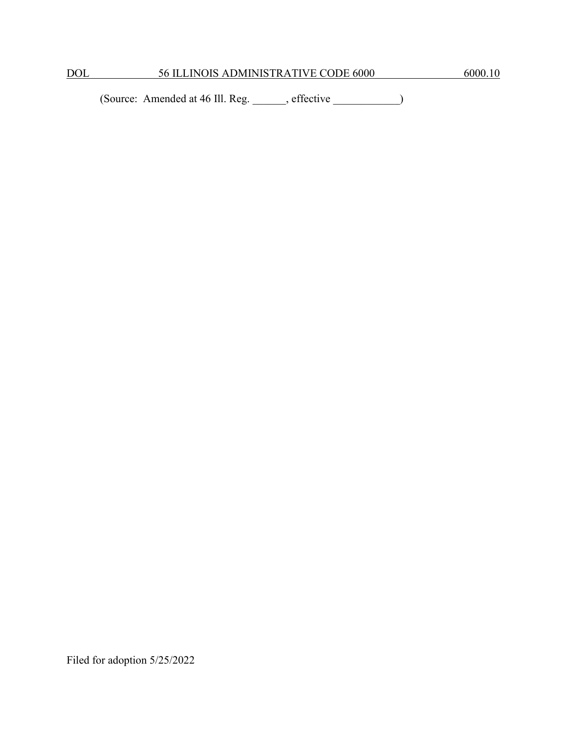(Source: Amended at 46 Ill. Reg. ______, effective ____________)

Filed for adoption 5/25/2022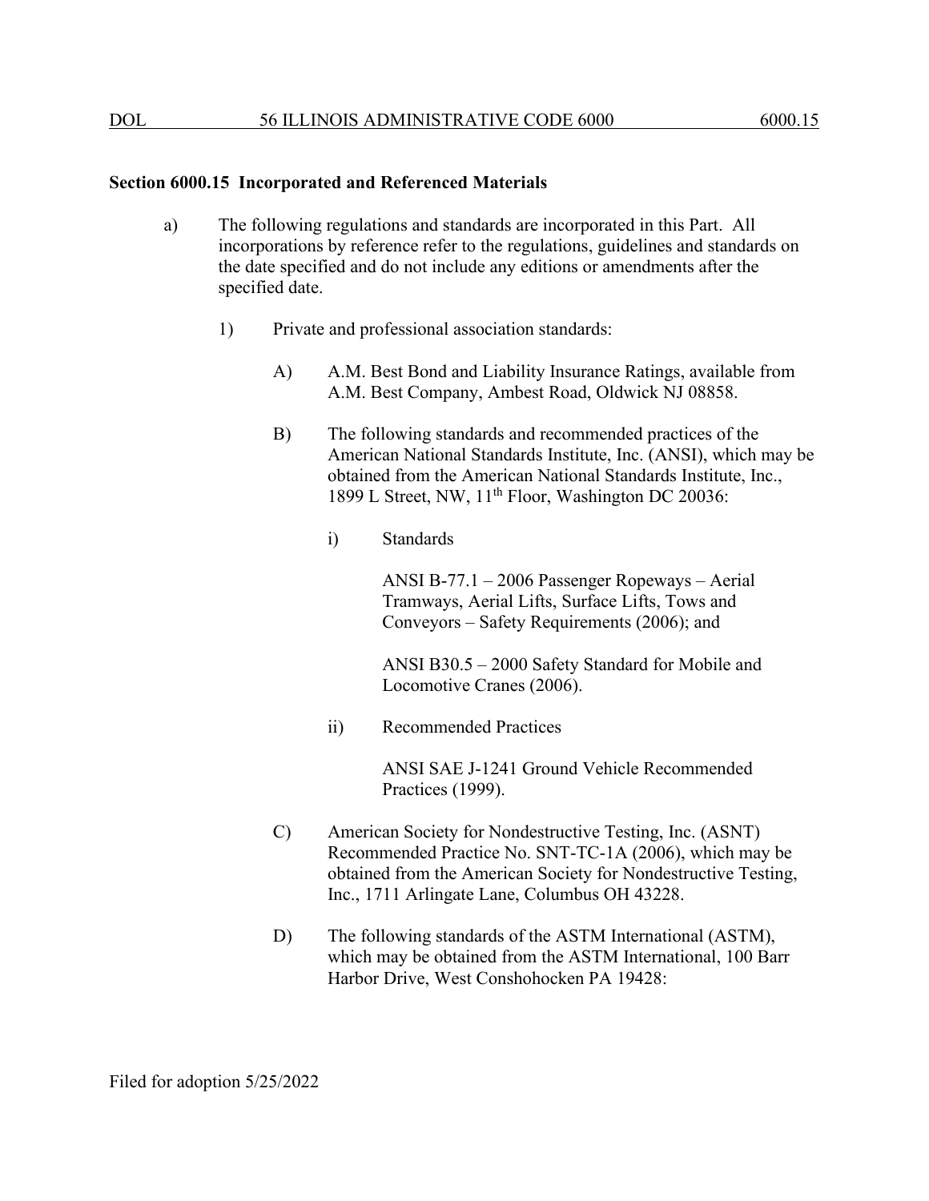**Section 6000.15 Incorporated and Referenced Materials**

a) The following regulations and standards are incorporated in this Part. All incorporations by reference refer to the regulations, guidelines and standards on the date specified and do not include any editions or amendments after the specified date.

1) Private and professional association standards:

A) A.M. Best Bond and Liability Insurance Ratings, available from A.M. Best Company, Ambest Road, Oldwick NJ 08858.

B) The following standards and recommended practices of the American National Standards Institute, Inc. (ANSI), which may be obtained from the American National Standards Institute, Inc., 1899 L Street, NW, 11th Floor, Washington DC 20036:

i) Standards

ANSI B-77.1 – 2006 Passenger Ropeways – Aerial Tramways, Aerial Lifts, Surface Lifts, Tows and Conveyors – Safety Requirements (2006); and

ANSI B30.5 – 2000 Safety Standard for Mobile and Locomotive Cranes (2006).

ii) Recommended Practices

ANSI SAE J-1241 Ground Vehicle Recommended Practices (1999).

C) American Society for Nondestructive Testing, Inc. (ASNT) Recommended Practice No. SNT-TC-1A (2006), which may be obtained from the American Society for Nondestructive Testing, Inc., 1711 Arlingate Lane, Columbus OH 43228.

D) The following standards of the ASTM International (ASTM), which may be obtained from the ASTM International, 100 Barr Harbor Drive, West Conshohocken PA 19428: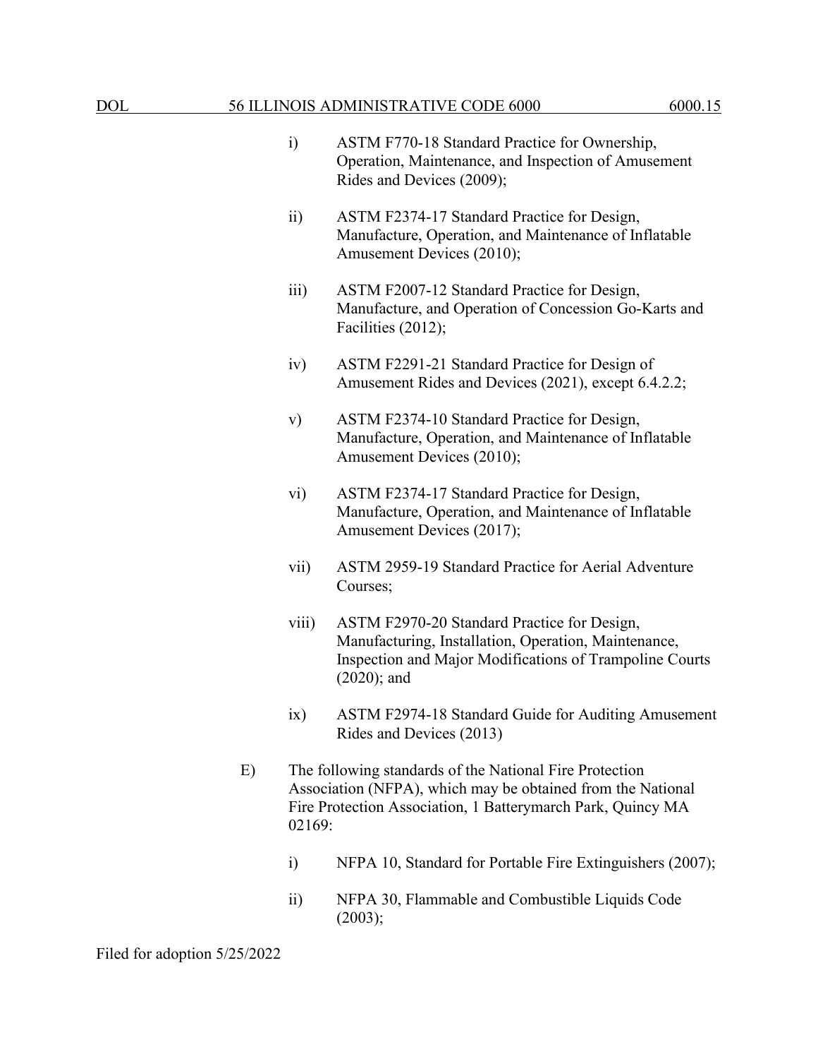i) ASTM F770-18 Standard Practice for Ownership, Operation, Maintenance, and Inspection of Amusement Rides and Devices (2009);

ii) ASTM F2374-17 Standard Practice for Design, Manufacture, Operation, and Maintenance of Inflatable Amusement Devices (2010);

iii) ASTM F2007-12 Standard Practice for Design, Manufacture, and Operation of Concession Go-Karts and Facilities (2012);

iv) ASTM F2291-21 Standard Practice for Design of Amusement Rides and Devices (2021), except 6.4.2.2;

v) ASTM F2374-10 Standard Practice for Design, Manufacture, Operation, and Maintenance of Inflatable Amusement Devices (2010);

vi) ASTM F2374-17 Standard Practice for Design, Manufacture, Operation, and Maintenance of Inflatable Amusement Devices (2017);

vii) ASTM 2959-19 Standard Practice for Aerial Adventure Courses;

viii) ASTM F2970-20 Standard Practice for Design, Manufacturing, Installation, Operation, Maintenance, Inspection and Major Modifications of Trampoline Courts (2020); and

ix) ASTM F2974-18 Standard Guide for Auditing Amusement Rides and Devices (2013)

E) The following standards of the National Fire Protection Association (NFPA), which may be obtained from the National Fire Protection Association, 1 Batterymarch Park, Quincy MA 02169:

i) NFPA 10, Standard for Portable Fire Extinguishers (2007);

ii) NFPA 30, Flammable and Combustible Liquids Code (2003);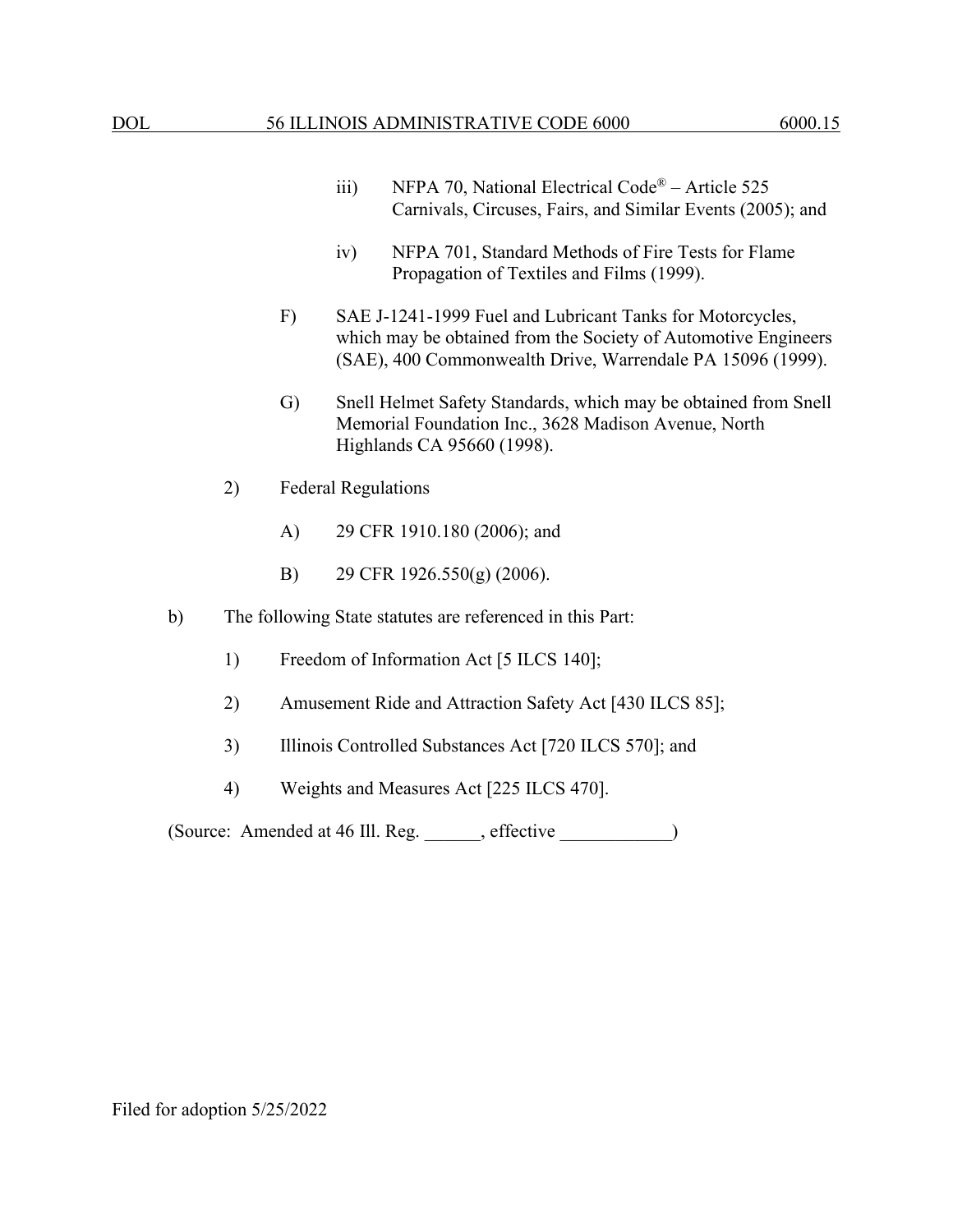iii) NFPA 70, National Electrical Code® – Article 525 Carnivals, Circuses, Fairs, and Similar Events (2005); and

iv) NFPA 701, Standard Methods of Fire Tests for Flame Propagation of Textiles and Films (1999).

F) SAE J-1241-1999 Fuel and Lubricant Tanks for Motorcycles, which may be obtained from the Society of Automotive Engineers (SAE), 400 Commonwealth Drive, Warrendale PA 15096 (1999).

G) Snell Helmet Safety Standards, which may be obtained from Snell Memorial Foundation Inc., 3628 Madison Avenue, North Highlands CA 95660 (1998).

2) Federal Regulations

A) 29 CFR 1910.180 (2006); and

B) 29 CFR 1926.550(g) (2006).

b) The following State statutes are referenced in this Part:

1) Freedom of Information Act [5 ILCS 140];

2) Amusement Ride and Attraction Safety Act [430 ILCS 85];

3) Illinois Controlled Substances Act [720 ILCS 570]; and

4) Weights and Measures Act [225 ILCS 470].

(Source: Amended at 46 Ill. Reg. ______, effective ____________)

Filed for adoption 5/25/2022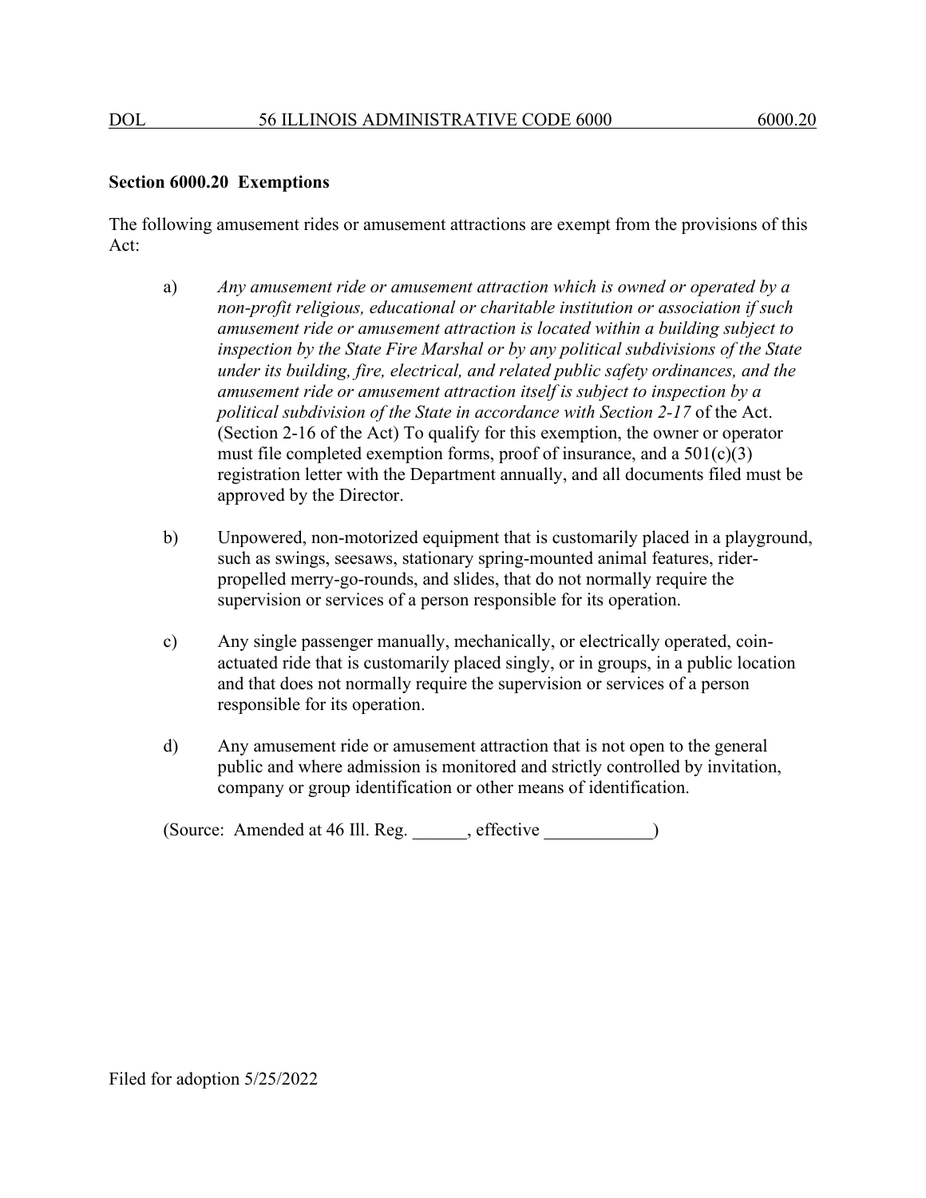**Section 6000.20 Exemptions**

The following amusement rides or amusement attractions are exempt from the provisions of this Act:

a) *Any amusement ride or amusement attraction which is owned or operated by a non-profit religious, educational or charitable institution or association if such amusement ride or amusement attraction is located within a building subject to inspection by the State Fire Marshal or by any political subdivisions of the State under its building, fire, electrical, and related public safety ordinances, and the amusement ride or amusement attraction itself is subject to inspection by a political subdivision of the State in accordance with Section 2-17* of the Act. (Section 2-16 of the Act) To qualify for this exemption, the owner or operator must file completed exemption forms, proof of insurance, and a 501(c)(3) registration letter with the Department annually, and all documents filed must be approved by the Director.

b) Unpowered, non-motorized equipment that is customarily placed in a playground, such as swings, seesaws, stationary spring-mounted animal features, rider-propelled merry-go-rounds, and slides, that do not normally require the supervision or services of a person responsible for its operation.

c) Any single passenger manually, mechanically, or electrically operated, coin-actuated ride that is customarily placed singly, or in groups, in a public location and that does not normally require the supervision or services of a person responsible for its operation.

d) Any amusement ride or amusement attraction that is not open to the general public and where admission is monitored and strictly controlled by invitation, company or group identification or other means of identification.

(Source: Amended at 46 Ill. Reg. ______, effective ____________)

Filed for adoption 5/25/2022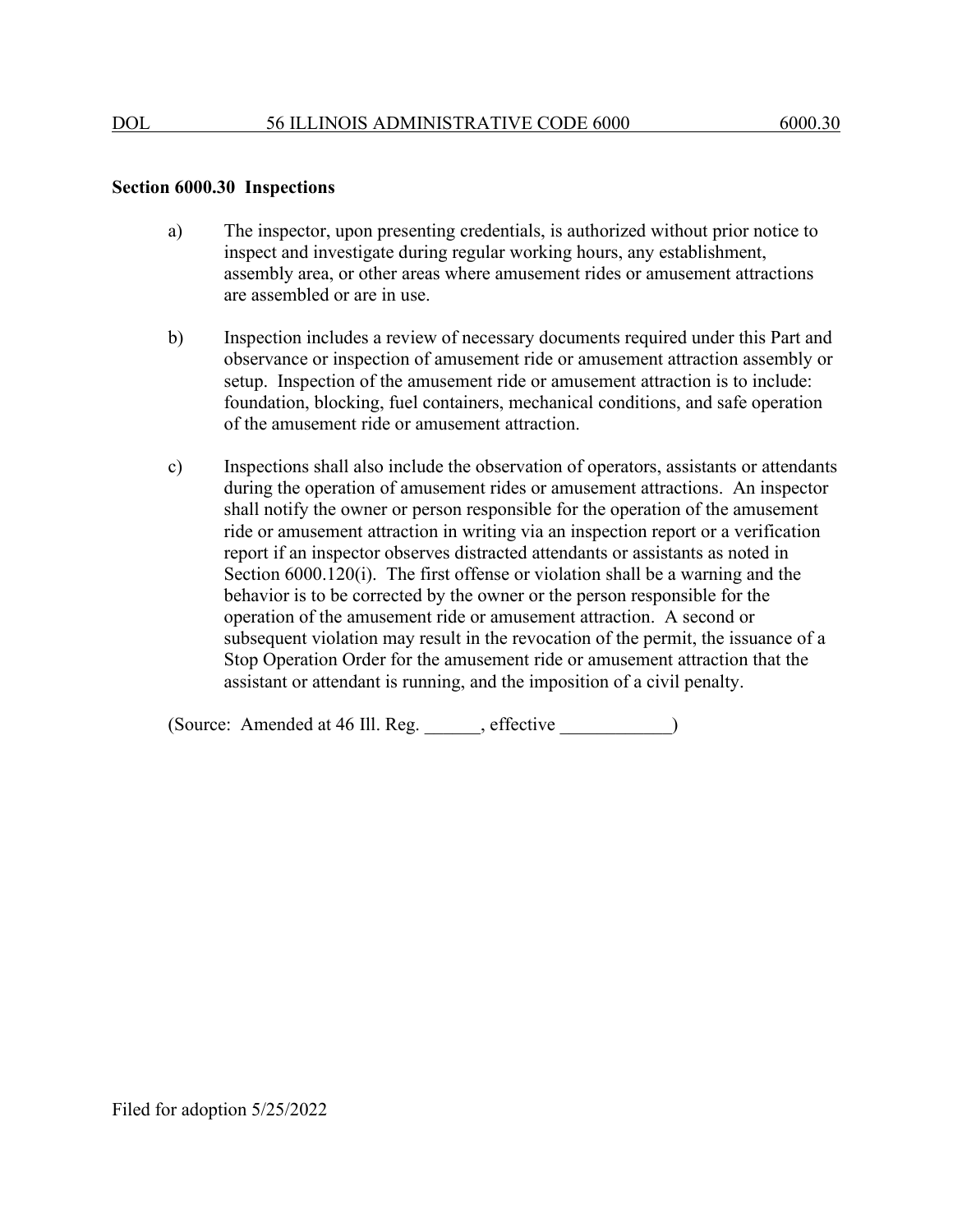**Section 6000.30 Inspections**

a) The inspector, upon presenting credentials, is authorized without prior notice to inspect and investigate during regular working hours, any establishment, assembly area, or other areas where amusement rides or amusement attractions are assembled or are in use.

b) Inspection includes a review of necessary documents required under this Part and observance or inspection of amusement ride or amusement attraction assembly or setup. Inspection of the amusement ride or amusement attraction is to include: foundation, blocking, fuel containers, mechanical conditions, and safe operation of the amusement ride or amusement attraction.

c) Inspections shall also include the observation of operators, assistants or attendants during the operation of amusement rides or amusement attractions. An inspector shall notify the owner or person responsible for the operation of the amusement ride or amusement attraction in writing via an inspection report or a verification report if an inspector observes distracted attendants or assistants as noted in Section 6000.120(i). The first offense or violation shall be a warning and the behavior is to be corrected by the owner or the person responsible for the operation of the amusement ride or amusement attraction. A second or subsequent violation may result in the revocation of the permit, the issuance of a Stop Operation Order for the amusement ride or amusement attraction that the assistant or attendant is running, and the imposition of a civil penalty.

(Source: Amended at 46 Ill. Reg. ______, effective ____________)

Filed for adoption 5/25/2022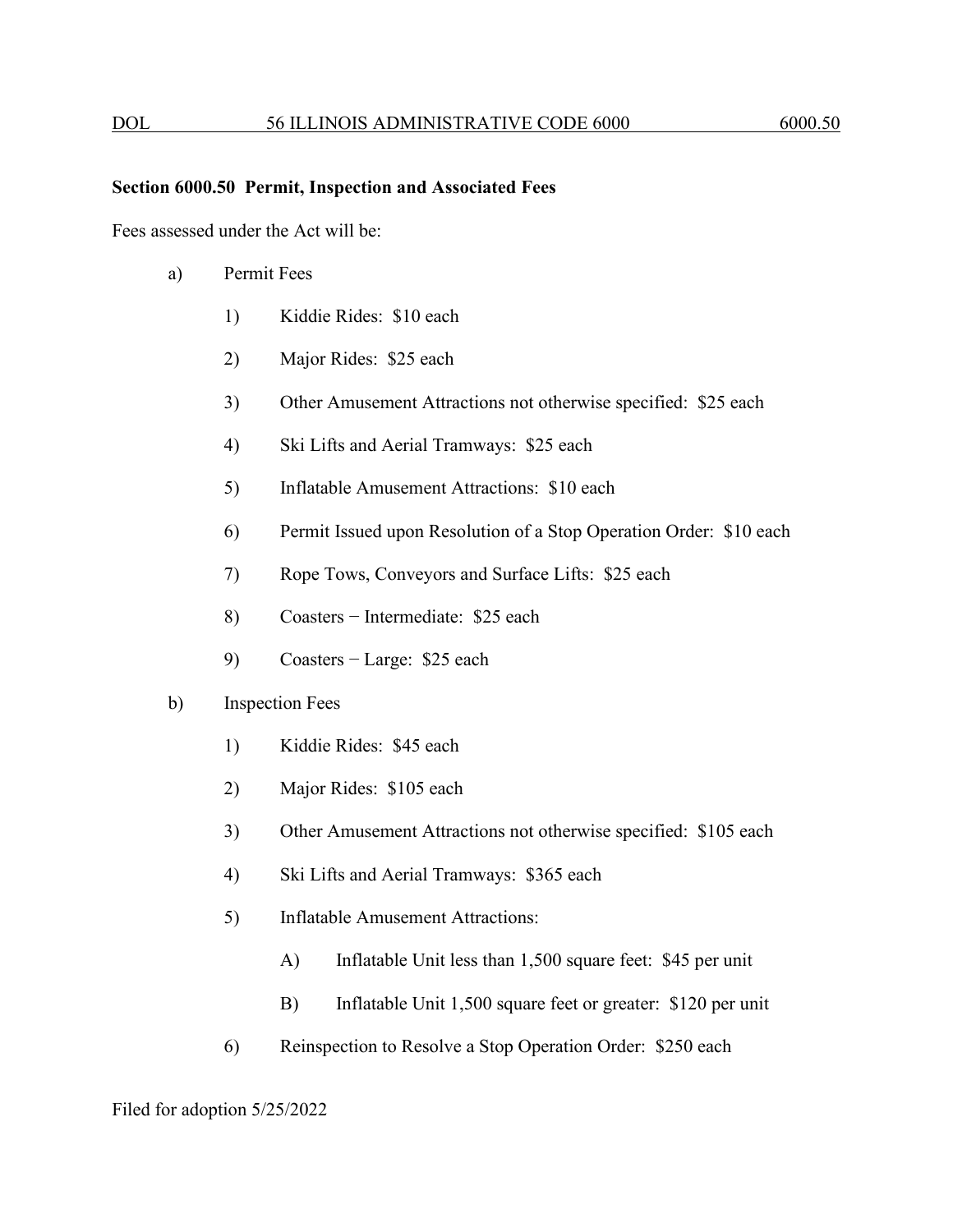## Section 6000.50 Permit, Inspection and Associated Fees

Fees assessed under the Act will be:

a) Permit Fees

1) Kiddie Rides: $10 each

2) Major Rides: $25 each

3) Other Amusement Attractions not otherwise specified: $25 each

4) Ski Lifts and Aerial Tramways: $25 each

5) Inflatable Amusement Attractions: $10 each

6) Permit Issued upon Resolution of a Stop Operation Order: $10 each

7) Rope Tows, Conveyors and Surface Lifts: $25 each

8) Coasters − Intermediate: $25 each

9) Coasters − Large: $25 each

b) Inspection Fees

1) Kiddie Rides: $45 each

2) Major Rides: $105 each

3) Other Amusement Attractions not otherwise specified: $105 each

4) Ski Lifts and Aerial Tramways: $365 each

5) Inflatable Amusement Attractions:

A) Inflatable Unit less than 1,500 square feet: $45 per unit

B) Inflatable Unit 1,500 square feet or greater: $120 per unit

6) Reinspection to Resolve a Stop Operation Order: $250 each

Filed for adoption 5/25/2022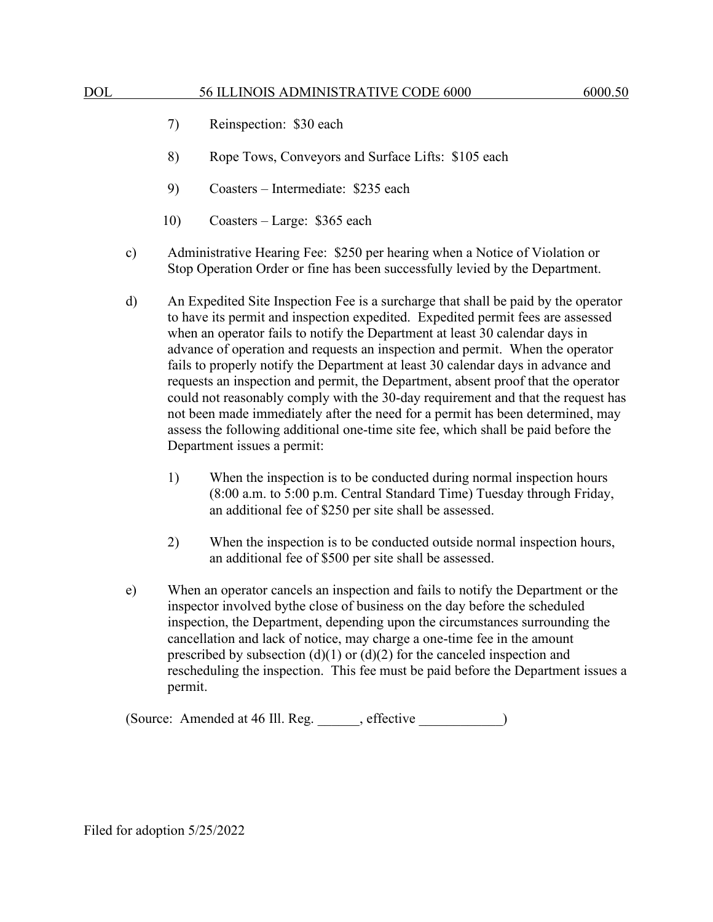7) Reinspection: $30 each

8) Rope Tows, Conveyors and Surface Lifts: $105 each

9) Coasters – Intermediate: $235 each

10) Coasters – Large: $365 each

c) Administrative Hearing Fee: $250 per hearing when a Notice of Violation or Stop Operation Order or fine has been successfully levied by the Department.

d) An Expedited Site Inspection Fee is a surcharge that shall be paid by the operator to have its permit and inspection expedited. Expedited permit fees are assessed when an operator fails to notify the Department at least 30 calendar days in advance of operation and requests an inspection and permit. When the operator fails to properly notify the Department at least 30 calendar days in advance and requests an inspection and permit, the Department, absent proof that the operator could not reasonably comply with the 30-day requirement and that the request has not been made immediately after the need for a permit has been determined, may assess the following additional one-time site fee, which shall be paid before the Department issues a permit:

1) When the inspection is to be conducted during normal inspection hours (8:00 a.m. to 5:00 p.m. Central Standard Time) Tuesday through Friday, an additional fee of $250 per site shall be assessed.

2) When the inspection is to be conducted outside normal inspection hours, an additional fee of $500 per site shall be assessed.

e) When an operator cancels an inspection and fails to notify the Department or the inspector involved bythe close of business on the day before the scheduled inspection, the Department, depending upon the circumstances surrounding the cancellation and lack of notice, may charge a one-time fee in the amount prescribed by subsection (d)(1) or (d)(2) for the canceled inspection and rescheduling the inspection. This fee must be paid before the Department issues a permit.

(Source: Amended at 46 Ill. Reg. ______, effective ____________)

Filed for adoption 5/25/2022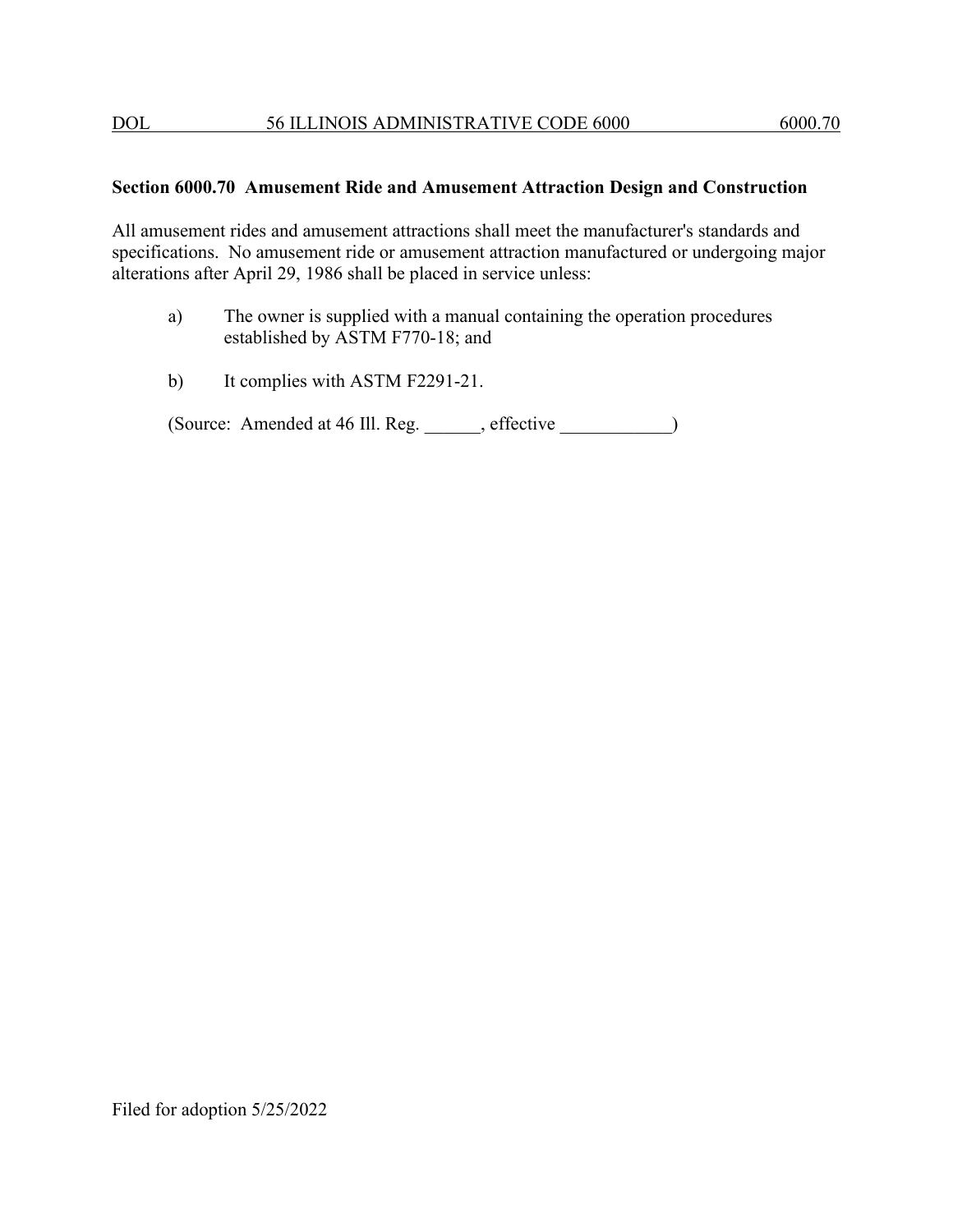## Section 6000.70 Amusement Ride and Amusement Attraction Design and Construction

All amusement rides and amusement attractions shall meet the manufacturer's standards and specifications. No amusement ride or amusement attraction manufactured or undergoing major alterations after April 29, 1986 shall be placed in service unless:

a) The owner is supplied with a manual containing the operation procedures established by ASTM F770-18; and

b) It complies with ASTM F2291-21.

(Source: Amended at 46 Ill. Reg. ______, effective ____________)

Filed for adoption 5/25/2022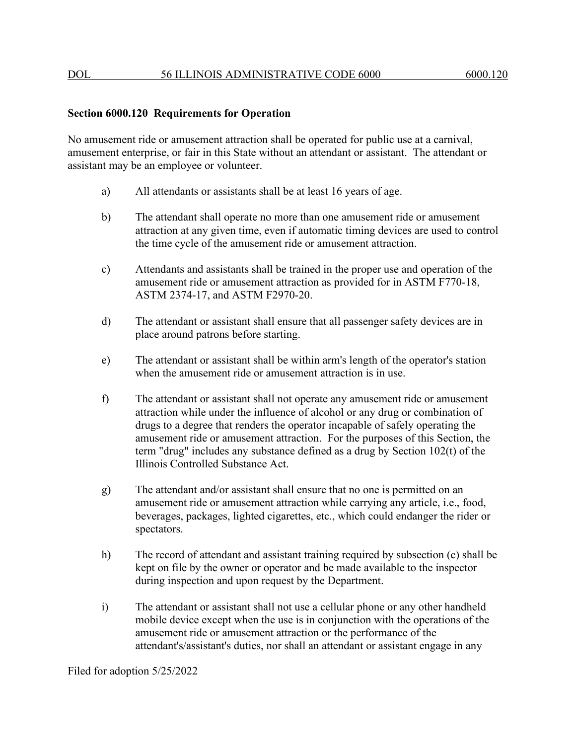**Section 6000.120 Requirements for Operation**

No amusement ride or amusement attraction shall be operated for public use at a carnival, amusement enterprise, or fair in this State without an attendant or assistant. The attendant or assistant may be an employee or volunteer.

a) All attendants or assistants shall be at least 16 years of age.

b) The attendant shall operate no more than one amusement ride or amusement attraction at any given time, even if automatic timing devices are used to control the time cycle of the amusement ride or amusement attraction.

c) Attendants and assistants shall be trained in the proper use and operation of the amusement ride or amusement attraction as provided for in ASTM F770-18, ASTM 2374-17, and ASTM F2970-20.

d) The attendant or assistant shall ensure that all passenger safety devices are in place around patrons before starting.

e) The attendant or assistant shall be within arm's length of the operator's station when the amusement ride or amusement attraction is in use.

f) The attendant or assistant shall not operate any amusement ride or amusement attraction while under the influence of alcohol or any drug or combination of drugs to a degree that renders the operator incapable of safely operating the amusement ride or amusement attraction. For the purposes of this Section, the term "drug" includes any substance defined as a drug by Section 102(t) of the Illinois Controlled Substance Act.

g) The attendant and/or assistant shall ensure that no one is permitted on an amusement ride or amusement attraction while carrying any article, i.e., food, beverages, packages, lighted cigarettes, etc., which could endanger the rider or spectators.

h) The record of attendant and assistant training required by subsection (c) shall be kept on file by the owner or operator and be made available to the inspector during inspection and upon request by the Department.

i) The attendant or assistant shall not use a cellular phone or any other handheld mobile device except when the use is in conjunction with the operations of the amusement ride or amusement attraction or the performance of the attendant's/assistant's duties, nor shall an attendant or assistant engage in any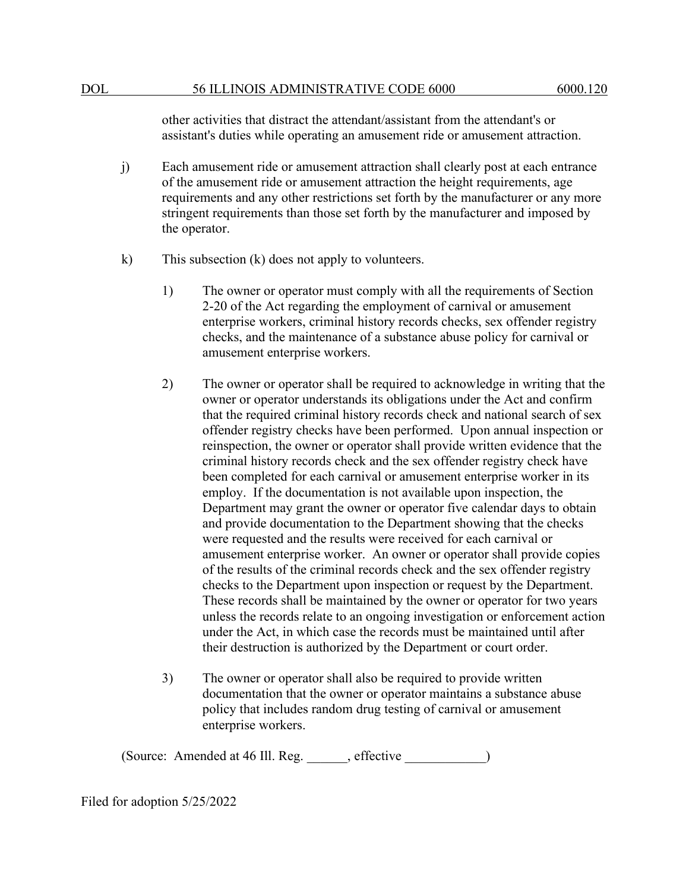other activities that distract the attendant/assistant from the attendant's or assistant's duties while operating an amusement ride or amusement attraction.

j) Each amusement ride or amusement attraction shall clearly post at each entrance of the amusement ride or amusement attraction the height requirements, age requirements and any other restrictions set forth by the manufacturer or any more stringent requirements than those set forth by the manufacturer and imposed by the operator.

k) This subsection (k) does not apply to volunteers.

1) The owner or operator must comply with all the requirements of Section 2-20 of the Act regarding the employment of carnival or amusement enterprise workers, criminal history records checks, sex offender registry checks, and the maintenance of a substance abuse policy for carnival or amusement enterprise workers.

2) The owner or operator shall be required to acknowledge in writing that the owner or operator understands its obligations under the Act and confirm that the required criminal history records check and national search of sex offender registry checks have been performed. Upon annual inspection or reinspection, the owner or operator shall provide written evidence that the criminal history records check and the sex offender registry check have been completed for each carnival or amusement enterprise worker in its employ. If the documentation is not available upon inspection, the Department may grant the owner or operator five calendar days to obtain and provide documentation to the Department showing that the checks were requested and the results were received for each carnival or amusement enterprise worker. An owner or operator shall provide copies of the results of the criminal records check and the sex offender registry checks to the Department upon inspection or request by the Department. These records shall be maintained by the owner or operator for two years unless the records relate to an ongoing investigation or enforcement action under the Act, in which case the records must be maintained until after their destruction is authorized by the Department or court order.

3) The owner or operator shall also be required to provide written documentation that the owner or operator maintains a substance abuse policy that includes random drug testing of carnival or amusement enterprise workers.

(Source: Amended at 46 Ill. Reg. ______, effective ____________)

Filed for adoption 5/25/2022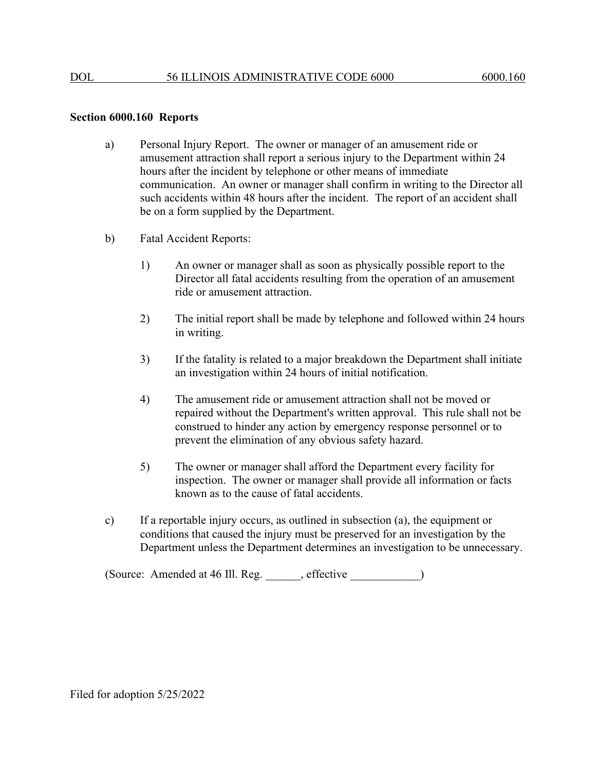## Section 6000.160 Reports

a) Personal Injury Report. The owner or manager of an amusement ride or amusement attraction shall report a serious injury to the Department within 24 hours after the incident by telephone or other means of immediate communication. An owner or manager shall confirm in writing to the Director all such accidents within 48 hours after the incident. The report of an accident shall be on a form supplied by the Department.

b) Fatal Accident Reports:

1) An owner or manager shall as soon as physically possible report to the Director all fatal accidents resulting from the operation of an amusement ride or amusement attraction.

2) The initial report shall be made by telephone and followed within 24 hours in writing.

3) If the fatality is related to a major breakdown the Department shall initiate an investigation within 24 hours of initial notification.

4) The amusement ride or amusement attraction shall not be moved or repaired without the Department's written approval. This rule shall not be construed to hinder any action by emergency response personnel or to prevent the elimination of any obvious safety hazard.

5) The owner or manager shall afford the Department every facility for inspection. The owner or manager shall provide all information or facts known as to the cause of fatal accidents.

c) If a reportable injury occurs, as outlined in subsection (a), the equipment or conditions that caused the injury must be preserved for an investigation by the Department unless the Department determines an investigation to be unnecessary.

(Source: Amended at 46 Ill. Reg. ______, effective ____________)

Filed for adoption 5/25/2022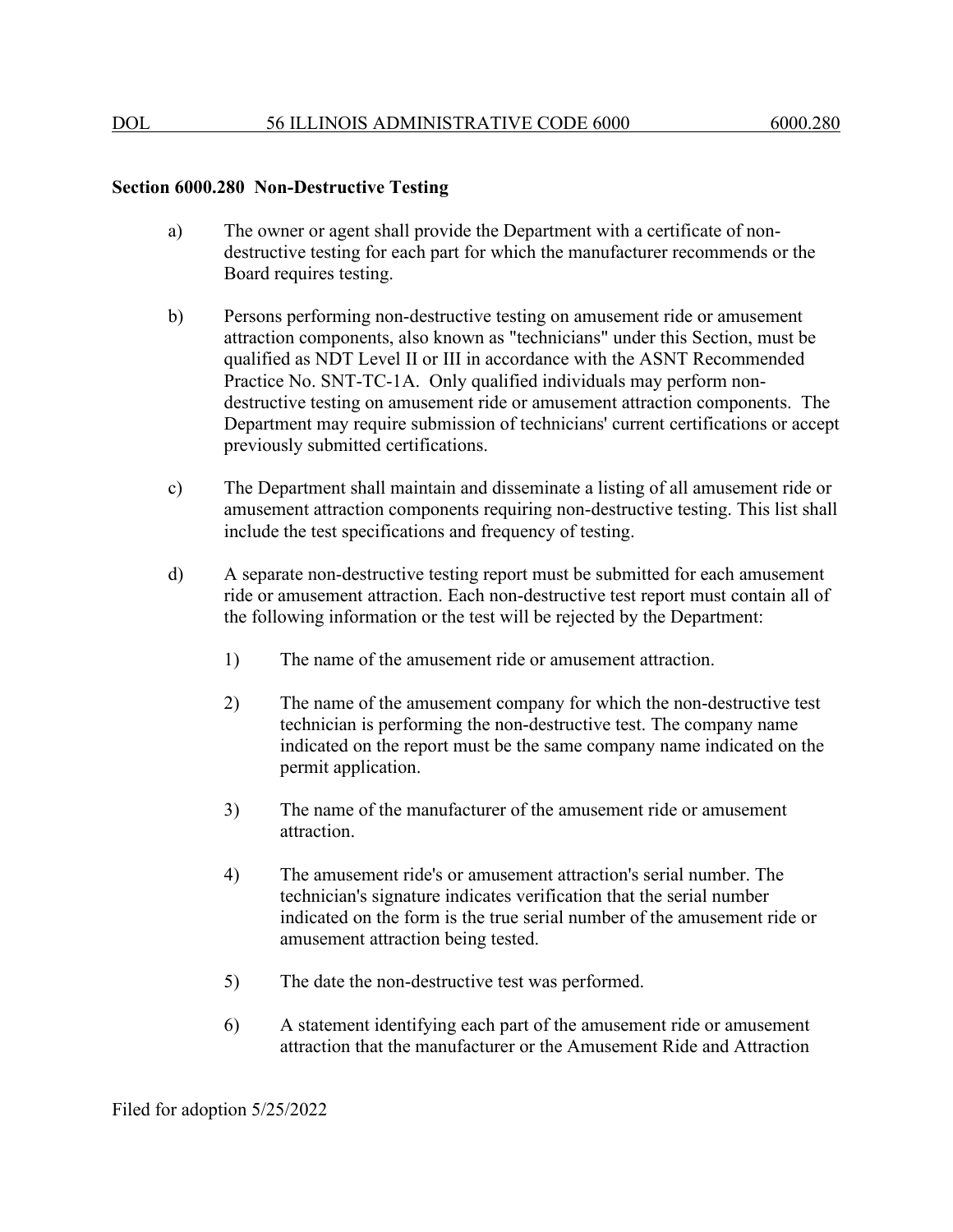**Section 6000.280 Non-Destructive Testing**

a) The owner or agent shall provide the Department with a certificate of non-destructive testing for each part for which the manufacturer recommends or the Board requires testing.

b) Persons performing non-destructive testing on amusement ride or amusement attraction components, also known as "technicians" under this Section, must be qualified as NDT Level II or III in accordance with the ASNT Recommended Practice No. SNT-TC-1A. Only qualified individuals may perform non-destructive testing on amusement ride or amusement attraction components. The Department may require submission of technicians' current certifications or accept previously submitted certifications.

c) The Department shall maintain and disseminate a listing of all amusement ride or amusement attraction components requiring non-destructive testing. This list shall include the test specifications and frequency of testing.

d) A separate non-destructive testing report must be submitted for each amusement ride or amusement attraction. Each non-destructive test report must contain all of the following information or the test will be rejected by the Department:

1) The name of the amusement ride or amusement attraction.

2) The name of the amusement company for which the non-destructive test technician is performing the non-destructive test. The company name indicated on the report must be the same company name indicated on the permit application.

3) The name of the manufacturer of the amusement ride or amusement attraction.

4) The amusement ride's or amusement attraction's serial number. The technician's signature indicates verification that the serial number indicated on the form is the true serial number of the amusement ride or amusement attraction being tested.

5) The date the non-destructive test was performed.

6) A statement identifying each part of the amusement ride or amusement attraction that the manufacturer or the Amusement Ride and Attraction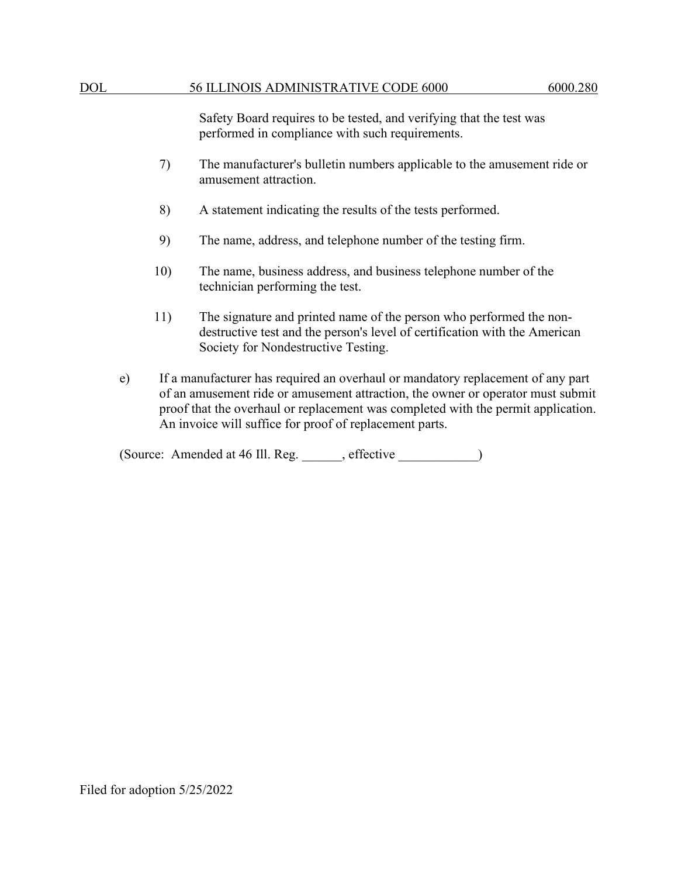Safety Board requires to be tested, and verifying that the test was performed in compliance with such requirements.

7) The manufacturer's bulletin numbers applicable to the amusement ride or amusement attraction.

8) A statement indicating the results of the tests performed.

9) The name, address, and telephone number of the testing firm.

10) The name, business address, and business telephone number of the technician performing the test.

11) The signature and printed name of the person who performed the non-destructive test and the person's level of certification with the American Society for Nondestructive Testing.

e) If a manufacturer has required an overhaul or mandatory replacement of any part of an amusement ride or amusement attraction, the owner or operator must submit proof that the overhaul or replacement was completed with the permit application. An invoice will suffice for proof of replacement parts.

(Source: Amended at 46 Ill. Reg. ______, effective ____________)

Filed for adoption 5/25/2022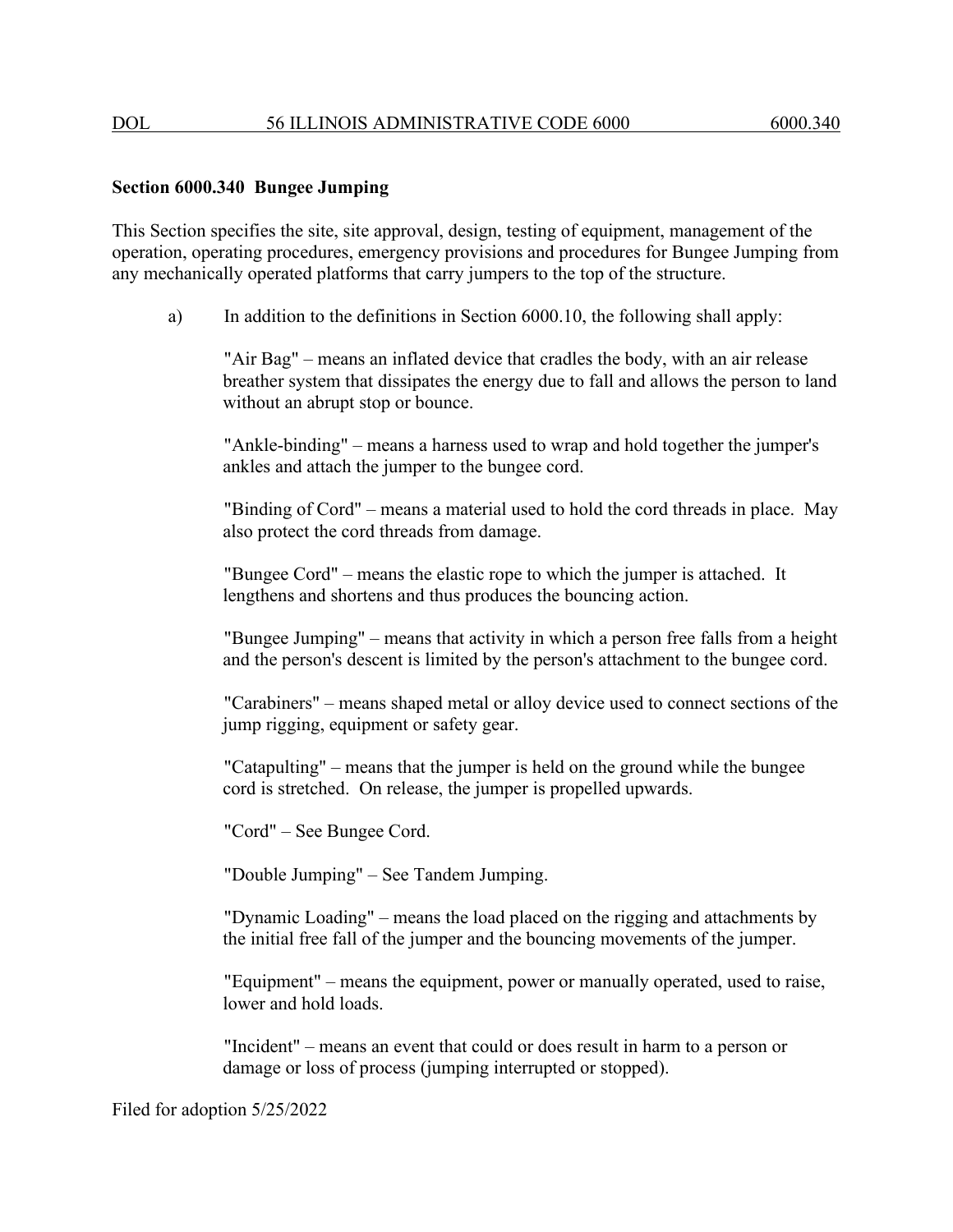**Section 6000.340 Bungee Jumping**

This Section specifies the site, site approval, design, testing of equipment, management of the operation, operating procedures, emergency provisions and procedures for Bungee Jumping from any mechanically operated platforms that carry jumpers to the top of the structure.

a) In addition to the definitions in Section 6000.10, the following shall apply:

"Air Bag" – means an inflated device that cradles the body, with an air release breather system that dissipates the energy due to fall and allows the person to land without an abrupt stop or bounce.

"Ankle-binding" – means a harness used to wrap and hold together the jumper's ankles and attach the jumper to the bungee cord.

"Binding of Cord" – means a material used to hold the cord threads in place. May also protect the cord threads from damage.

"Bungee Cord" – means the elastic rope to which the jumper is attached. It lengthens and shortens and thus produces the bouncing action.

"Bungee Jumping" – means that activity in which a person free falls from a height and the person's descent is limited by the person's attachment to the bungee cord.

"Carabiners" – means shaped metal or alloy device used to connect sections of the jump rigging, equipment or safety gear.

"Catapulting" – means that the jumper is held on the ground while the bungee cord is stretched. On release, the jumper is propelled upwards.

"Cord" – See Bungee Cord.

"Double Jumping" – See Tandem Jumping.

"Dynamic Loading" – means the load placed on the rigging and attachments by the initial free fall of the jumper and the bouncing movements of the jumper.

"Equipment" – means the equipment, power or manually operated, used to raise, lower and hold loads.

"Incident" – means an event that could or does result in harm to a person or damage or loss of process (jumping interrupted or stopped).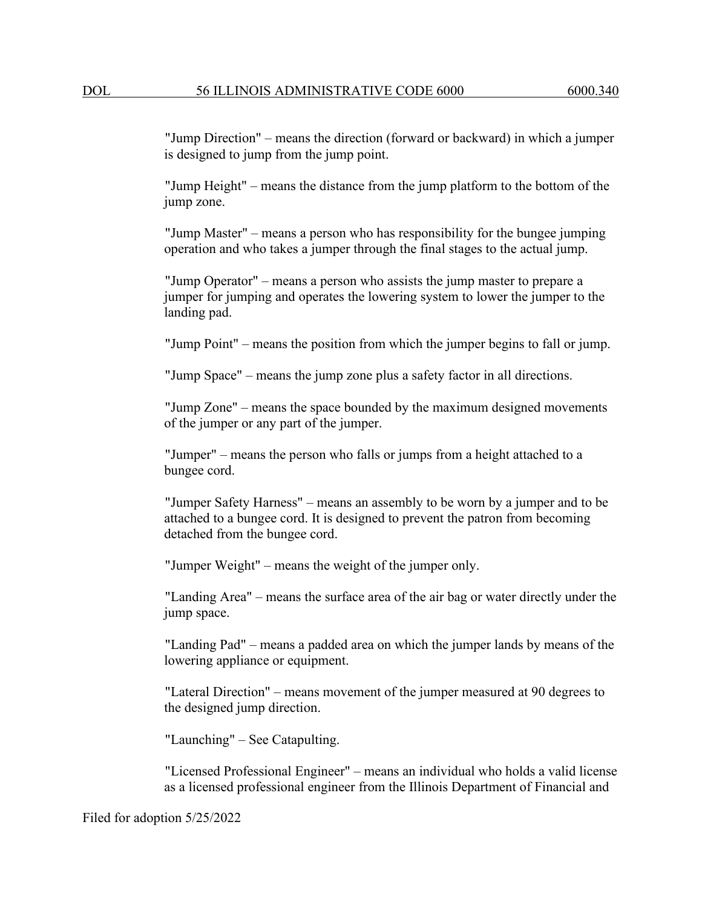"Jump Direction" – means the direction (forward or backward) in which a jumper is designed to jump from the jump point.

"Jump Height" – means the distance from the jump platform to the bottom of the jump zone.

"Jump Master" – means a person who has responsibility for the bungee jumping operation and who takes a jumper through the final stages to the actual jump.

"Jump Operator" – means a person who assists the jump master to prepare a jumper for jumping and operates the lowering system to lower the jumper to the landing pad.

"Jump Point" – means the position from which the jumper begins to fall or jump.

"Jump Space" – means the jump zone plus a safety factor in all directions.

"Jump Zone" – means the space bounded by the maximum designed movements of the jumper or any part of the jumper.

"Jumper" – means the person who falls or jumps from a height attached to a bungee cord.

"Jumper Safety Harness" – means an assembly to be worn by a jumper and to be attached to a bungee cord. It is designed to prevent the patron from becoming detached from the bungee cord.

"Jumper Weight" – means the weight of the jumper only.

"Landing Area" – means the surface area of the air bag or water directly under the jump space.

"Landing Pad" – means a padded area on which the jumper lands by means of the lowering appliance or equipment.

"Lateral Direction" – means movement of the jumper measured at 90 degrees to the designed jump direction.

"Launching" – See Catapulting.

"Licensed Professional Engineer" – means an individual who holds a valid license as a licensed professional engineer from the Illinois Department of Financial and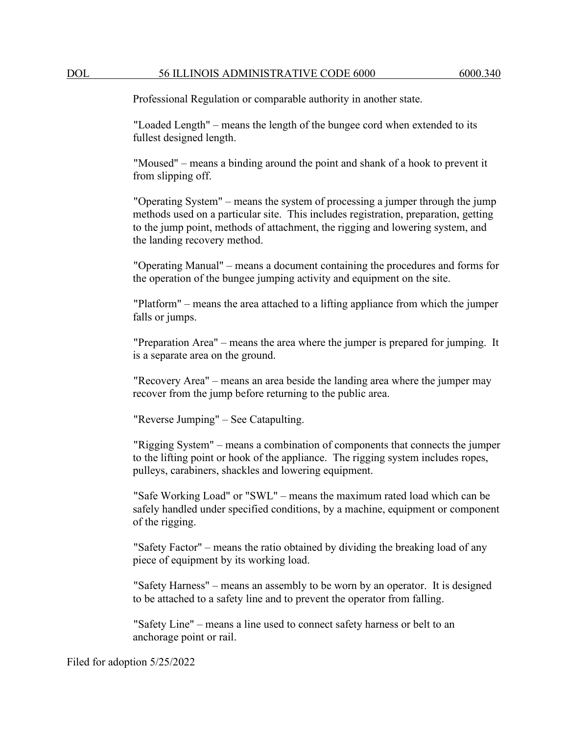Professional Regulation or comparable authority in another state.

"Loaded Length" – means the length of the bungee cord when extended to its fullest designed length.

"Moused" – means a binding around the point and shank of a hook to prevent it from slipping off.

"Operating System" – means the system of processing a jumper through the jump methods used on a particular site. This includes registration, preparation, getting to the jump point, methods of attachment, the rigging and lowering system, and the landing recovery method.

"Operating Manual" – means a document containing the procedures and forms for the operation of the bungee jumping activity and equipment on the site.

"Platform" – means the area attached to a lifting appliance from which the jumper falls or jumps.

"Preparation Area" – means the area where the jumper is prepared for jumping. It is a separate area on the ground.

"Recovery Area" – means an area beside the landing area where the jumper may recover from the jump before returning to the public area.

"Reverse Jumping" – See Catapulting.

"Rigging System" – means a combination of components that connects the jumper to the lifting point or hook of the appliance. The rigging system includes ropes, pulleys, carabiners, shackles and lowering equipment.

"Safe Working Load" or "SWL" – means the maximum rated load which can be safely handled under specified conditions, by a machine, equipment or component of the rigging.

"Safety Factor" – means the ratio obtained by dividing the breaking load of any piece of equipment by its working load.

"Safety Harness" – means an assembly to be worn by an operator. It is designed to be attached to a safety line and to prevent the operator from falling.

"Safety Line" – means a line used to connect safety harness or belt to an anchorage point or rail.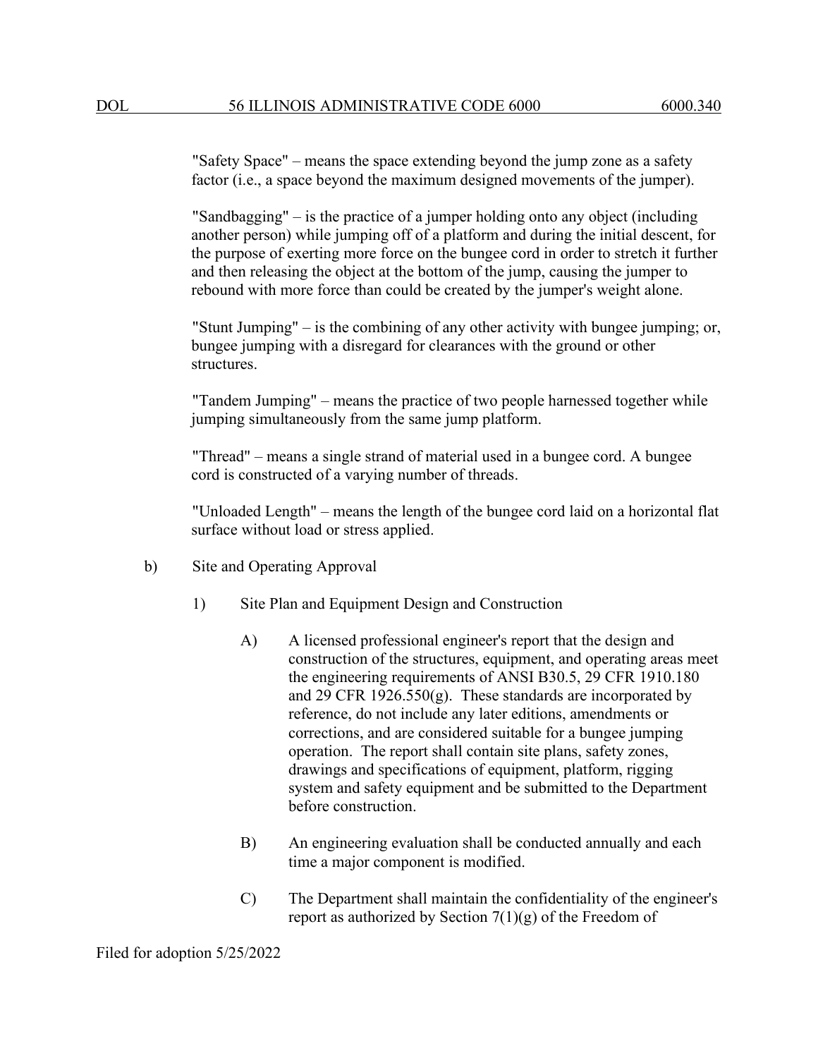"Safety Space" – means the space extending beyond the jump zone as a safety factor (i.e., a space beyond the maximum designed movements of the jumper).

"Sandbagging" – is the practice of a jumper holding onto any object (including another person) while jumping off of a platform and during the initial descent, for the purpose of exerting more force on the bungee cord in order to stretch it further and then releasing the object at the bottom of the jump, causing the jumper to rebound with more force than could be created by the jumper's weight alone.

"Stunt Jumping" – is the combining of any other activity with bungee jumping; or, bungee jumping with a disregard for clearances with the ground or other structures.

"Tandem Jumping" – means the practice of two people harnessed together while jumping simultaneously from the same jump platform.

"Thread" – means a single strand of material used in a bungee cord. A bungee cord is constructed of a varying number of threads.

"Unloaded Length" – means the length of the bungee cord laid on a horizontal flat surface without load or stress applied.

b) Site and Operating Approval

1) Site Plan and Equipment Design and Construction

A) A licensed professional engineer's report that the design and construction of the structures, equipment, and operating areas meet the engineering requirements of ANSI B30.5, 29 CFR 1910.180 and 29 CFR 1926.550(g). These standards are incorporated by reference, do not include any later editions, amendments or corrections, and are considered suitable for a bungee jumping operation. The report shall contain site plans, safety zones, drawings and specifications of equipment, platform, rigging system and safety equipment and be submitted to the Department before construction.

B) An engineering evaluation shall be conducted annually and each time a major component is modified.

C) The Department shall maintain the confidentiality of the engineer's report as authorized by Section 7(1)(g) of the Freedom of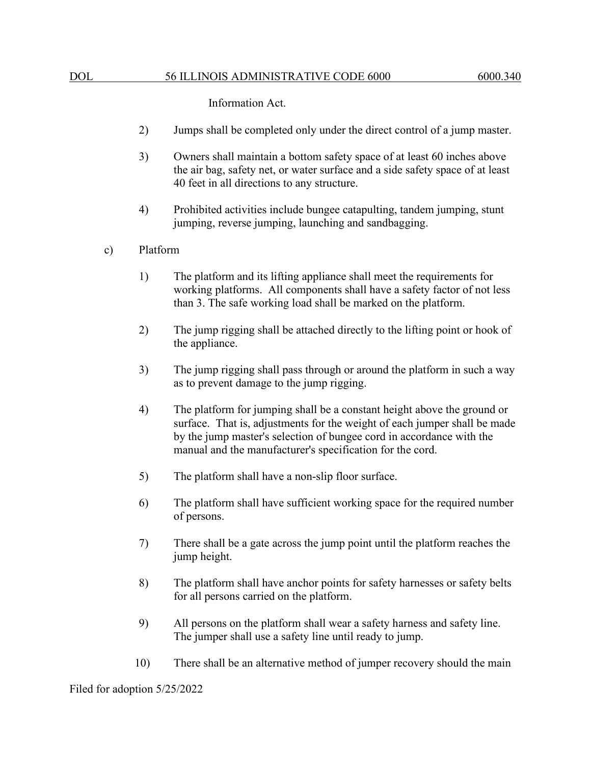Information Act.

2) Jumps shall be completed only under the direct control of a jump master.

3) Owners shall maintain a bottom safety space of at least 60 inches above the air bag, safety net, or water surface and a side safety space of at least 40 feet in all directions to any structure.

4) Prohibited activities include bungee catapulting, tandem jumping, stunt jumping, reverse jumping, launching and sandbagging.

c) Platform

1) The platform and its lifting appliance shall meet the requirements for working platforms. All components shall have a safety factor of not less than 3. The safe working load shall be marked on the platform.

2) The jump rigging shall be attached directly to the lifting point or hook of the appliance.

3) The jump rigging shall pass through or around the platform in such a way as to prevent damage to the jump rigging.

4) The platform for jumping shall be a constant height above the ground or surface. That is, adjustments for the weight of each jumper shall be made by the jump master's selection of bungee cord in accordance with the manual and the manufacturer's specification for the cord.

5) The platform shall have a non-slip floor surface.

6) The platform shall have sufficient working space for the required number of persons.

7) There shall be a gate across the jump point until the platform reaches the jump height.

8) The platform shall have anchor points for safety harnesses or safety belts for all persons carried on the platform.

9) All persons on the platform shall wear a safety harness and safety line. The jumper shall use a safety line until ready to jump.

10) There shall be an alternative method of jumper recovery should the main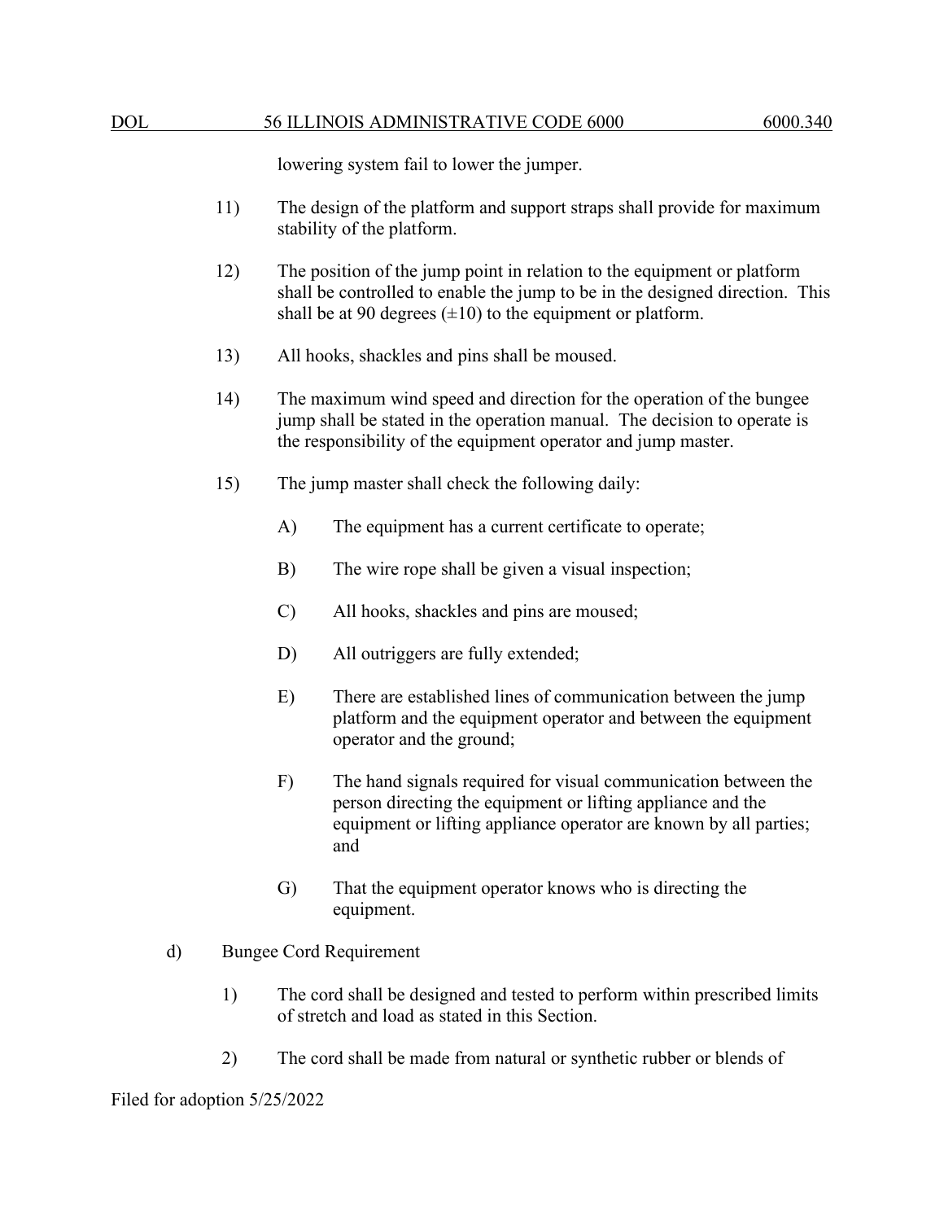lowering system fail to lower the jumper.

11) The design of the platform and support straps shall provide for maximum stability of the platform.

12) The position of the jump point in relation to the equipment or platform shall be controlled to enable the jump to be in the designed direction. This shall be at 90 degrees (±10) to the equipment or platform.

13) All hooks, shackles and pins shall be moused.

14) The maximum wind speed and direction for the operation of the bungee jump shall be stated in the operation manual. The decision to operate is the responsibility of the equipment operator and jump master.

15) The jump master shall check the following daily:

A) The equipment has a current certificate to operate;

B) The wire rope shall be given a visual inspection;

C) All hooks, shackles and pins are moused;

D) All outriggers are fully extended;

E) There are established lines of communication between the jump platform and the equipment operator and between the equipment operator and the ground;

F) The hand signals required for visual communication between the person directing the equipment or lifting appliance and the equipment or lifting appliance operator are known by all parties; and

G) That the equipment operator knows who is directing the equipment.

d) Bungee Cord Requirement

1) The cord shall be designed and tested to perform within prescribed limits of stretch and load as stated in this Section.

2) The cord shall be made from natural or synthetic rubber or blends of

Filed for adoption 5/25/2022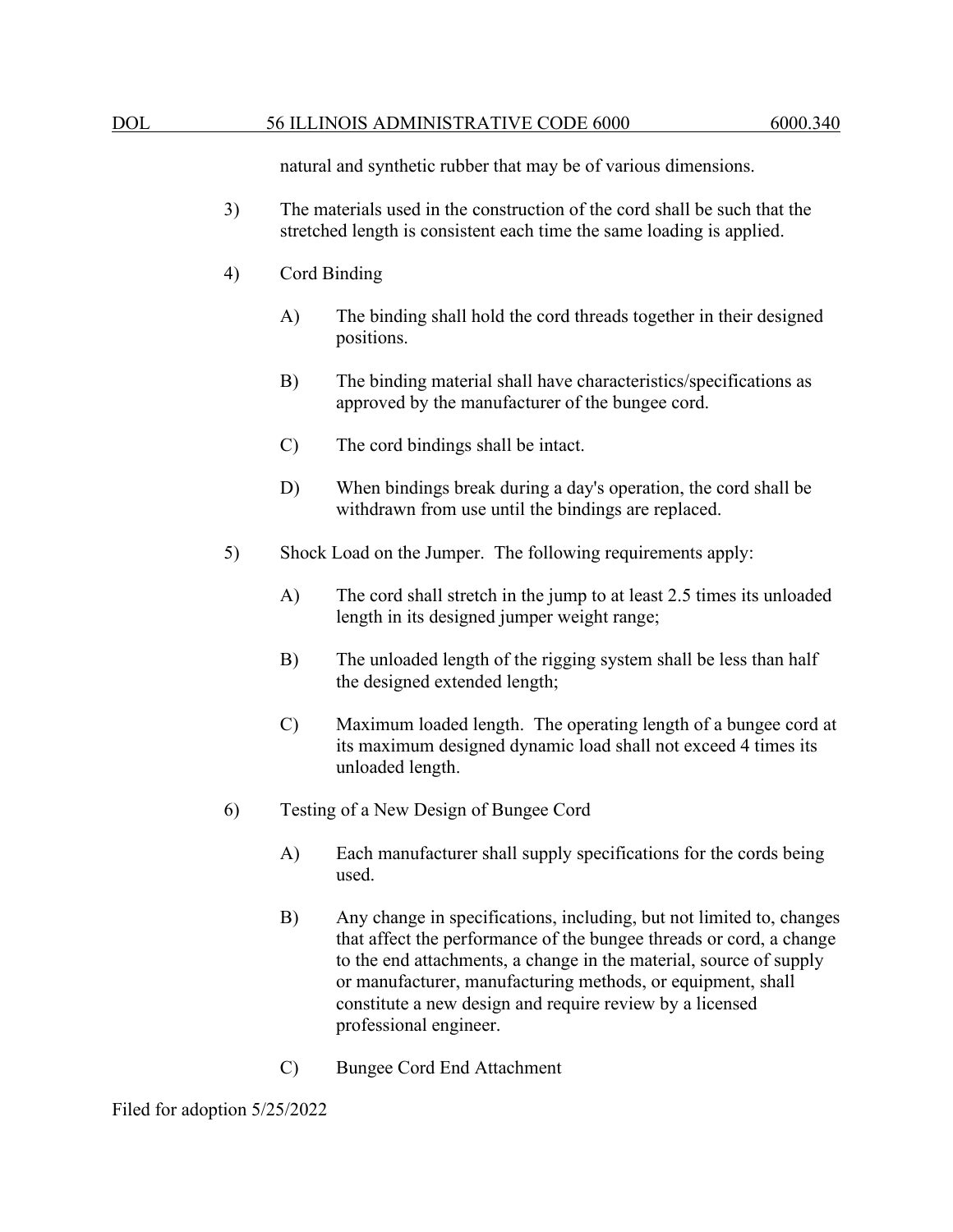natural and synthetic rubber that may be of various dimensions.

3) The materials used in the construction of the cord shall be such that the stretched length is consistent each time the same loading is applied.

4) Cord Binding

   A) The binding shall hold the cord threads together in their designed positions.

   B) The binding material shall have characteristics/specifications as approved by the manufacturer of the bungee cord.

   C) The cord bindings shall be intact.

   D) When bindings break during a day's operation, the cord shall be withdrawn from use until the bindings are replaced.

5) Shock Load on the Jumper. The following requirements apply:

   A) The cord shall stretch in the jump to at least 2.5 times its unloaded length in its designed jumper weight range;

   B) The unloaded length of the rigging system shall be less than half the designed extended length;

   C) Maximum loaded length. The operating length of a bungee cord at its maximum designed dynamic load shall not exceed 4 times its unloaded length.

6) Testing of a New Design of Bungee Cord

   A) Each manufacturer shall supply specifications for the cords being used.

   B) Any change in specifications, including, but not limited to, changes that affect the performance of the bungee threads or cord, a change to the end attachments, a change in the material, source of supply or manufacturer, manufacturing methods, or equipment, shall constitute a new design and require review by a licensed professional engineer.

   C) Bungee Cord End Attachment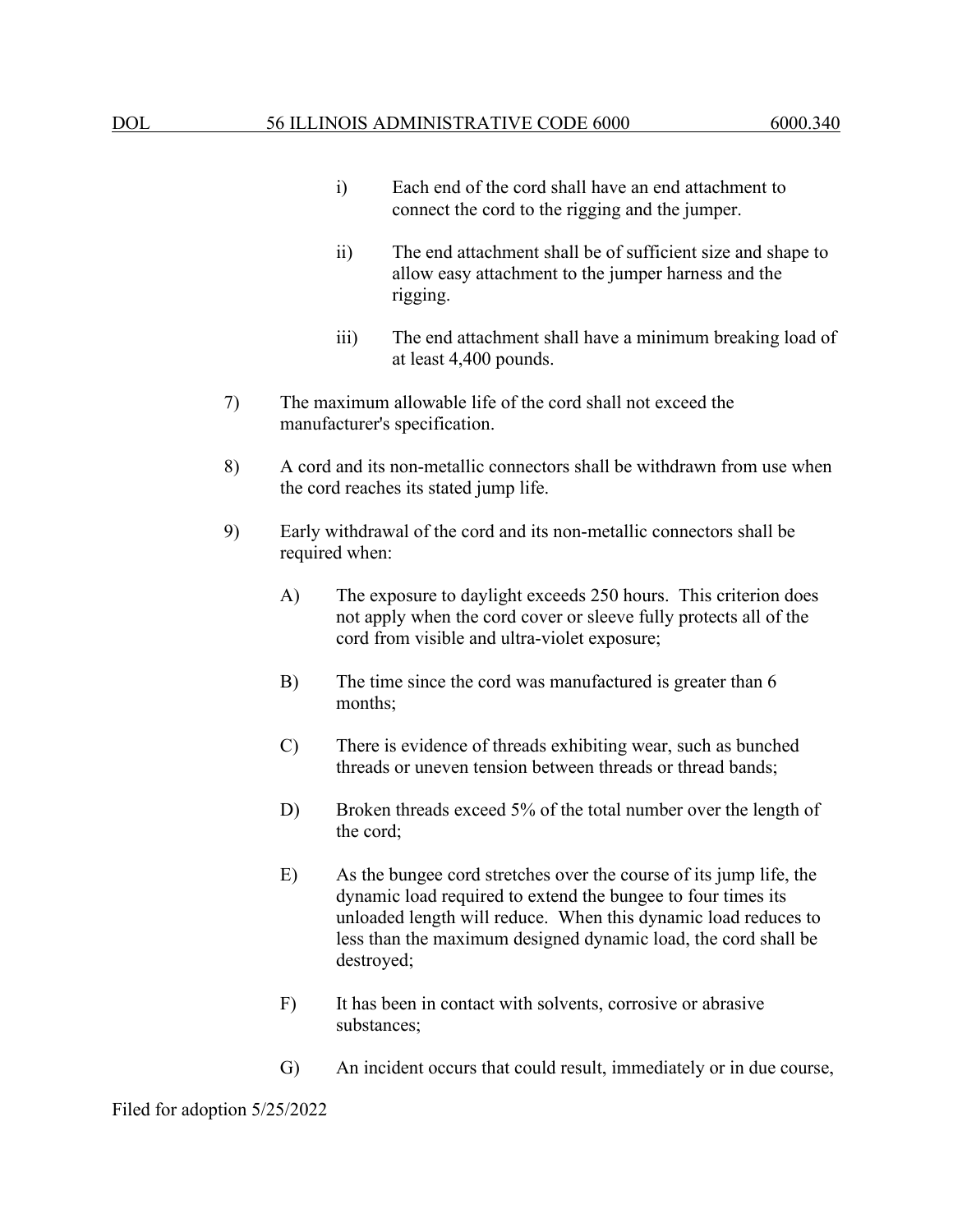i) Each end of the cord shall have an end attachment to connect the cord to the rigging and the jumper.

ii) The end attachment shall be of sufficient size and shape to allow easy attachment to the jumper harness and the rigging.

iii) The end attachment shall have a minimum breaking load of at least 4,400 pounds.

7) The maximum allowable life of the cord shall not exceed the manufacturer's specification.

8) A cord and its non-metallic connectors shall be withdrawn from use when the cord reaches its stated jump life.

9) Early withdrawal of the cord and its non-metallic connectors shall be required when:

A) The exposure to daylight exceeds 250 hours. This criterion does not apply when the cord cover or sleeve fully protects all of the cord from visible and ultra-violet exposure;

B) The time since the cord was manufactured is greater than 6 months;

C) There is evidence of threads exhibiting wear, such as bunched threads or uneven tension between threads or thread bands;

D) Broken threads exceed 5% of the total number over the length of the cord;

E) As the bungee cord stretches over the course of its jump life, the dynamic load required to extend the bungee to four times its unloaded length will reduce. When this dynamic load reduces to less than the maximum designed dynamic load, the cord shall be destroyed;

F) It has been in contact with solvents, corrosive or abrasive substances;

G) An incident occurs that could result, immediately or in due course,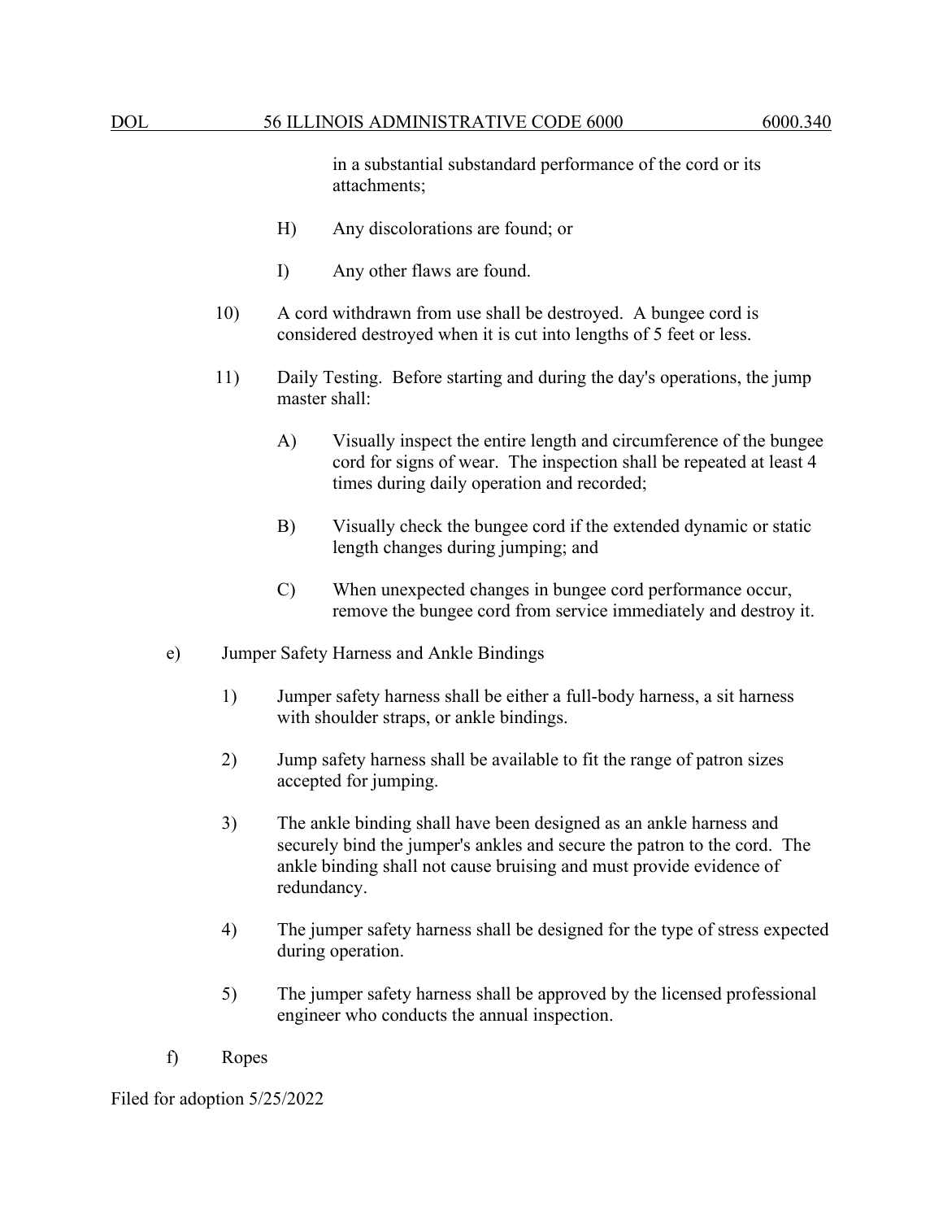in a substantial substandard performance of the cord or its attachments;

H) Any discolorations are found; or

I) Any other flaws are found.

10) A cord withdrawn from use shall be destroyed. A bungee cord is considered destroyed when it is cut into lengths of 5 feet or less.

11) Daily Testing. Before starting and during the day's operations, the jump master shall:

A) Visually inspect the entire length and circumference of the bungee cord for signs of wear. The inspection shall be repeated at least 4 times during daily operation and recorded;

B) Visually check the bungee cord if the extended dynamic or static length changes during jumping; and

C) When unexpected changes in bungee cord performance occur, remove the bungee cord from service immediately and destroy it.

e) Jumper Safety Harness and Ankle Bindings

1) Jumper safety harness shall be either a full-body harness, a sit harness with shoulder straps, or ankle bindings.

2) Jump safety harness shall be available to fit the range of patron sizes accepted for jumping.

3) The ankle binding shall have been designed as an ankle harness and securely bind the jumper's ankles and secure the patron to the cord. The ankle binding shall not cause bruising and must provide evidence of redundancy.

4) The jumper safety harness shall be designed for the type of stress expected during operation.

5) The jumper safety harness shall be approved by the licensed professional engineer who conducts the annual inspection.

f) Ropes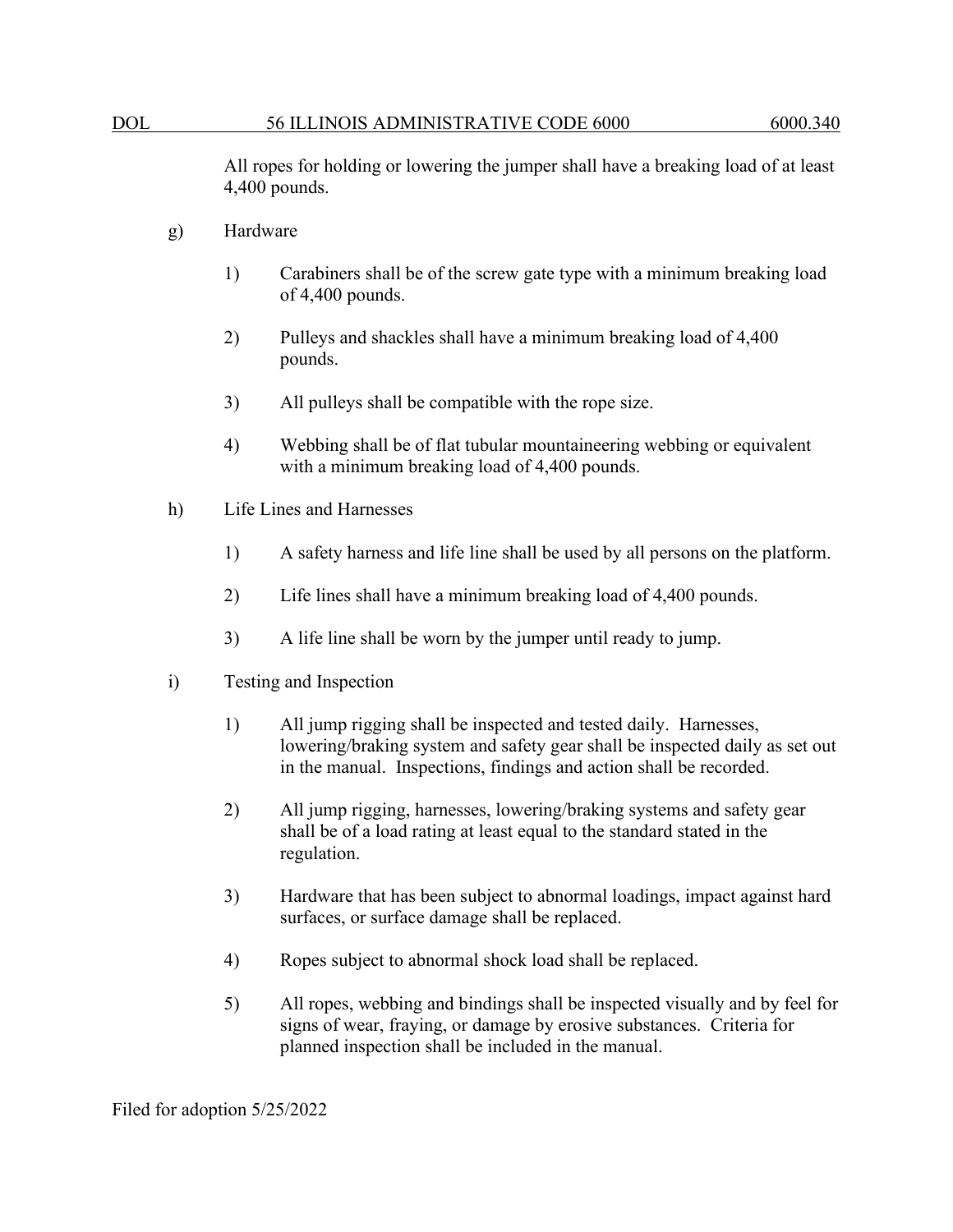All ropes for holding or lowering the jumper shall have a breaking load of at least 4,400 pounds.

g) Hardware

1) Carabiners shall be of the screw gate type with a minimum breaking load of 4,400 pounds.

2) Pulleys and shackles shall have a minimum breaking load of 4,400 pounds.

3) All pulleys shall be compatible with the rope size.

4) Webbing shall be of flat tubular mountaineering webbing or equivalent with a minimum breaking load of 4,400 pounds.

h) Life Lines and Harnesses

1) A safety harness and life line shall be used by all persons on the platform.

2) Life lines shall have a minimum breaking load of 4,400 pounds.

3) A life line shall be worn by the jumper until ready to jump.

i) Testing and Inspection

1) All jump rigging shall be inspected and tested daily. Harnesses, lowering/braking system and safety gear shall be inspected daily as set out in the manual. Inspections, findings and action shall be recorded.

2) All jump rigging, harnesses, lowering/braking systems and safety gear shall be of a load rating at least equal to the standard stated in the regulation.

3) Hardware that has been subject to abnormal loadings, impact against hard surfaces, or surface damage shall be replaced.

4) Ropes subject to abnormal shock load shall be replaced.

5) All ropes, webbing and bindings shall be inspected visually and by feel for signs of wear, fraying, or damage by erosive substances. Criteria for planned inspection shall be included in the manual.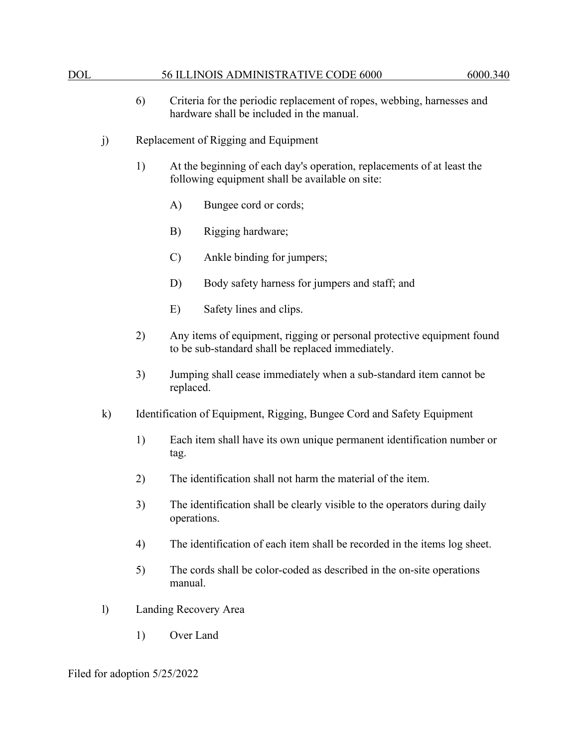6) Criteria for the periodic replacement of ropes, webbing, harnesses and hardware shall be included in the manual.

j) Replacement of Rigging and Equipment

1) At the beginning of each day's operation, replacements of at least the following equipment shall be available on site:

A) Bungee cord or cords;

B) Rigging hardware;

C) Ankle binding for jumpers;

D) Body safety harness for jumpers and staff; and

E) Safety lines and clips.

2) Any items of equipment, rigging or personal protective equipment found to be sub-standard shall be replaced immediately.

3) Jumping shall cease immediately when a sub-standard item cannot be replaced.

k) Identification of Equipment, Rigging, Bungee Cord and Safety Equipment

1) Each item shall have its own unique permanent identification number or tag.

2) The identification shall not harm the material of the item.

3) The identification shall be clearly visible to the operators during daily operations.

4) The identification of each item shall be recorded in the items log sheet.

5) The cords shall be color-coded as described in the on-site operations manual.

l) Landing Recovery Area

1) Over Land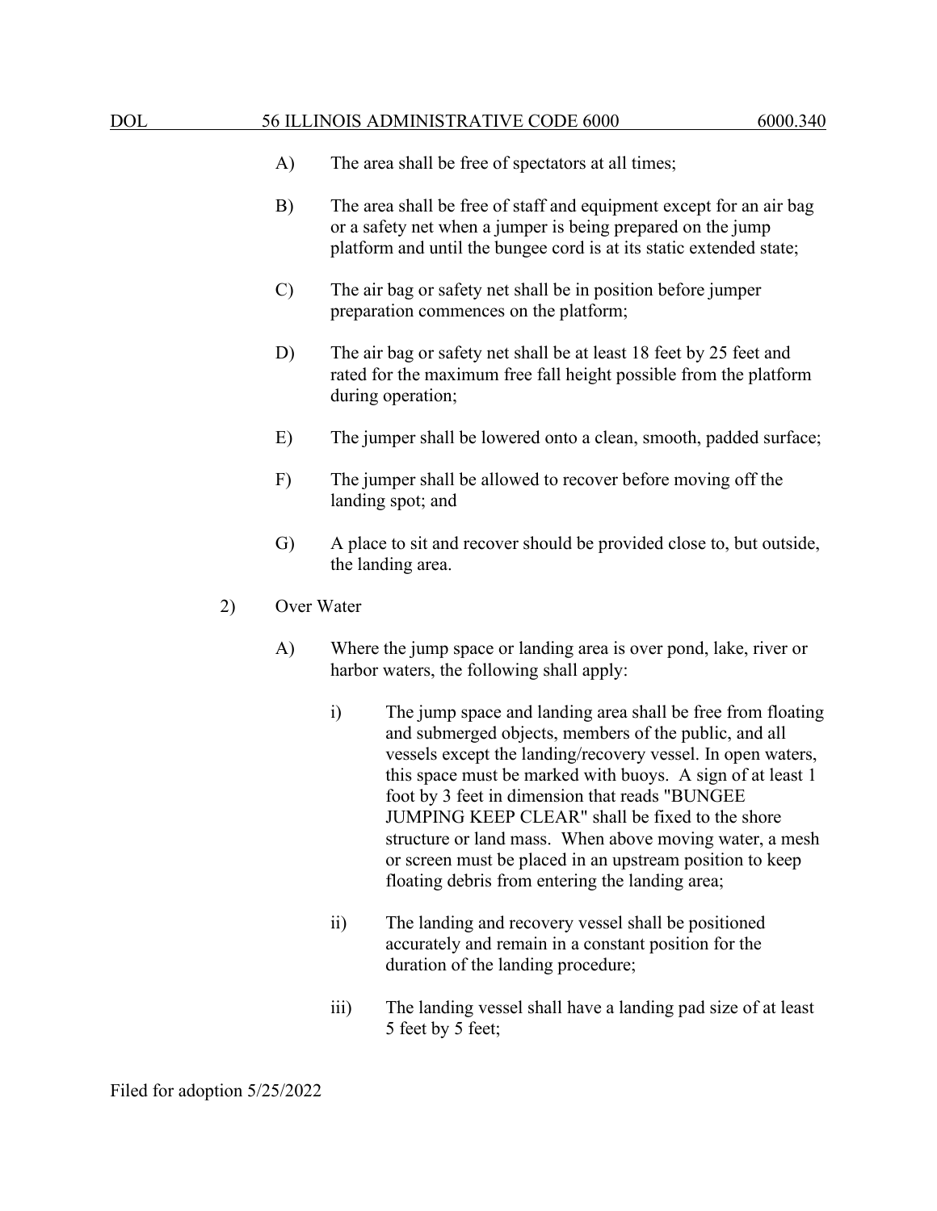A) The area shall be free of spectators at all times;

B) The area shall be free of staff and equipment except for an air bag or a safety net when a jumper is being prepared on the jump platform and until the bungee cord is at its static extended state;

C) The air bag or safety net shall be in position before jumper preparation commences on the platform;

D) The air bag or safety net shall be at least 18 feet by 25 feet and rated for the maximum free fall height possible from the platform during operation;

E) The jumper shall be lowered onto a clean, smooth, padded surface;

F) The jumper shall be allowed to recover before moving off the landing spot; and

G) A place to sit and recover should be provided close to, but outside, the landing area.

2) Over Water

A) Where the jump space or landing area is over pond, lake, river or harbor waters, the following shall apply:

i) The jump space and landing area shall be free from floating and submerged objects, members of the public, and all vessels except the landing/recovery vessel. In open waters, this space must be marked with buoys. A sign of at least 1 foot by 3 feet in dimension that reads "BUNGEE JUMPING KEEP CLEAR" shall be fixed to the shore structure or land mass. When above moving water, a mesh or screen must be placed in an upstream position to keep floating debris from entering the landing area;

ii) The landing and recovery vessel shall be positioned accurately and remain in a constant position for the duration of the landing procedure;

iii) The landing vessel shall have a landing pad size of at least 5 feet by 5 feet;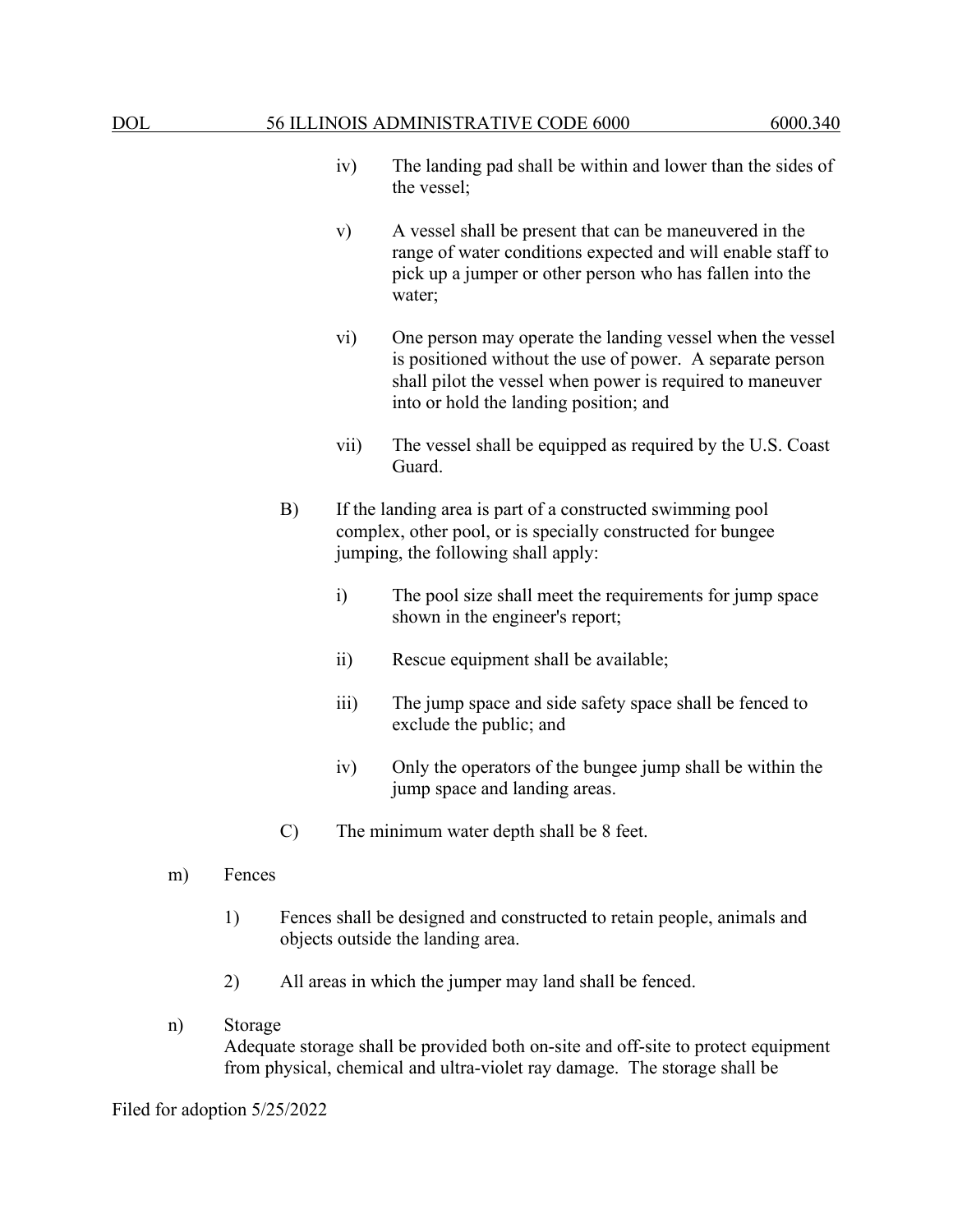iv) The landing pad shall be within and lower than the sides of the vessel;

v) A vessel shall be present that can be maneuvered in the range of water conditions expected and will enable staff to pick up a jumper or other person who has fallen into the water;

vi) One person may operate the landing vessel when the vessel is positioned without the use of power. A separate person shall pilot the vessel when power is required to maneuver into or hold the landing position; and

vii) The vessel shall be equipped as required by the U.S. Coast Guard.

B) If the landing area is part of a constructed swimming pool complex, other pool, or is specially constructed for bungee jumping, the following shall apply:

i) The pool size shall meet the requirements for jump space shown in the engineer's report;

ii) Rescue equipment shall be available;

iii) The jump space and side safety space shall be fenced to exclude the public; and

iv) Only the operators of the bungee jump shall be within the jump space and landing areas.

C) The minimum water depth shall be 8 feet.

m) Fences

1) Fences shall be designed and constructed to retain people, animals and objects outside the landing area.

2) All areas in which the jumper may land shall be fenced.

n) Storage

Adequate storage shall be provided both on-site and off-site to protect equipment from physical, chemical and ultra-violet ray damage. The storage shall be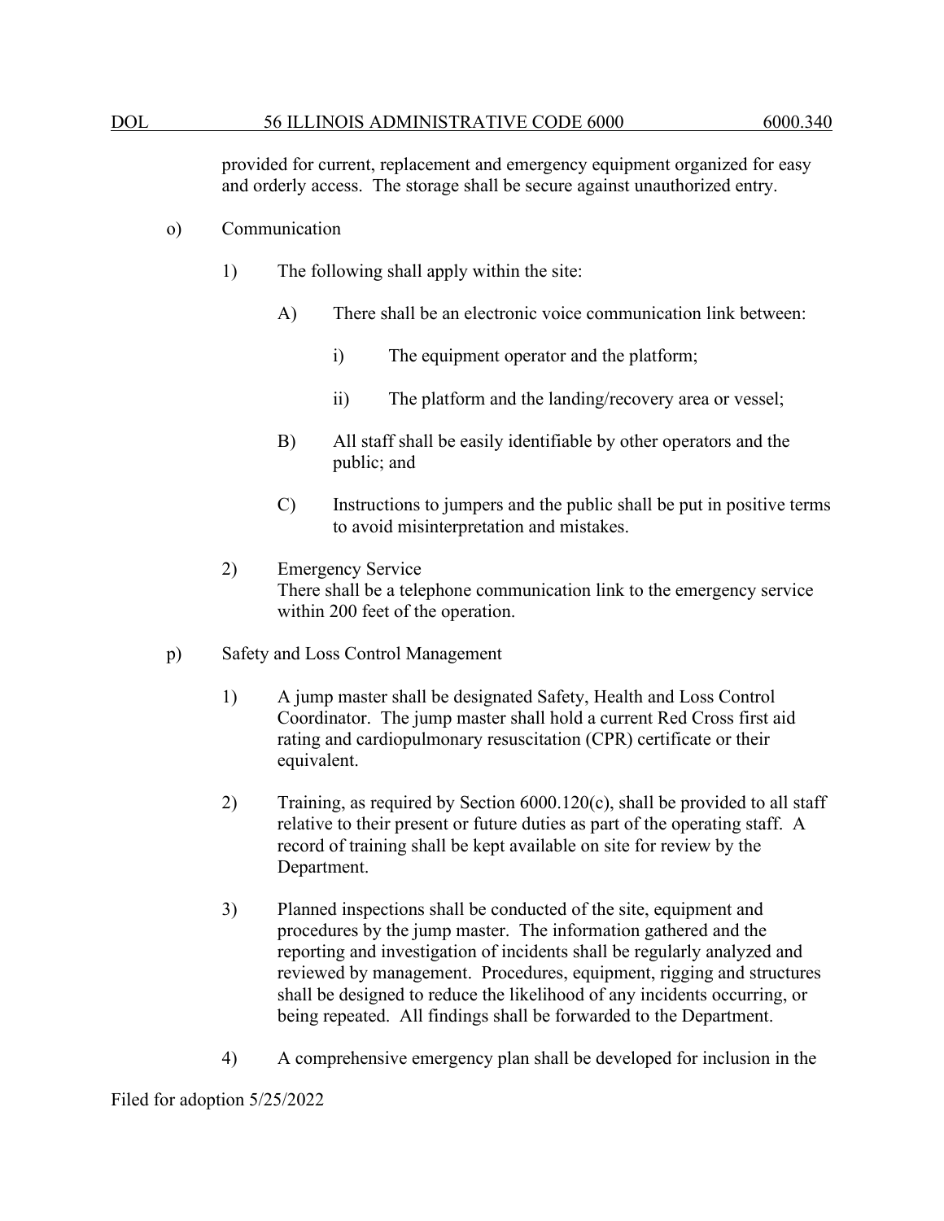provided for current, replacement and emergency equipment organized for easy and orderly access. The storage shall be secure against unauthorized entry.

o) Communication

1) The following shall apply within the site:

A) There shall be an electronic voice communication link between:

i) The equipment operator and the platform;

ii) The platform and the landing/recovery area or vessel;

B) All staff shall be easily identifiable by other operators and the public; and

C) Instructions to jumpers and the public shall be put in positive terms to avoid misinterpretation and mistakes.

2) Emergency Service
There shall be a telephone communication link to the emergency service within 200 feet of the operation.

p) Safety and Loss Control Management

1) A jump master shall be designated Safety, Health and Loss Control Coordinator. The jump master shall hold a current Red Cross first aid rating and cardiopulmonary resuscitation (CPR) certificate or their equivalent.

2) Training, as required by Section 6000.120(c), shall be provided to all staff relative to their present or future duties as part of the operating staff. A record of training shall be kept available on site for review by the Department.

3) Planned inspections shall be conducted of the site, equipment and procedures by the jump master. The information gathered and the reporting and investigation of incidents shall be regularly analyzed and reviewed by management. Procedures, equipment, rigging and structures shall be designed to reduce the likelihood of any incidents occurring, or being repeated. All findings shall be forwarded to the Department.

4) A comprehensive emergency plan shall be developed for inclusion in the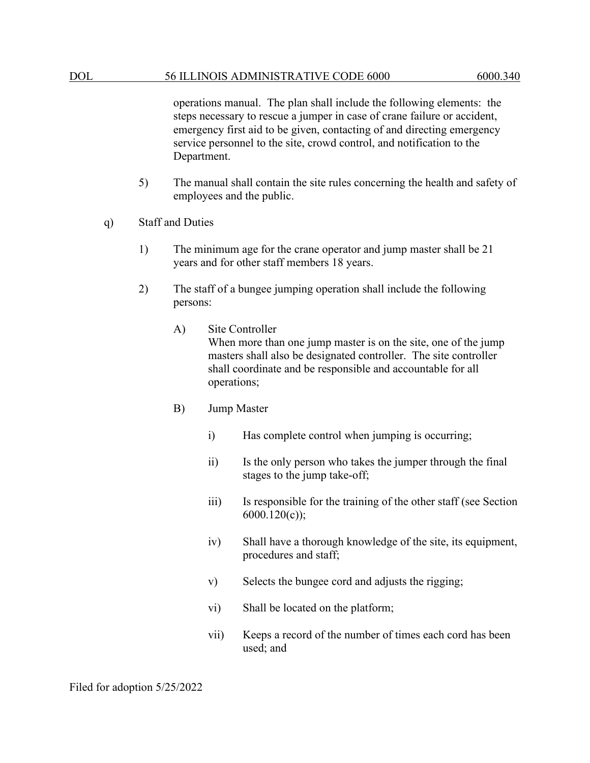operations manual. The plan shall include the following elements: the steps necessary to rescue a jumper in case of crane failure or accident, emergency first aid to be given, contacting of and directing emergency service personnel to the site, crowd control, and notification to the Department.

5) The manual shall contain the site rules concerning the health and safety of employees and the public.

q) Staff and Duties

1) The minimum age for the crane operator and jump master shall be 21 years and for other staff members 18 years.

2) The staff of a bungee jumping operation shall include the following persons:

A) Site Controller
When more than one jump master is on the site, one of the jump masters shall also be designated controller. The site controller shall coordinate and be responsible and accountable for all operations;

B) Jump Master

i) Has complete control when jumping is occurring;

ii) Is the only person who takes the jumper through the final stages to the jump take-off;

iii) Is responsible for the training of the other staff (see Section 6000.120(c));

iv) Shall have a thorough knowledge of the site, its equipment, procedures and staff;

v) Selects the bungee cord and adjusts the rigging;

vi) Shall be located on the platform;

vii) Keeps a record of the number of times each cord has been used; and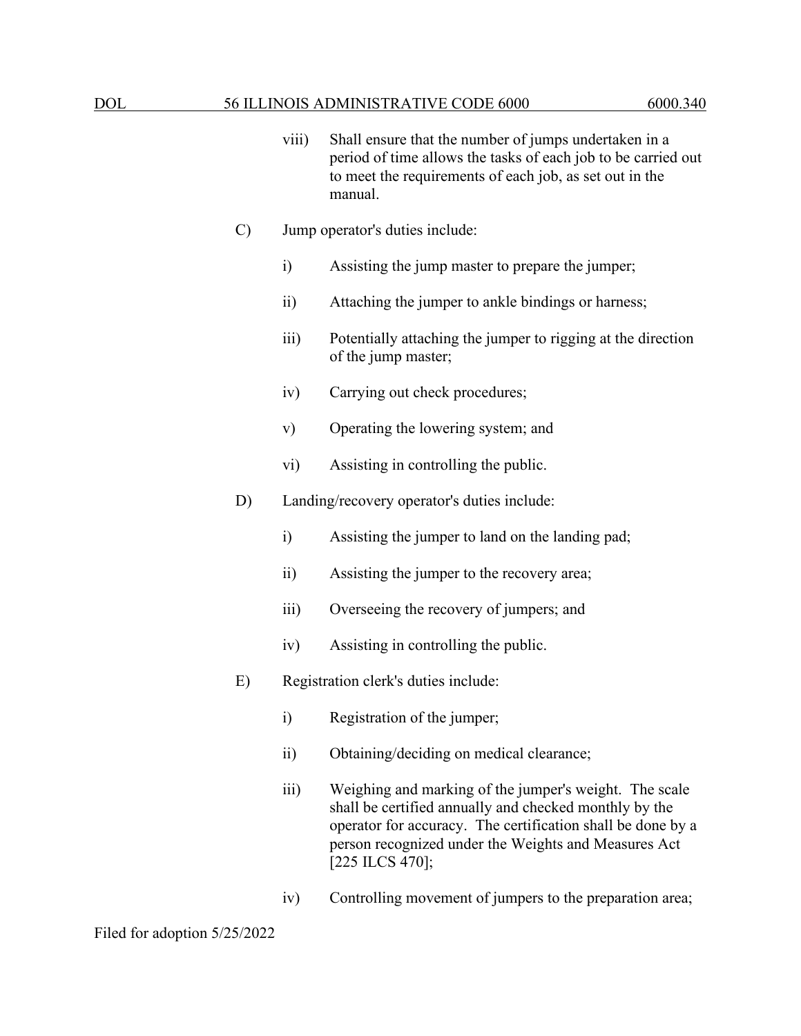viii) Shall ensure that the number of jumps undertaken in a period of time allows the tasks of each job to be carried out to meet the requirements of each job, as set out in the manual.

C) Jump operator's duties include:

i) Assisting the jump master to prepare the jumper;

ii) Attaching the jumper to ankle bindings or harness;

iii) Potentially attaching the jumper to rigging at the direction of the jump master;

iv) Carrying out check procedures;

v) Operating the lowering system; and

vi) Assisting in controlling the public.

D) Landing/recovery operator's duties include:

i) Assisting the jumper to land on the landing pad;

ii) Assisting the jumper to the recovery area;

iii) Overseeing the recovery of jumpers; and

iv) Assisting in controlling the public.

E) Registration clerk's duties include:

i) Registration of the jumper;

ii) Obtaining/deciding on medical clearance;

iii) Weighing and marking of the jumper's weight. The scale shall be certified annually and checked monthly by the operator for accuracy. The certification shall be done by a person recognized under the Weights and Measures Act [225 ILCS 470];

iv) Controlling movement of jumpers to the preparation area;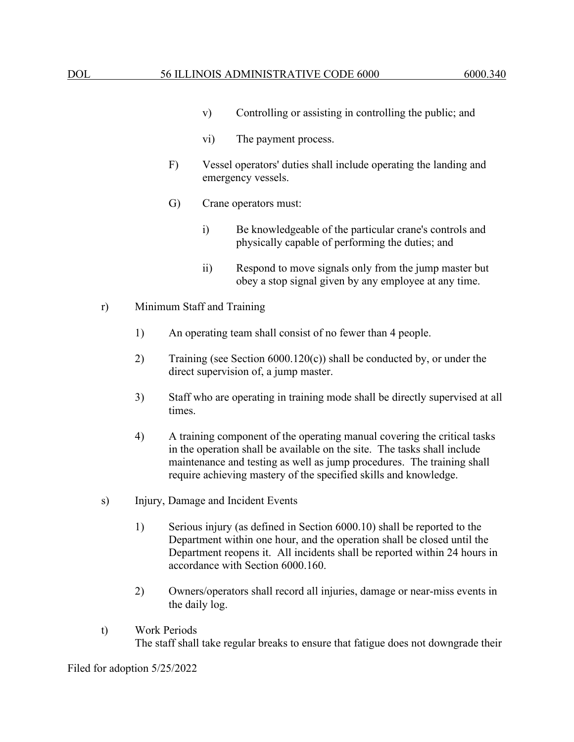v) Controlling or assisting in controlling the public; and

vi) The payment process.

F) Vessel operators' duties shall include operating the landing and emergency vessels.

G) Crane operators must:

i) Be knowledgeable of the particular crane's controls and physically capable of performing the duties; and

ii) Respond to move signals only from the jump master but obey a stop signal given by any employee at any time.

r) Minimum Staff and Training

1) An operating team shall consist of no fewer than 4 people.

2) Training (see Section 6000.120(c)) shall be conducted by, or under the direct supervision of, a jump master.

3) Staff who are operating in training mode shall be directly supervised at all times.

4) A training component of the operating manual covering the critical tasks in the operation shall be available on the site. The tasks shall include maintenance and testing as well as jump procedures. The training shall require achieving mastery of the specified skills and knowledge.

s) Injury, Damage and Incident Events

1) Serious injury (as defined in Section 6000.10) shall be reported to the Department within one hour, and the operation shall be closed until the Department reopens it. All incidents shall be reported within 24 hours in accordance with Section 6000.160.

2) Owners/operators shall record all injuries, damage or near-miss events in the daily log.

t) Work Periods
The staff shall take regular breaks to ensure that fatigue does not downgrade their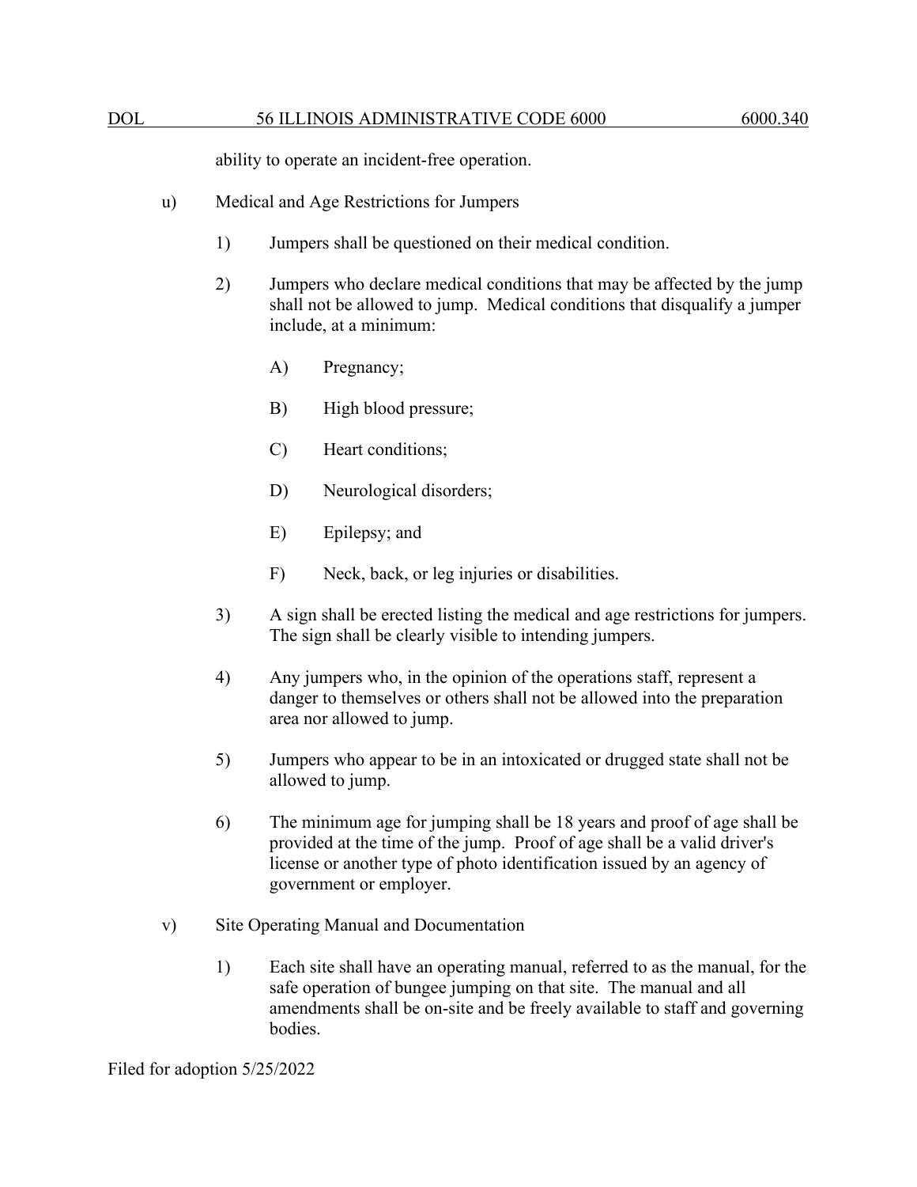ability to operate an incident-free operation.

u) Medical and Age Restrictions for Jumpers

1) Jumpers shall be questioned on their medical condition.

2) Jumpers who declare medical conditions that may be affected by the jump shall not be allowed to jump. Medical conditions that disqualify a jumper include, at a minimum:

A) Pregnancy;

B) High blood pressure;

C) Heart conditions;

D) Neurological disorders;

E) Epilepsy; and

F) Neck, back, or leg injuries or disabilities.

3) A sign shall be erected listing the medical and age restrictions for jumpers. The sign shall be clearly visible to intending jumpers.

4) Any jumpers who, in the opinion of the operations staff, represent a danger to themselves or others shall not be allowed into the preparation area nor allowed to jump.

5) Jumpers who appear to be in an intoxicated or drugged state shall not be allowed to jump.

6) The minimum age for jumping shall be 18 years and proof of age shall be provided at the time of the jump. Proof of age shall be a valid driver's license or another type of photo identification issued by an agency of government or employer.

v) Site Operating Manual and Documentation

1) Each site shall have an operating manual, referred to as the manual, for the safe operation of bungee jumping on that site. The manual and all amendments shall be on-site and be freely available to staff and governing bodies.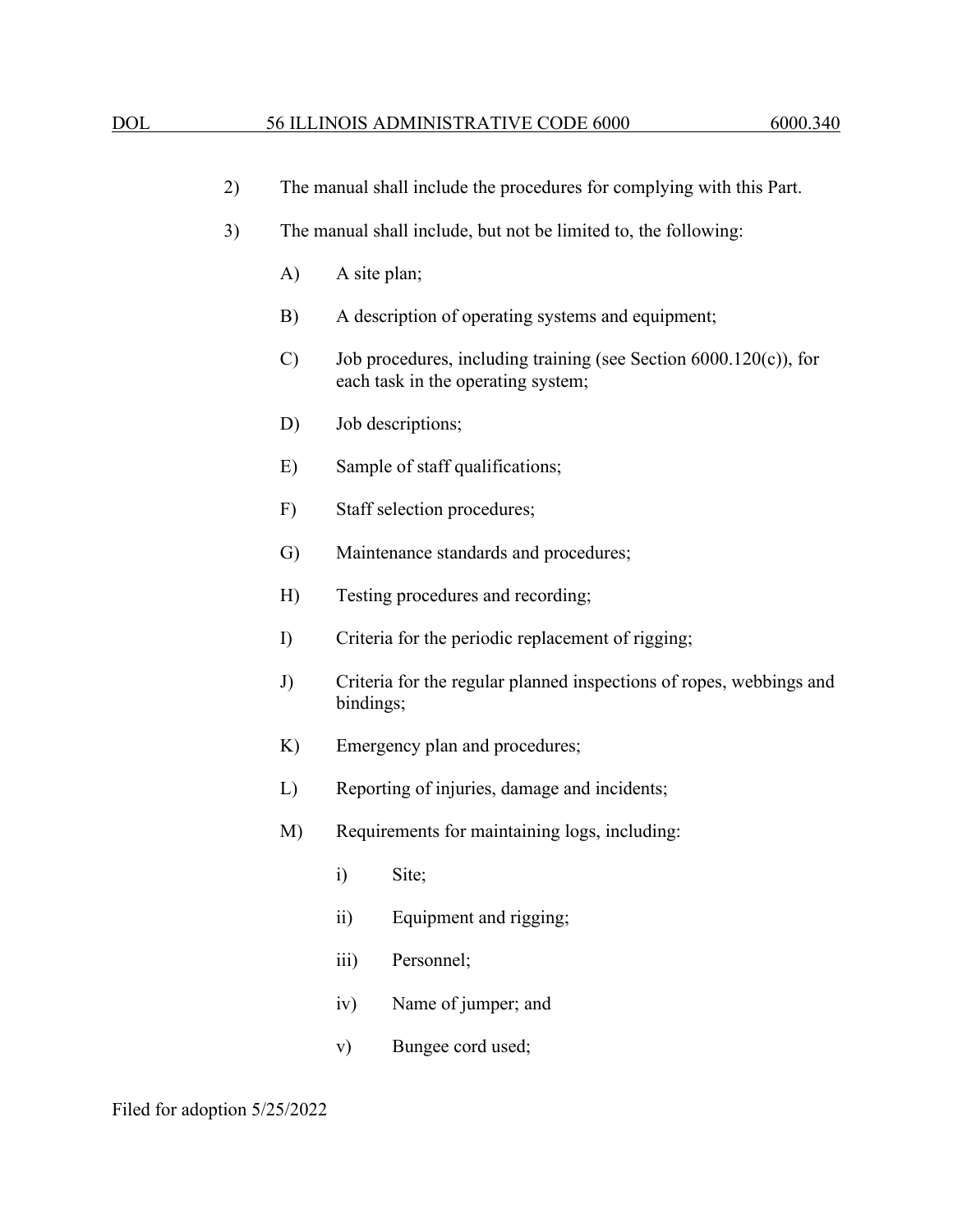2) The manual shall include the procedures for complying with this Part.

3) The manual shall include, but not be limited to, the following:

   A) A site plan;

   B) A description of operating systems and equipment;

   C) Job procedures, including training (see Section 6000.120(c)), for each task in the operating system;

   D) Job descriptions;

   E) Sample of staff qualifications;

   F) Staff selection procedures;

   G) Maintenance standards and procedures;

   H) Testing procedures and recording;

   I) Criteria for the periodic replacement of rigging;

   J) Criteria for the regular planned inspections of ropes, webbings and bindings;

   K) Emergency plan and procedures;

   L) Reporting of injuries, damage and incidents;

   M) Requirements for maintaining logs, including:

      i) Site;

      ii) Equipment and rigging;

      iii) Personnel;

      iv) Name of jumper; and

      v) Bungee cord used;

Filed for adoption 5/25/2022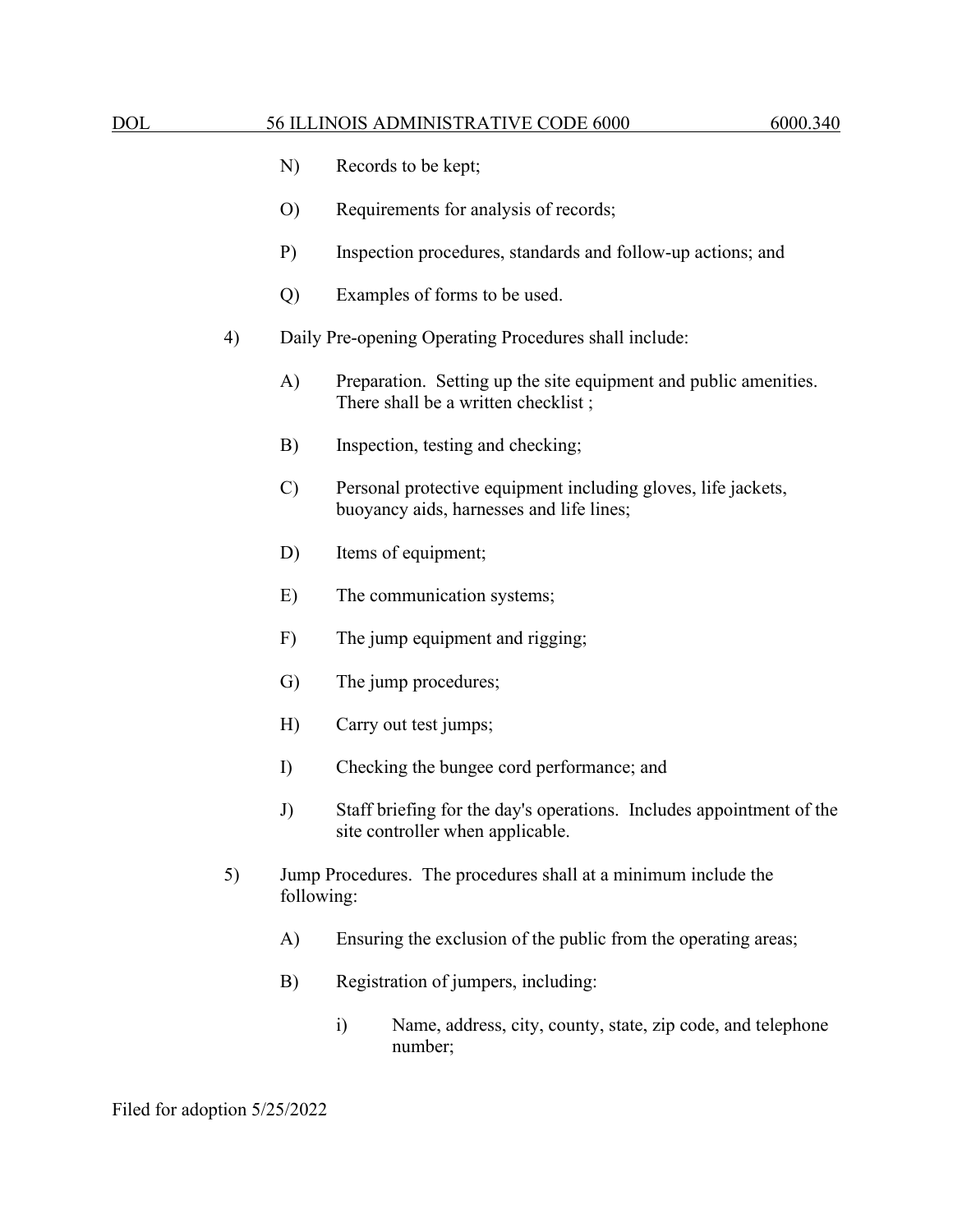N) Records to be kept;

O) Requirements for analysis of records;

P) Inspection procedures, standards and follow-up actions; and

Q) Examples of forms to be used.

4) Daily Pre-opening Operating Procedures shall include:

A) Preparation. Setting up the site equipment and public amenities. There shall be a written checklist ;

B) Inspection, testing and checking;

C) Personal protective equipment including gloves, life jackets, buoyancy aids, harnesses and life lines;

D) Items of equipment;

E) The communication systems;

F) The jump equipment and rigging;

G) The jump procedures;

H) Carry out test jumps;

I) Checking the bungee cord performance; and

J) Staff briefing for the day's operations. Includes appointment of the site controller when applicable.

5) Jump Procedures. The procedures shall at a minimum include the following:

A) Ensuring the exclusion of the public from the operating areas;

B) Registration of jumpers, including:

i) Name, address, city, county, state, zip code, and telephone number;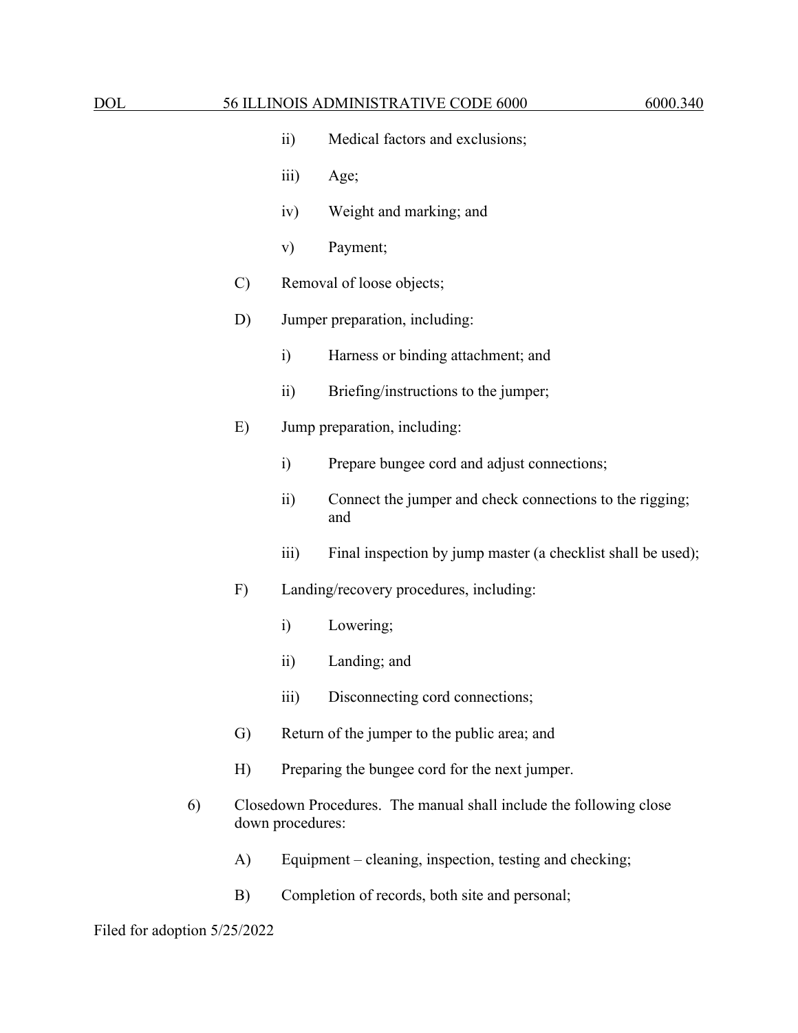ii) Medical factors and exclusions;

iii) Age;

iv) Weight and marking; and

v) Payment;

C) Removal of loose objects;

D) Jumper preparation, including:

i) Harness or binding attachment; and

ii) Briefing/instructions to the jumper;

E) Jump preparation, including:

i) Prepare bungee cord and adjust connections;

ii) Connect the jumper and check connections to the rigging; and

iii) Final inspection by jump master (a checklist shall be used);

F) Landing/recovery procedures, including:

i) Lowering;

ii) Landing; and

iii) Disconnecting cord connections;

G) Return of the jumper to the public area; and

H) Preparing the bungee cord for the next jumper.

6) Closedown Procedures. The manual shall include the following close down procedures:

A) Equipment – cleaning, inspection, testing and checking;

B) Completion of records, both site and personal;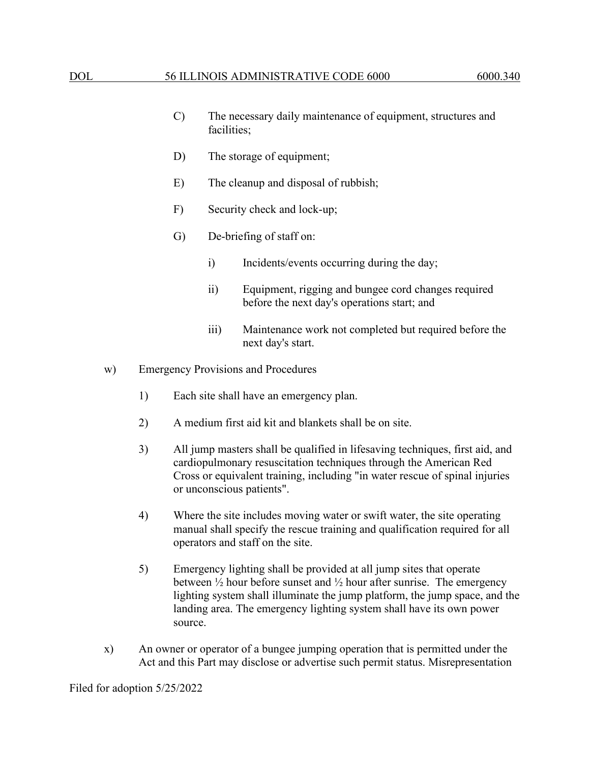C) The necessary daily maintenance of equipment, structures and facilities;

D) The storage of equipment;

E) The cleanup and disposal of rubbish;

F) Security check and lock-up;

G) De-briefing of staff on:

i) Incidents/events occurring during the day;

ii) Equipment, rigging and bungee cord changes required before the next day's operations start; and

iii) Maintenance work not completed but required before the next day's start.

w) Emergency Provisions and Procedures

1) Each site shall have an emergency plan.

2) A medium first aid kit and blankets shall be on site.

3) All jump masters shall be qualified in lifesaving techniques, first aid, and cardiopulmonary resuscitation techniques through the American Red Cross or equivalent training, including "in water rescue of spinal injuries or unconscious patients".

4) Where the site includes moving water or swift water, the site operating manual shall specify the rescue training and qualification required for all operators and staff on the site.

5) Emergency lighting shall be provided at all jump sites that operate between ½ hour before sunset and ½ hour after sunrise. The emergency lighting system shall illuminate the jump platform, the jump space, and the landing area. The emergency lighting system shall have its own power source.

x) An owner or operator of a bungee jumping operation that is permitted under the Act and this Part may disclose or advertise such permit status. Misrepresentation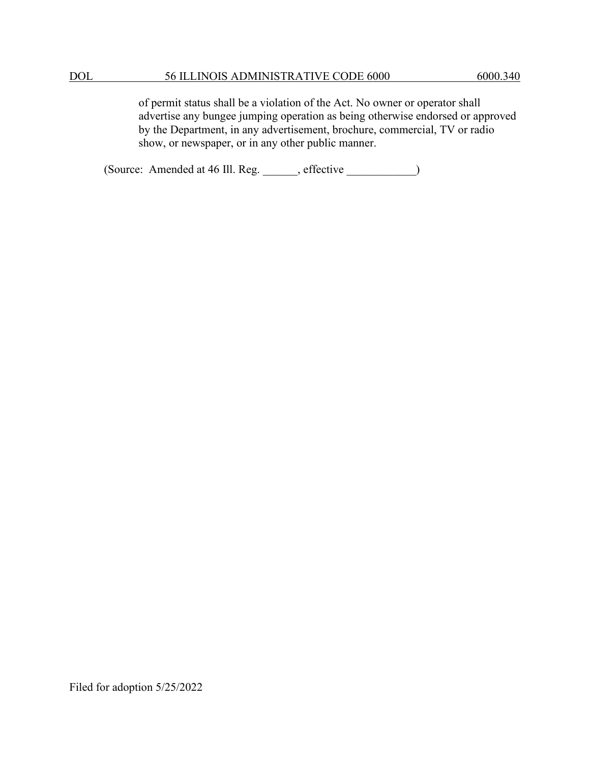of permit status shall be a violation of the Act. No owner or operator shall advertise any bungee jumping operation as being otherwise endorsed or approved by the Department, in any advertisement, brochure, commercial, TV or radio show, or newspaper, or in any other public manner.

(Source: Amended at 46 Ill. Reg. ______, effective ____________)

Filed for adoption 5/25/2022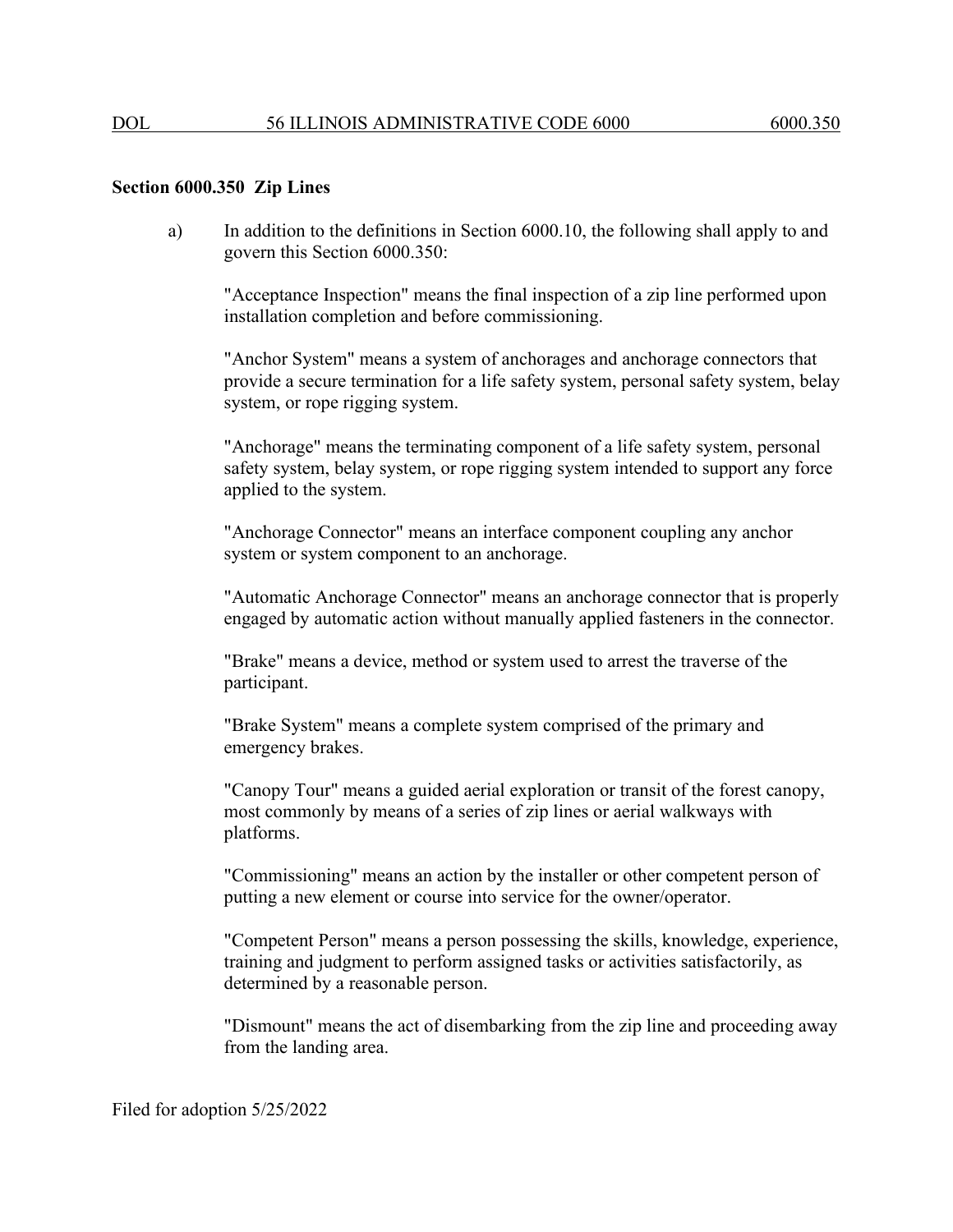**Section 6000.350 Zip Lines**

a) In addition to the definitions in Section 6000.10, the following shall apply to and govern this Section 6000.350:

"Acceptance Inspection" means the final inspection of a zip line performed upon installation completion and before commissioning.

"Anchor System" means a system of anchorages and anchorage connectors that provide a secure termination for a life safety system, personal safety system, belay system, or rope rigging system.

"Anchorage" means the terminating component of a life safety system, personal safety system, belay system, or rope rigging system intended to support any force applied to the system.

"Anchorage Connector" means an interface component coupling any anchor system or system component to an anchorage.

"Automatic Anchorage Connector" means an anchorage connector that is properly engaged by automatic action without manually applied fasteners in the connector.

"Brake" means a device, method or system used to arrest the traverse of the participant.

"Brake System" means a complete system comprised of the primary and emergency brakes.

"Canopy Tour" means a guided aerial exploration or transit of the forest canopy, most commonly by means of a series of zip lines or aerial walkways with platforms.

"Commissioning" means an action by the installer or other competent person of putting a new element or course into service for the owner/operator.

"Competent Person" means a person possessing the skills, knowledge, experience, training and judgment to perform assigned tasks or activities satisfactorily, as determined by a reasonable person.

"Dismount" means the act of disembarking from the zip line and proceeding away from the landing area.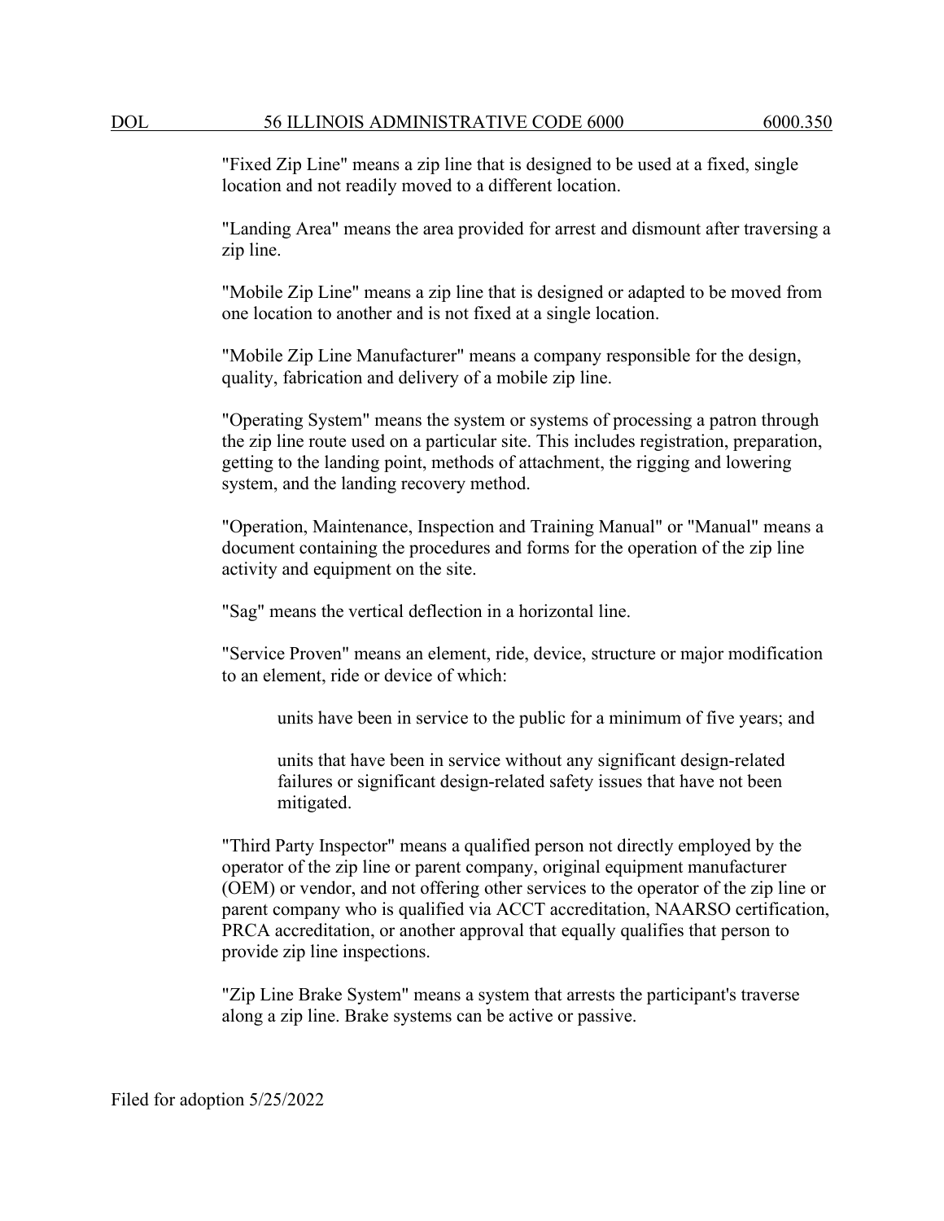"Fixed Zip Line" means a zip line that is designed to be used at a fixed, single location and not readily moved to a different location.

"Landing Area" means the area provided for arrest and dismount after traversing a zip line.

"Mobile Zip Line" means a zip line that is designed or adapted to be moved from one location to another and is not fixed at a single location.

"Mobile Zip Line Manufacturer" means a company responsible for the design, quality, fabrication and delivery of a mobile zip line.

"Operating System" means the system or systems of processing a patron through the zip line route used on a particular site. This includes registration, preparation, getting to the landing point, methods of attachment, the rigging and lowering system, and the landing recovery method.

"Operation, Maintenance, Inspection and Training Manual" or "Manual" means a document containing the procedures and forms for the operation of the zip line activity and equipment on the site.

"Sag" means the vertical deflection in a horizontal line.

"Service Proven" means an element, ride, device, structure or major modification to an element, ride or device of which:

> units have been in service to the public for a minimum of five years; and
>
> units that have been in service without any significant design-related failures or significant design-related safety issues that have not been mitigated.

"Third Party Inspector" means a qualified person not directly employed by the operator of the zip line or parent company, original equipment manufacturer (OEM) or vendor, and not offering other services to the operator of the zip line or parent company who is qualified via ACCT accreditation, NAARSO certification, PRCA accreditation, or another approval that equally qualifies that person to provide zip line inspections.

"Zip Line Brake System" means a system that arrests the participant's traverse along a zip line. Brake systems can be active or passive.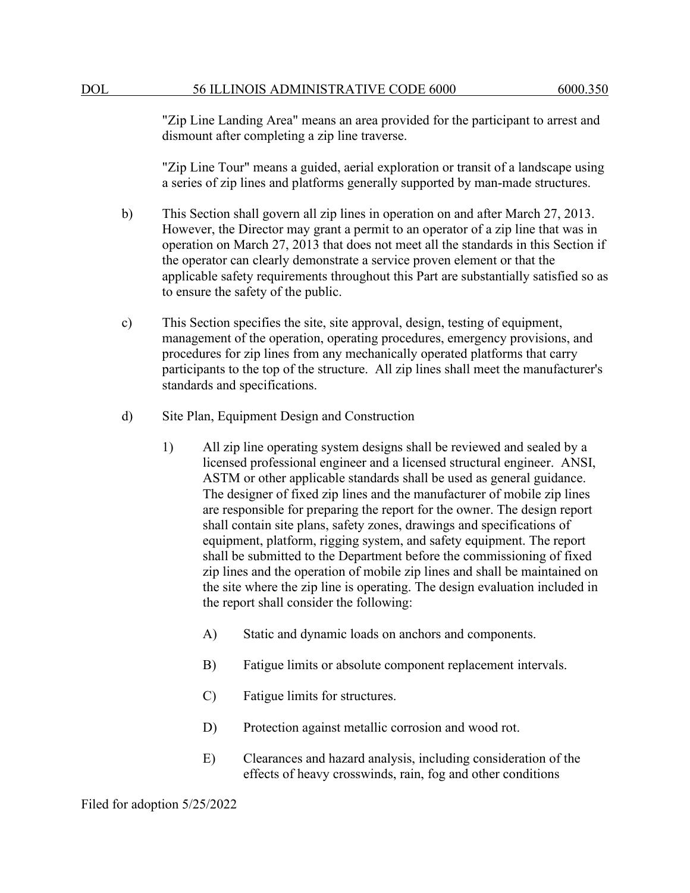"Zip Line Landing Area" means an area provided for the participant to arrest and dismount after completing a zip line traverse.

"Zip Line Tour" means a guided, aerial exploration or transit of a landscape using a series of zip lines and platforms generally supported by man-made structures.

b) This Section shall govern all zip lines in operation on and after March 27, 2013. However, the Director may grant a permit to an operator of a zip line that was in operation on March 27, 2013 that does not meet all the standards in this Section if the operator can clearly demonstrate a service proven element or that the applicable safety requirements throughout this Part are substantially satisfied so as to ensure the safety of the public.

c) This Section specifies the site, site approval, design, testing of equipment, management of the operation, operating procedures, emergency provisions, and procedures for zip lines from any mechanically operated platforms that carry participants to the top of the structure. All zip lines shall meet the manufacturer's standards and specifications.

d) Site Plan, Equipment Design and Construction

1) All zip line operating system designs shall be reviewed and sealed by a licensed professional engineer and a licensed structural engineer. ANSI, ASTM or other applicable standards shall be used as general guidance. The designer of fixed zip lines and the manufacturer of mobile zip lines are responsible for preparing the report for the owner. The design report shall contain site plans, safety zones, drawings and specifications of equipment, platform, rigging system, and safety equipment. The report shall be submitted to the Department before the commissioning of fixed zip lines and the operation of mobile zip lines and shall be maintained on the site where the zip line is operating. The design evaluation included in the report shall consider the following:

A) Static and dynamic loads on anchors and components.

B) Fatigue limits or absolute component replacement intervals.

C) Fatigue limits for structures.

D) Protection against metallic corrosion and wood rot.

E) Clearances and hazard analysis, including consideration of the effects of heavy crosswinds, rain, fog and other conditions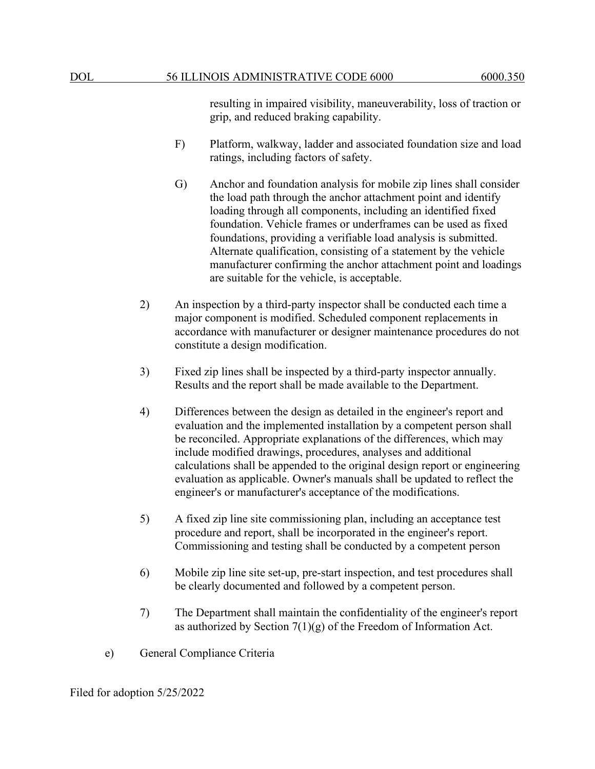resulting in impaired visibility, maneuverability, loss of traction or grip, and reduced braking capability.

F) Platform, walkway, ladder and associated foundation size and load ratings, including factors of safety.

G) Anchor and foundation analysis for mobile zip lines shall consider the load path through the anchor attachment point and identify loading through all components, including an identified fixed foundation. Vehicle frames or underframes can be used as fixed foundations, providing a verifiable load analysis is submitted. Alternate qualification, consisting of a statement by the vehicle manufacturer confirming the anchor attachment point and loadings are suitable for the vehicle, is acceptable.

2) An inspection by a third-party inspector shall be conducted each time a major component is modified. Scheduled component replacements in accordance with manufacturer or designer maintenance procedures do not constitute a design modification.

3) Fixed zip lines shall be inspected by a third-party inspector annually. Results and the report shall be made available to the Department.

4) Differences between the design as detailed in the engineer's report and evaluation and the implemented installation by a competent person shall be reconciled. Appropriate explanations of the differences, which may include modified drawings, procedures, analyses and additional calculations shall be appended to the original design report or engineering evaluation as applicable. Owner's manuals shall be updated to reflect the engineer's or manufacturer's acceptance of the modifications.

5) A fixed zip line site commissioning plan, including an acceptance test procedure and report, shall be incorporated in the engineer's report. Commissioning and testing shall be conducted by a competent person

6) Mobile zip line site set-up, pre-start inspection, and test procedures shall be clearly documented and followed by a competent person.

7) The Department shall maintain the confidentiality of the engineer's report as authorized by Section 7(1)(g) of the Freedom of Information Act.

e) General Compliance Criteria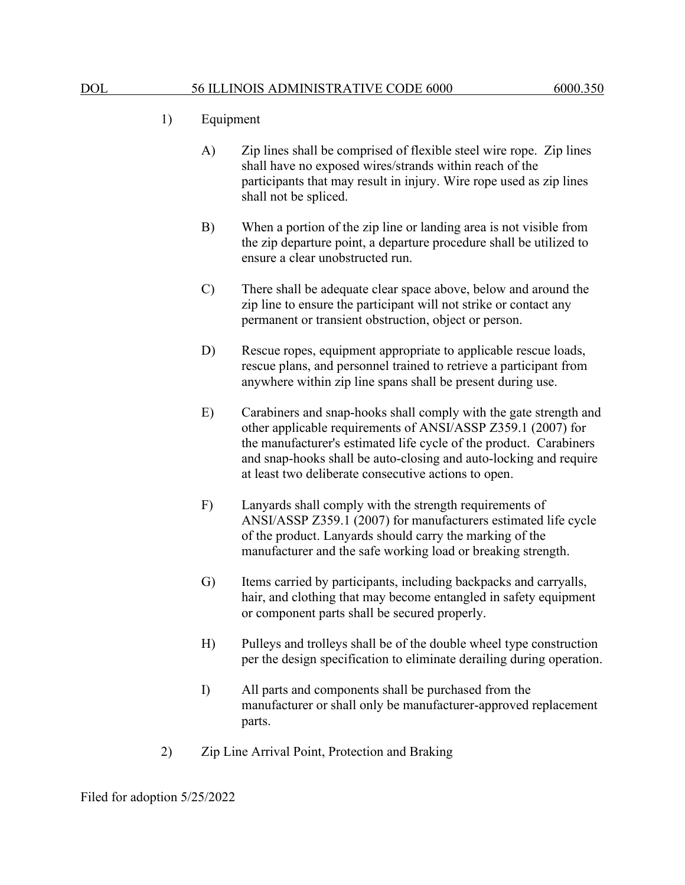1) Equipment

   A) Zip lines shall be comprised of flexible steel wire rope. Zip lines shall have no exposed wires/strands within reach of the participants that may result in injury. Wire rope used as zip lines shall not be spliced.

   B) When a portion of the zip line or landing area is not visible from the zip departure point, a departure procedure shall be utilized to ensure a clear unobstructed run.

   C) There shall be adequate clear space above, below and around the zip line to ensure the participant will not strike or contact any permanent or transient obstruction, object or person.

   D) Rescue ropes, equipment appropriate to applicable rescue loads, rescue plans, and personnel trained to retrieve a participant from anywhere within zip line spans shall be present during use.

   E) Carabiners and snap-hooks shall comply with the gate strength and other applicable requirements of ANSI/ASSP Z359.1 (2007) for the manufacturer's estimated life cycle of the product. Carabiners and snap-hooks shall be auto-closing and auto-locking and require at least two deliberate consecutive actions to open.

   F) Lanyards shall comply with the strength requirements of ANSI/ASSP Z359.1 (2007) for manufacturers estimated life cycle of the product. Lanyards should carry the marking of the manufacturer and the safe working load or breaking strength.

   G) Items carried by participants, including backpacks and carryalls, hair, and clothing that may become entangled in safety equipment or component parts shall be secured properly.

   H) Pulleys and trolleys shall be of the double wheel type construction per the design specification to eliminate derailing during operation.

   I) All parts and components shall be purchased from the manufacturer or shall only be manufacturer-approved replacement parts.

2) Zip Line Arrival Point, Protection and Braking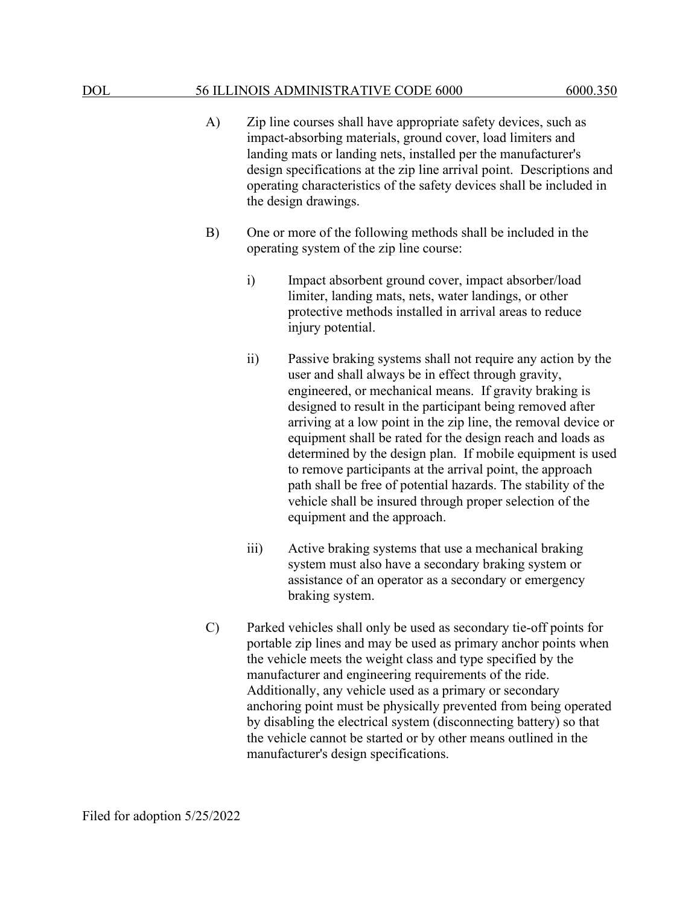A) Zip line courses shall have appropriate safety devices, such as impact-absorbing materials, ground cover, load limiters and landing mats or landing nets, installed per the manufacturer's design specifications at the zip line arrival point. Descriptions and operating characteristics of the safety devices shall be included in the design drawings.

B) One or more of the following methods shall be included in the operating system of the zip line course:

   i) Impact absorbent ground cover, impact absorber/load limiter, landing mats, nets, water landings, or other protective methods installed in arrival areas to reduce injury potential.

   ii) Passive braking systems shall not require any action by the user and shall always be in effect through gravity, engineered, or mechanical means. If gravity braking is designed to result in the participant being removed after arriving at a low point in the zip line, the removal device or equipment shall be rated for the design reach and loads as determined by the design plan. If mobile equipment is used to remove participants at the arrival point, the approach path shall be free of potential hazards. The stability of the vehicle shall be insured through proper selection of the equipment and the approach.

   iii) Active braking systems that use a mechanical braking system must also have a secondary braking system or assistance of an operator as a secondary or emergency braking system.

C) Parked vehicles shall only be used as secondary tie-off points for portable zip lines and may be used as primary anchor points when the vehicle meets the weight class and type specified by the manufacturer and engineering requirements of the ride. Additionally, any vehicle used as a primary or secondary anchoring point must be physically prevented from being operated by disabling the electrical system (disconnecting battery) so that the vehicle cannot be started or by other means outlined in the manufacturer's design specifications.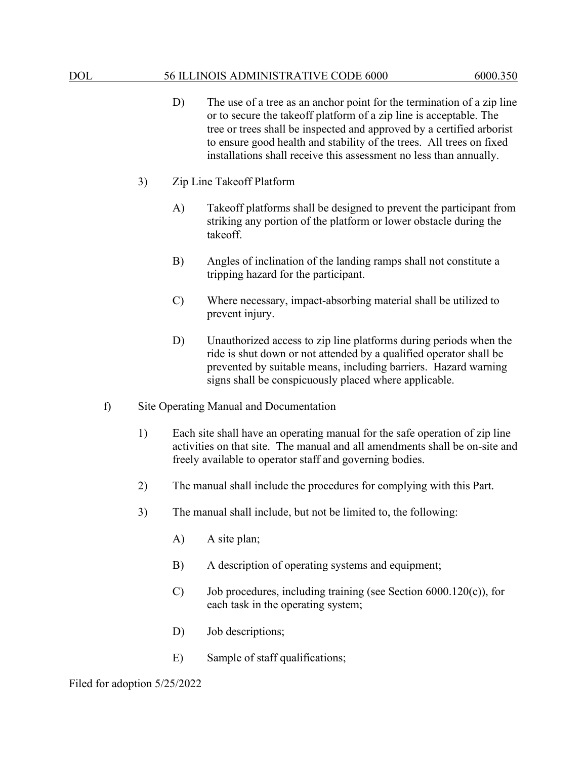D) The use of a tree as an anchor point for the termination of a zip line or to secure the takeoff platform of a zip line is acceptable. The tree or trees shall be inspected and approved by a certified arborist to ensure good health and stability of the trees. All trees on fixed installations shall receive this assessment no less than annually.

3) Zip Line Takeoff Platform

A) Takeoff platforms shall be designed to prevent the participant from striking any portion of the platform or lower obstacle during the takeoff.

B) Angles of inclination of the landing ramps shall not constitute a tripping hazard for the participant.

C) Where necessary, impact-absorbing material shall be utilized to prevent injury.

D) Unauthorized access to zip line platforms during periods when the ride is shut down or not attended by a qualified operator shall be prevented by suitable means, including barriers. Hazard warning signs shall be conspicuously placed where applicable.

f) Site Operating Manual and Documentation

1) Each site shall have an operating manual for the safe operation of zip line activities on that site. The manual and all amendments shall be on-site and freely available to operator staff and governing bodies.

2) The manual shall include the procedures for complying with this Part.

3) The manual shall include, but not be limited to, the following:

A) A site plan;

B) A description of operating systems and equipment;

C) Job procedures, including training (see Section 6000.120(c)), for each task in the operating system;

D) Job descriptions;

E) Sample of staff qualifications;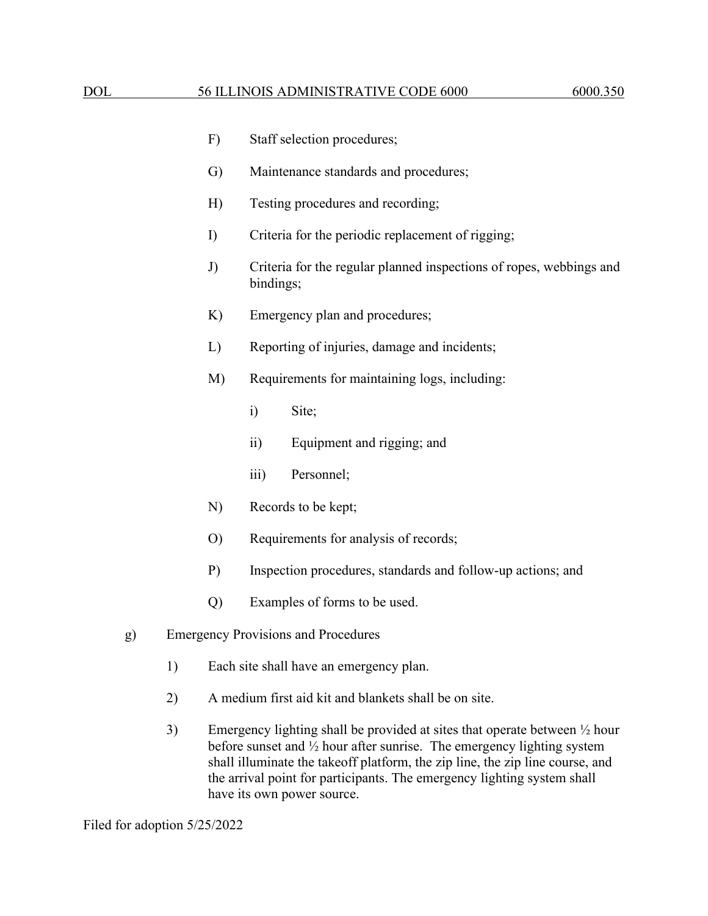F) Staff selection procedures;

G) Maintenance standards and procedures;

H) Testing procedures and recording;

I) Criteria for the periodic replacement of rigging;

J) Criteria for the regular planned inspections of ropes, webbings and bindings;

K) Emergency plan and procedures;

L) Reporting of injuries, damage and incidents;

M) Requirements for maintaining logs, including:

i) Site;

ii) Equipment and rigging; and

iii) Personnel;

N) Records to be kept;

O) Requirements for analysis of records;

P) Inspection procedures, standards and follow-up actions; and

Q) Examples of forms to be used.

g) Emergency Provisions and Procedures

1) Each site shall have an emergency plan.

2) A medium first aid kit and blankets shall be on site.

3) Emergency lighting shall be provided at sites that operate between ½ hour before sunset and ½ hour after sunrise. The emergency lighting system shall illuminate the takeoff platform, the zip line, the zip line course, and the arrival point for participants. The emergency lighting system shall have its own power source.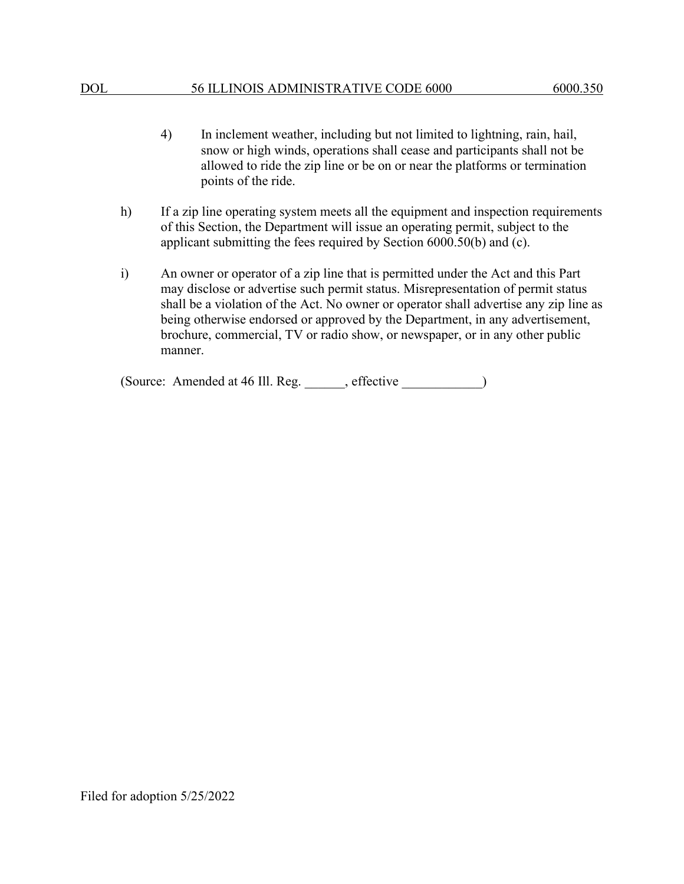4) In inclement weather, including but not limited to lightning, rain, hail, snow or high winds, operations shall cease and participants shall not be allowed to ride the zip line or be on or near the platforms or termination points of the ride.

h) If a zip line operating system meets all the equipment and inspection requirements of this Section, the Department will issue an operating permit, subject to the applicant submitting the fees required by Section 6000.50(b) and (c).

i) An owner or operator of a zip line that is permitted under the Act and this Part may disclose or advertise such permit status. Misrepresentation of permit status shall be a violation of the Act. No owner or operator shall advertise any zip line as being otherwise endorsed or approved by the Department, in any advertisement, brochure, commercial, TV or radio show, or newspaper, or in any other public manner.

(Source: Amended at 46 Ill. Reg. ______, effective ____________)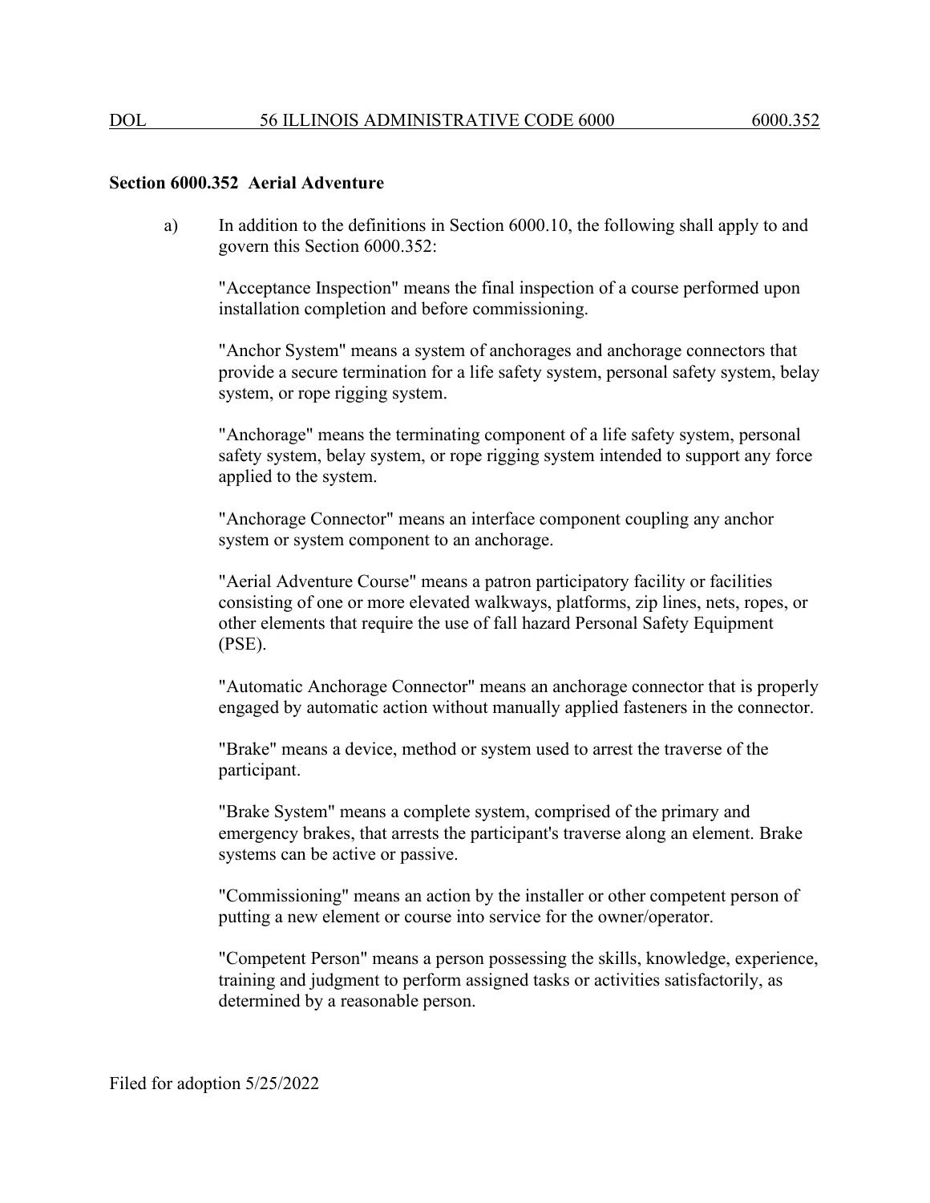**Section 6000.352 Aerial Adventure**

a) In addition to the definitions in Section 6000.10, the following shall apply to and govern this Section 6000.352:

"Acceptance Inspection" means the final inspection of a course performed upon installation completion and before commissioning.

"Anchor System" means a system of anchorages and anchorage connectors that provide a secure termination for a life safety system, personal safety system, belay system, or rope rigging system.

"Anchorage" means the terminating component of a life safety system, personal safety system, belay system, or rope rigging system intended to support any force applied to the system.

"Anchorage Connector" means an interface component coupling any anchor system or system component to an anchorage.

"Aerial Adventure Course" means a patron participatory facility or facilities consisting of one or more elevated walkways, platforms, zip lines, nets, ropes, or other elements that require the use of fall hazard Personal Safety Equipment (PSE).

"Automatic Anchorage Connector" means an anchorage connector that is properly engaged by automatic action without manually applied fasteners in the connector.

"Brake" means a device, method or system used to arrest the traverse of the participant.

"Brake System" means a complete system, comprised of the primary and emergency brakes, that arrests the participant's traverse along an element. Brake systems can be active or passive.

"Commissioning" means an action by the installer or other competent person of putting a new element or course into service for the owner/operator.

"Competent Person" means a person possessing the skills, knowledge, experience, training and judgment to perform assigned tasks or activities satisfactorily, as determined by a reasonable person.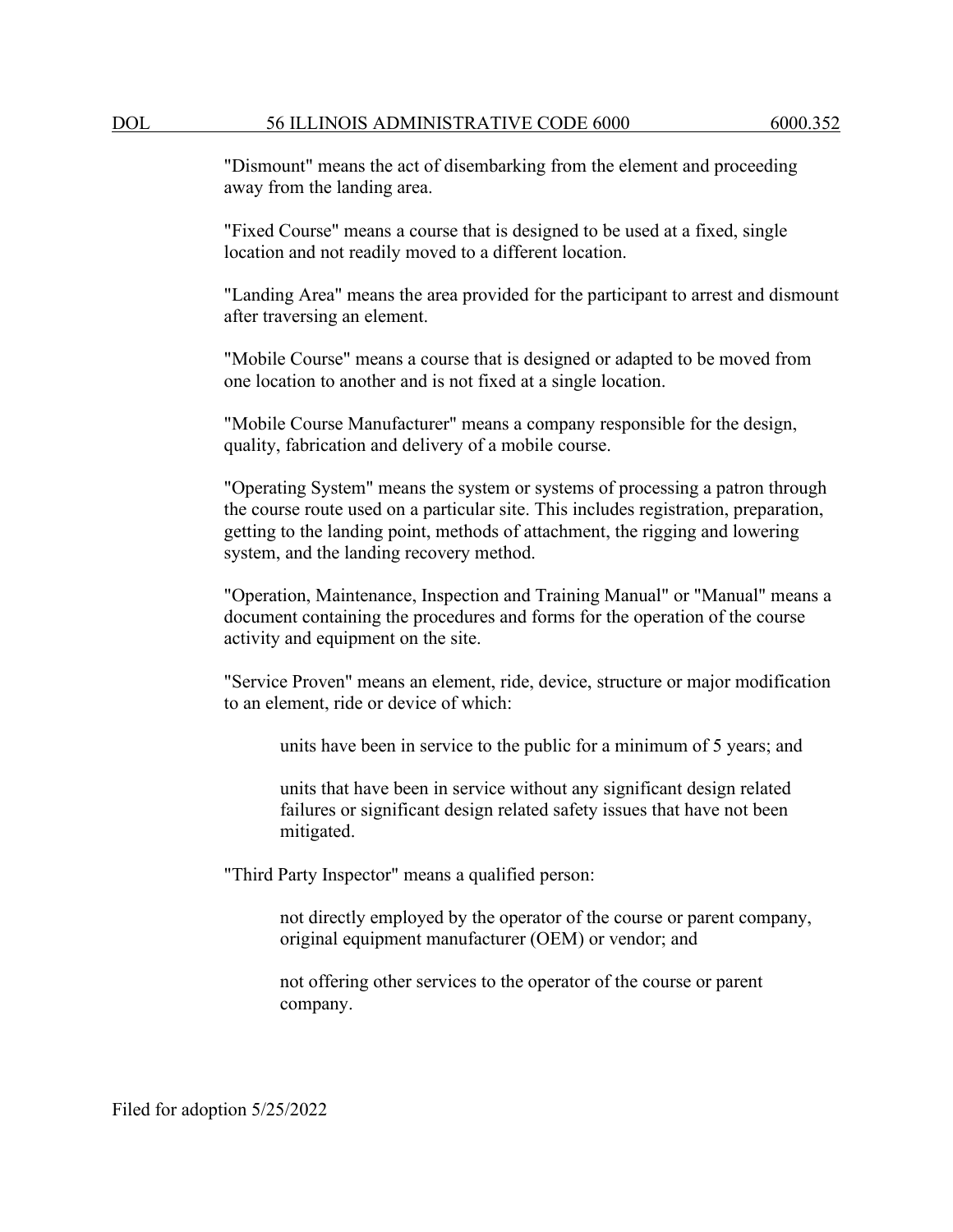"Dismount" means the act of disembarking from the element and proceeding away from the landing area.

"Fixed Course" means a course that is designed to be used at a fixed, single location and not readily moved to a different location.

"Landing Area" means the area provided for the participant to arrest and dismount after traversing an element.

"Mobile Course" means a course that is designed or adapted to be moved from one location to another and is not fixed at a single location.

"Mobile Course Manufacturer" means a company responsible for the design, quality, fabrication and delivery of a mobile course.

"Operating System" means the system or systems of processing a patron through the course route used on a particular site. This includes registration, preparation, getting to the landing point, methods of attachment, the rigging and lowering system, and the landing recovery method.

"Operation, Maintenance, Inspection and Training Manual" or "Manual" means a document containing the procedures and forms for the operation of the course activity and equipment on the site.

"Service Proven" means an element, ride, device, structure or major modification to an element, ride or device of which:

> units have been in service to the public for a minimum of 5 years; and
>
> units that have been in service without any significant design related failures or significant design related safety issues that have not been mitigated.

"Third Party Inspector" means a qualified person:

> not directly employed by the operator of the course or parent company, original equipment manufacturer (OEM) or vendor; and
>
> not offering other services to the operator of the course or parent company.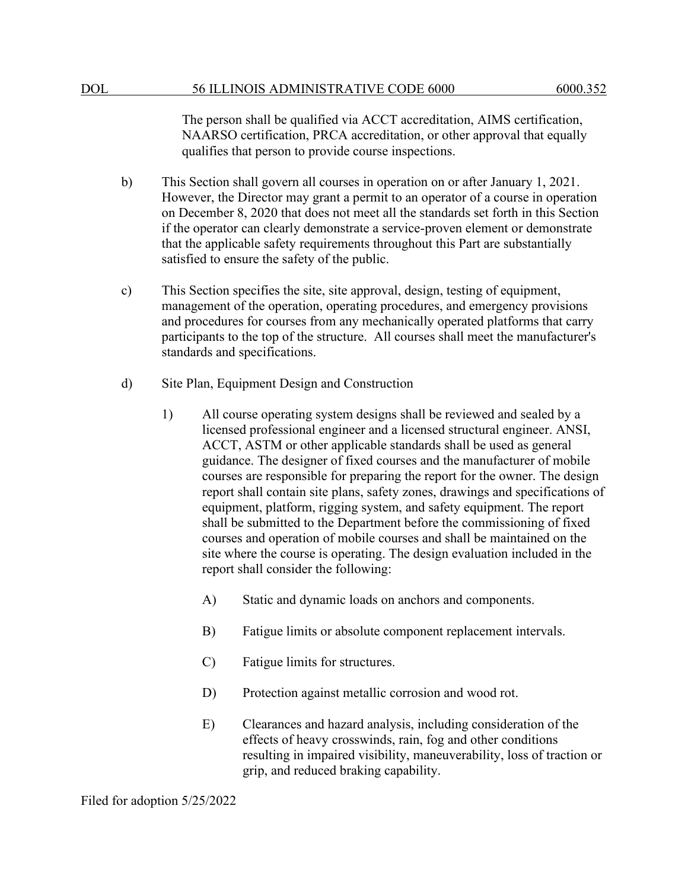The person shall be qualified via ACCT accreditation, AIMS certification, NAARSO certification, PRCA accreditation, or other approval that equally qualifies that person to provide course inspections.

b) This Section shall govern all courses in operation on or after January 1, 2021. However, the Director may grant a permit to an operator of a course in operation on December 8, 2020 that does not meet all the standards set forth in this Section if the operator can clearly demonstrate a service-proven element or demonstrate that the applicable safety requirements throughout this Part are substantially satisfied to ensure the safety of the public.

c) This Section specifies the site, site approval, design, testing of equipment, management of the operation, operating procedures, and emergency provisions and procedures for courses from any mechanically operated platforms that carry participants to the top of the structure. All courses shall meet the manufacturer's standards and specifications.

d) Site Plan, Equipment Design and Construction

1) All course operating system designs shall be reviewed and sealed by a licensed professional engineer and a licensed structural engineer. ANSI, ACCT, ASTM or other applicable standards shall be used as general guidance. The designer of fixed courses and the manufacturer of mobile courses are responsible for preparing the report for the owner. The design report shall contain site plans, safety zones, drawings and specifications of equipment, platform, rigging system, and safety equipment. The report shall be submitted to the Department before the commissioning of fixed courses and operation of mobile courses and shall be maintained on the site where the course is operating. The design evaluation included in the report shall consider the following:

A) Static and dynamic loads on anchors and components.

B) Fatigue limits or absolute component replacement intervals.

C) Fatigue limits for structures.

D) Protection against metallic corrosion and wood rot.

E) Clearances and hazard analysis, including consideration of the effects of heavy crosswinds, rain, fog and other conditions resulting in impaired visibility, maneuverability, loss of traction or grip, and reduced braking capability.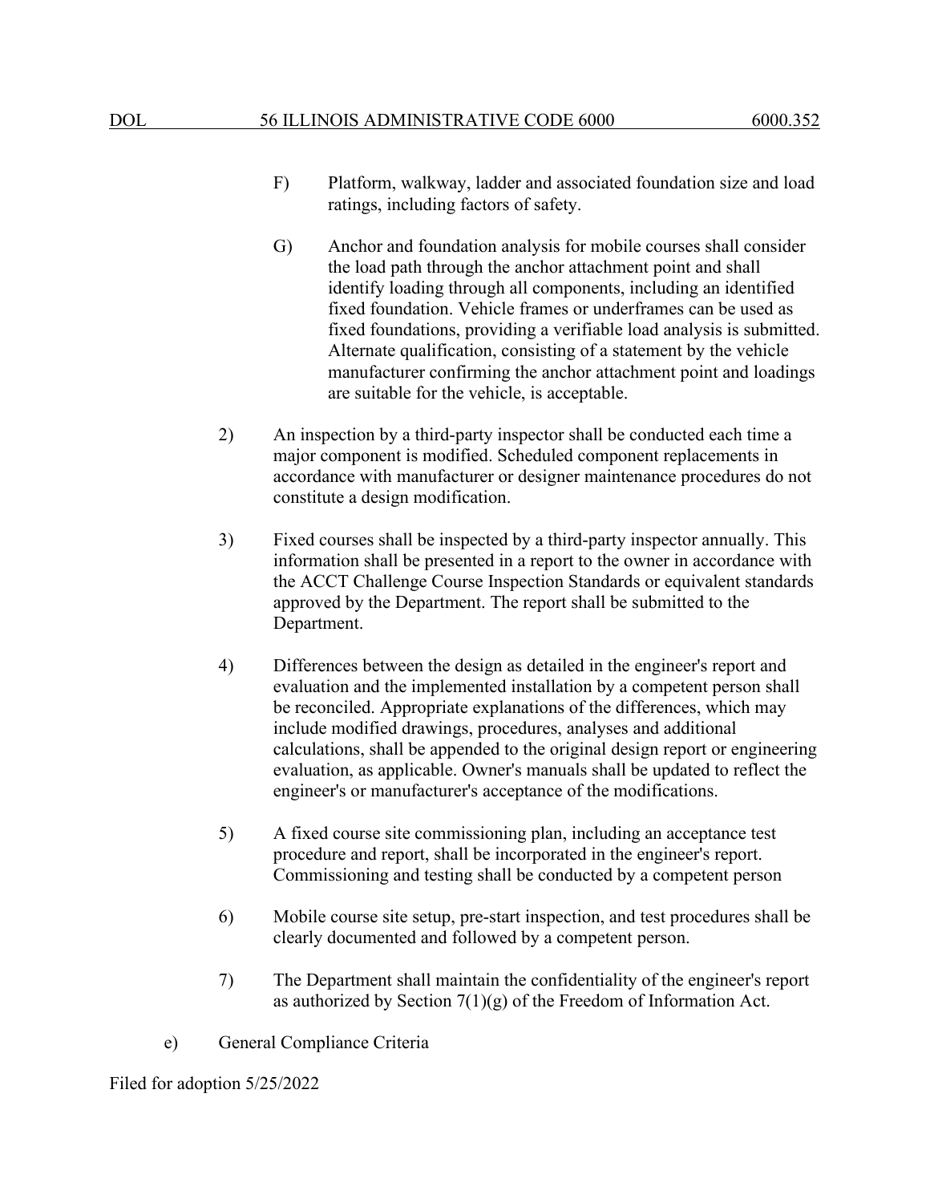F) Platform, walkway, ladder and associated foundation size and load ratings, including factors of safety.

G) Anchor and foundation analysis for mobile courses shall consider the load path through the anchor attachment point and shall identify loading through all components, including an identified fixed foundation. Vehicle frames or underframes can be used as fixed foundations, providing a verifiable load analysis is submitted. Alternate qualification, consisting of a statement by the vehicle manufacturer confirming the anchor attachment point and loadings are suitable for the vehicle, is acceptable.

2) An inspection by a third-party inspector shall be conducted each time a major component is modified. Scheduled component replacements in accordance with manufacturer or designer maintenance procedures do not constitute a design modification.

3) Fixed courses shall be inspected by a third-party inspector annually. This information shall be presented in a report to the owner in accordance with the ACCT Challenge Course Inspection Standards or equivalent standards approved by the Department. The report shall be submitted to the Department.

4) Differences between the design as detailed in the engineer's report and evaluation and the implemented installation by a competent person shall be reconciled. Appropriate explanations of the differences, which may include modified drawings, procedures, analyses and additional calculations, shall be appended to the original design report or engineering evaluation, as applicable. Owner's manuals shall be updated to reflect the engineer's or manufacturer's acceptance of the modifications.

5) A fixed course site commissioning plan, including an acceptance test procedure and report, shall be incorporated in the engineer's report. Commissioning and testing shall be conducted by a competent person

6) Mobile course site setup, pre-start inspection, and test procedures shall be clearly documented and followed by a competent person.

7) The Department shall maintain the confidentiality of the engineer's report as authorized by Section 7(1)(g) of the Freedom of Information Act.

e) General Compliance Criteria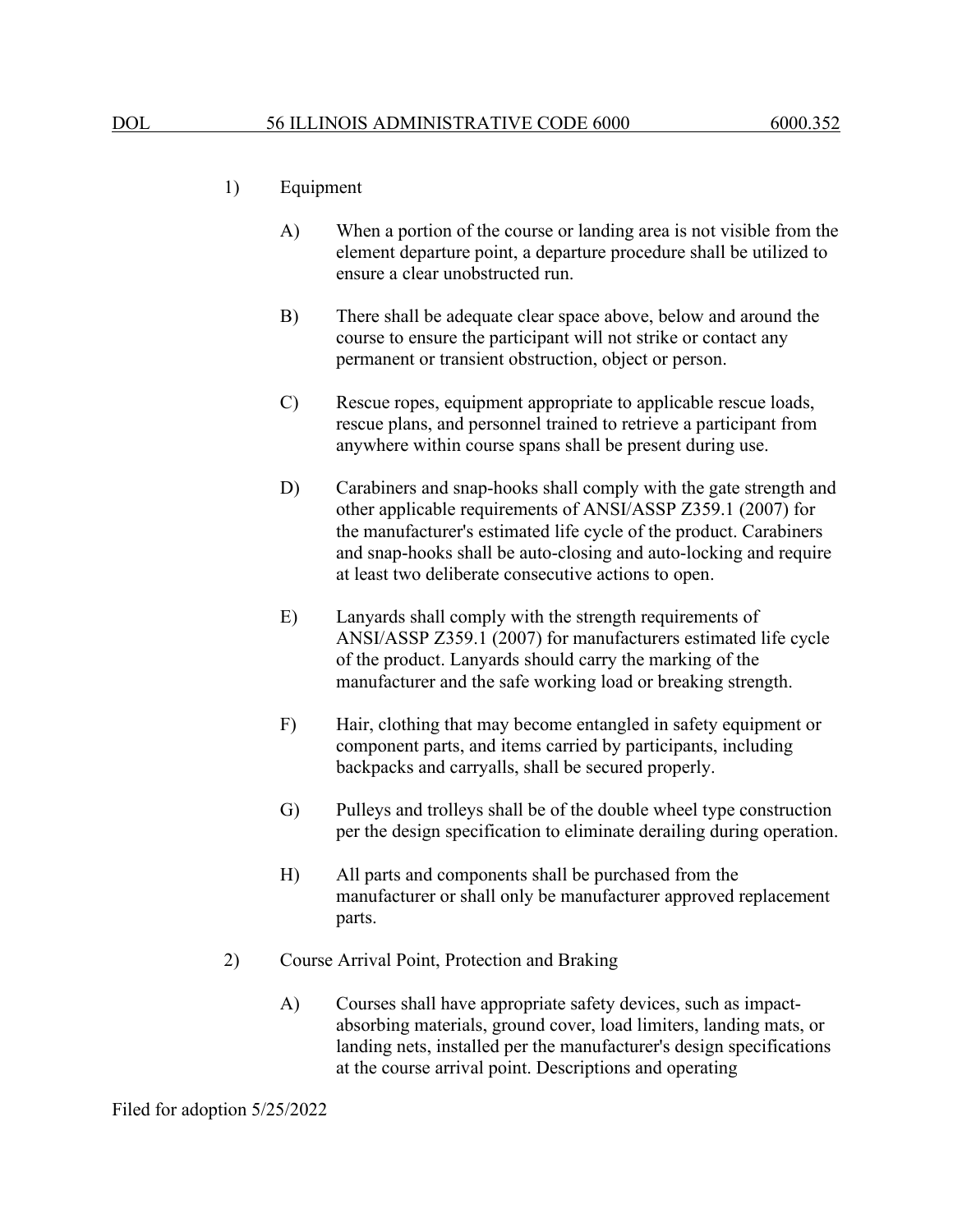1) Equipment

   A) When a portion of the course or landing area is not visible from the element departure point, a departure procedure shall be utilized to ensure a clear unobstructed run.

   B) There shall be adequate clear space above, below and around the course to ensure the participant will not strike or contact any permanent or transient obstruction, object or person.

   C) Rescue ropes, equipment appropriate to applicable rescue loads, rescue plans, and personnel trained to retrieve a participant from anywhere within course spans shall be present during use.

   D) Carabiners and snap-hooks shall comply with the gate strength and other applicable requirements of ANSI/ASSP Z359.1 (2007) for the manufacturer's estimated life cycle of the product. Carabiners and snap-hooks shall be auto-closing and auto-locking and require at least two deliberate consecutive actions to open.

   E) Lanyards shall comply with the strength requirements of ANSI/ASSP Z359.1 (2007) for manufacturers estimated life cycle of the product. Lanyards should carry the marking of the manufacturer and the safe working load or breaking strength.

   F) Hair, clothing that may become entangled in safety equipment or component parts, and items carried by participants, including backpacks and carryalls, shall be secured properly.

   G) Pulleys and trolleys shall be of the double wheel type construction per the design specification to eliminate derailing during operation.

   H) All parts and components shall be purchased from the manufacturer or shall only be manufacturer approved replacement parts.

2) Course Arrival Point, Protection and Braking

   A) Courses shall have appropriate safety devices, such as impact-absorbing materials, ground cover, load limiters, landing mats, or landing nets, installed per the manufacturer's design specifications at the course arrival point. Descriptions and operating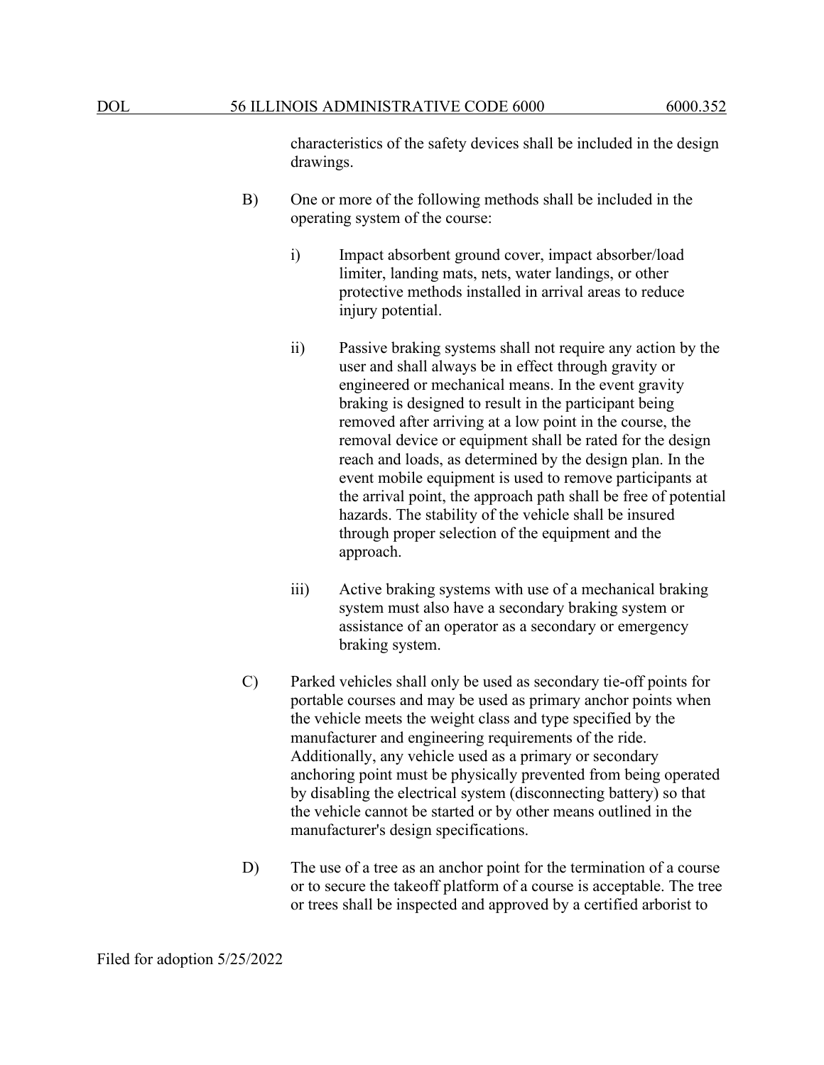characteristics of the safety devices shall be included in the design drawings.

B) One or more of the following methods shall be included in the operating system of the course:

i) Impact absorbent ground cover, impact absorber/load limiter, landing mats, nets, water landings, or other protective methods installed in arrival areas to reduce injury potential.

ii) Passive braking systems shall not require any action by the user and shall always be in effect through gravity or engineered or mechanical means. In the event gravity braking is designed to result in the participant being removed after arriving at a low point in the course, the removal device or equipment shall be rated for the design reach and loads, as determined by the design plan. In the event mobile equipment is used to remove participants at the arrival point, the approach path shall be free of potential hazards. The stability of the vehicle shall be insured through proper selection of the equipment and the approach.

iii) Active braking systems with use of a mechanical braking system must also have a secondary braking system or assistance of an operator as a secondary or emergency braking system.

C) Parked vehicles shall only be used as secondary tie-off points for portable courses and may be used as primary anchor points when the vehicle meets the weight class and type specified by the manufacturer and engineering requirements of the ride. Additionally, any vehicle used as a primary or secondary anchoring point must be physically prevented from being operated by disabling the electrical system (disconnecting battery) so that the vehicle cannot be started or by other means outlined in the manufacturer's design specifications.

D) The use of a tree as an anchor point for the termination of a course or to secure the takeoff platform of a course is acceptable. The tree or trees shall be inspected and approved by a certified arborist to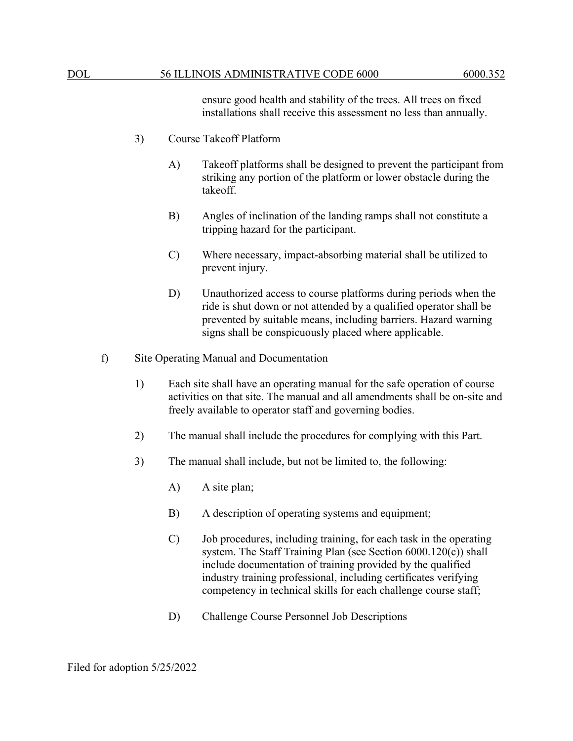ensure good health and stability of the trees. All trees on fixed installations shall receive this assessment no less than annually.

3) Course Takeoff Platform

A) Takeoff platforms shall be designed to prevent the participant from striking any portion of the platform or lower obstacle during the takeoff.

B) Angles of inclination of the landing ramps shall not constitute a tripping hazard for the participant.

C) Where necessary, impact-absorbing material shall be utilized to prevent injury.

D) Unauthorized access to course platforms during periods when the ride is shut down or not attended by a qualified operator shall be prevented by suitable means, including barriers. Hazard warning signs shall be conspicuously placed where applicable.

f) Site Operating Manual and Documentation

1) Each site shall have an operating manual for the safe operation of course activities on that site. The manual and all amendments shall be on-site and freely available to operator staff and governing bodies.

2) The manual shall include the procedures for complying with this Part.

3) The manual shall include, but not be limited to, the following:

A) A site plan;

B) A description of operating systems and equipment;

C) Job procedures, including training, for each task in the operating system. The Staff Training Plan (see Section 6000.120(c)) shall include documentation of training provided by the qualified industry training professional, including certificates verifying competency in technical skills for each challenge course staff;

D) Challenge Course Personnel Job Descriptions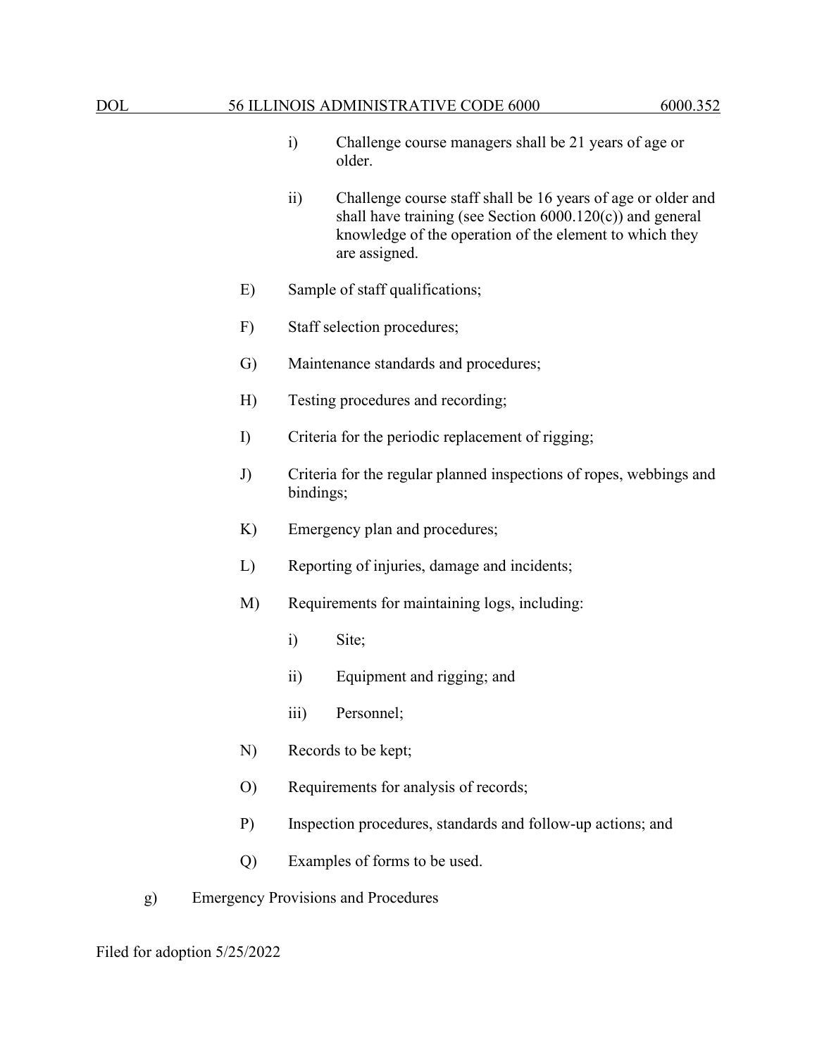i) Challenge course managers shall be 21 years of age or older.

ii) Challenge course staff shall be 16 years of age or older and shall have training (see Section 6000.120(c)) and general knowledge of the operation of the element to which they are assigned.

E) Sample of staff qualifications;

F) Staff selection procedures;

G) Maintenance standards and procedures;

H) Testing procedures and recording;

I) Criteria for the periodic replacement of rigging;

J) Criteria for the regular planned inspections of ropes, webbings and bindings;

K) Emergency plan and procedures;

L) Reporting of injuries, damage and incidents;

M) Requirements for maintaining logs, including:

i) Site;

ii) Equipment and rigging; and

iii) Personnel;

N) Records to be kept;

O) Requirements for analysis of records;

P) Inspection procedures, standards and follow-up actions; and

Q) Examples of forms to be used.

g) Emergency Provisions and Procedures

Filed for adoption 5/25/2022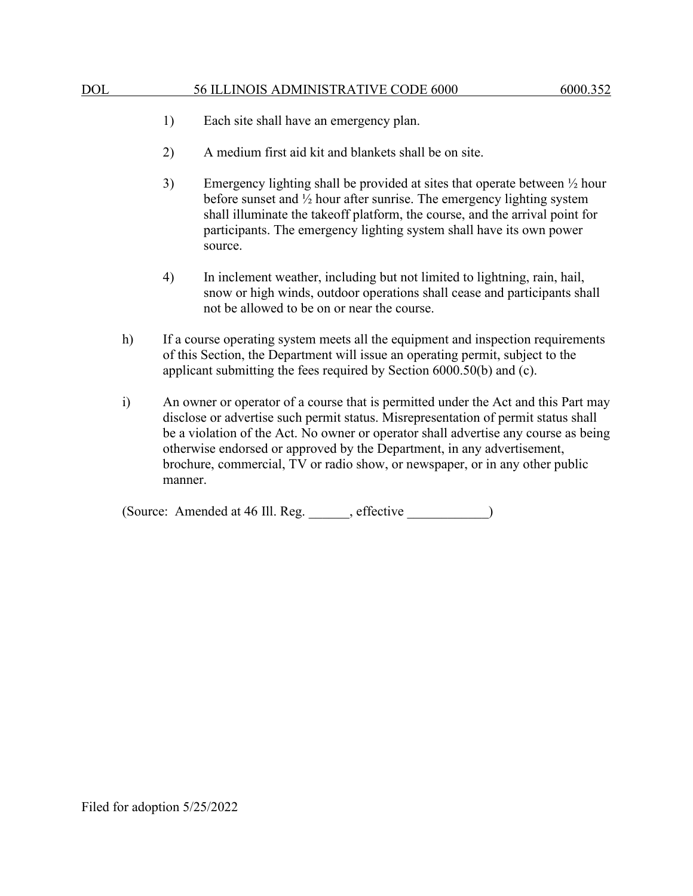1) Each site shall have an emergency plan.

2) A medium first aid kit and blankets shall be on site.

3) Emergency lighting shall be provided at sites that operate between ½ hour before sunset and ½ hour after sunrise. The emergency lighting system shall illuminate the takeoff platform, the course, and the arrival point for participants. The emergency lighting system shall have its own power source.

4) In inclement weather, including but not limited to lightning, rain, hail, snow or high winds, outdoor operations shall cease and participants shall not be allowed to be on or near the course.

h) If a course operating system meets all the equipment and inspection requirements of this Section, the Department will issue an operating permit, subject to the applicant submitting the fees required by Section 6000.50(b) and (c).

i) An owner or operator of a course that is permitted under the Act and this Part may disclose or advertise such permit status. Misrepresentation of permit status shall be a violation of the Act. No owner or operator shall advertise any course as being otherwise endorsed or approved by the Department, in any advertisement, brochure, commercial, TV or radio show, or newspaper, or in any other public manner.

(Source: Amended at 46 Ill. Reg. ______, effective ____________)

Filed for adoption 5/25/2022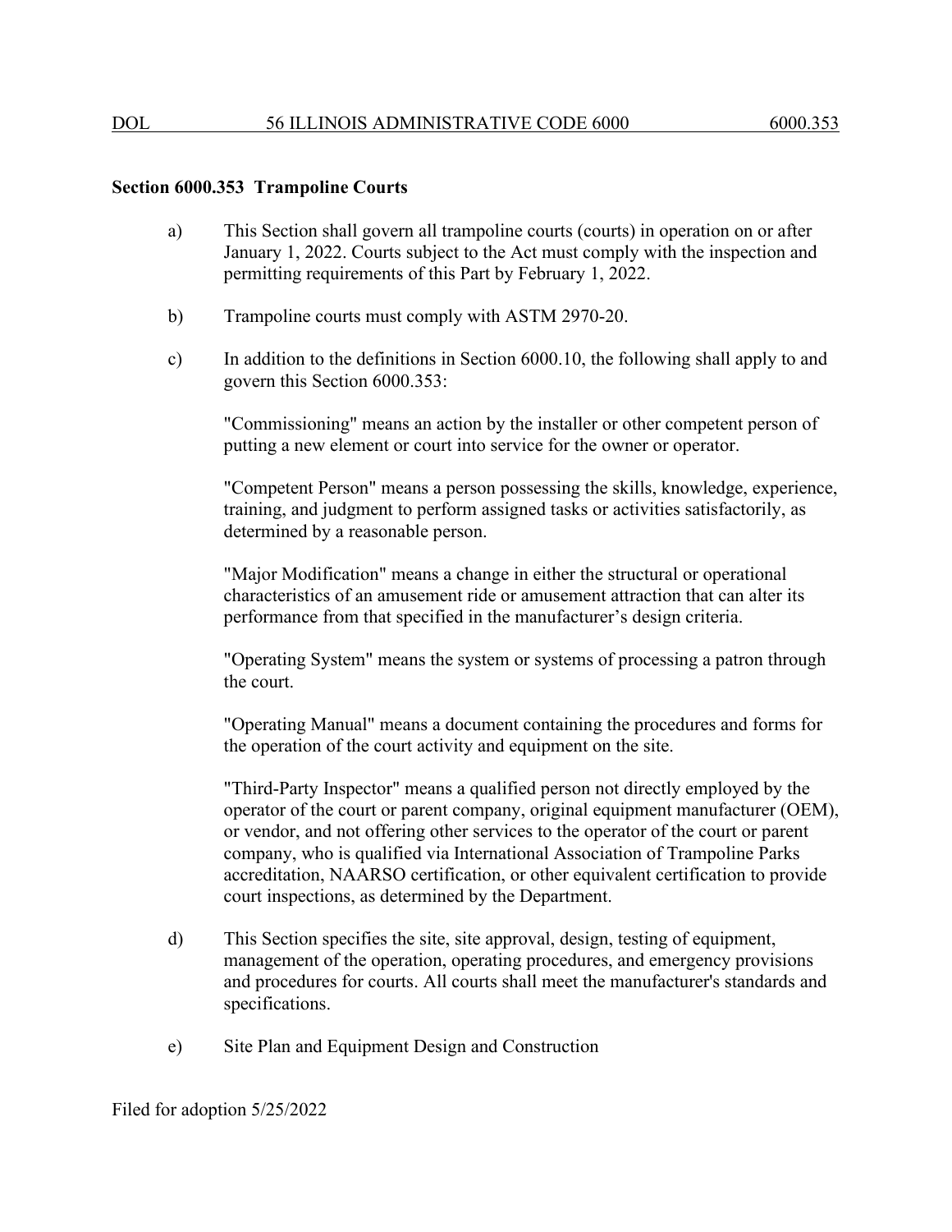**Section 6000.353 Trampoline Courts**

a) This Section shall govern all trampoline courts (courts) in operation on or after January 1, 2022. Courts subject to the Act must comply with the inspection and permitting requirements of this Part by February 1, 2022.

b) Trampoline courts must comply with ASTM 2970-20.

c) In addition to the definitions in Section 6000.10, the following shall apply to and govern this Section 6000.353:

"Commissioning" means an action by the installer or other competent person of putting a new element or court into service for the owner or operator.

"Competent Person" means a person possessing the skills, knowledge, experience, training, and judgment to perform assigned tasks or activities satisfactorily, as determined by a reasonable person.

"Major Modification" means a change in either the structural or operational characteristics of an amusement ride or amusement attraction that can alter its performance from that specified in the manufacturer's design criteria.

"Operating System" means the system or systems of processing a patron through the court.

"Operating Manual" means a document containing the procedures and forms for the operation of the court activity and equipment on the site.

"Third-Party Inspector" means a qualified person not directly employed by the operator of the court or parent company, original equipment manufacturer (OEM), or vendor, and not offering other services to the operator of the court or parent company, who is qualified via International Association of Trampoline Parks accreditation, NAARSO certification, or other equivalent certification to provide court inspections, as determined by the Department.

d) This Section specifies the site, site approval, design, testing of equipment, management of the operation, operating procedures, and emergency provisions and procedures for courts. All courts shall meet the manufacturer's standards and specifications.

e) Site Plan and Equipment Design and Construction

Filed for adoption 5/25/2022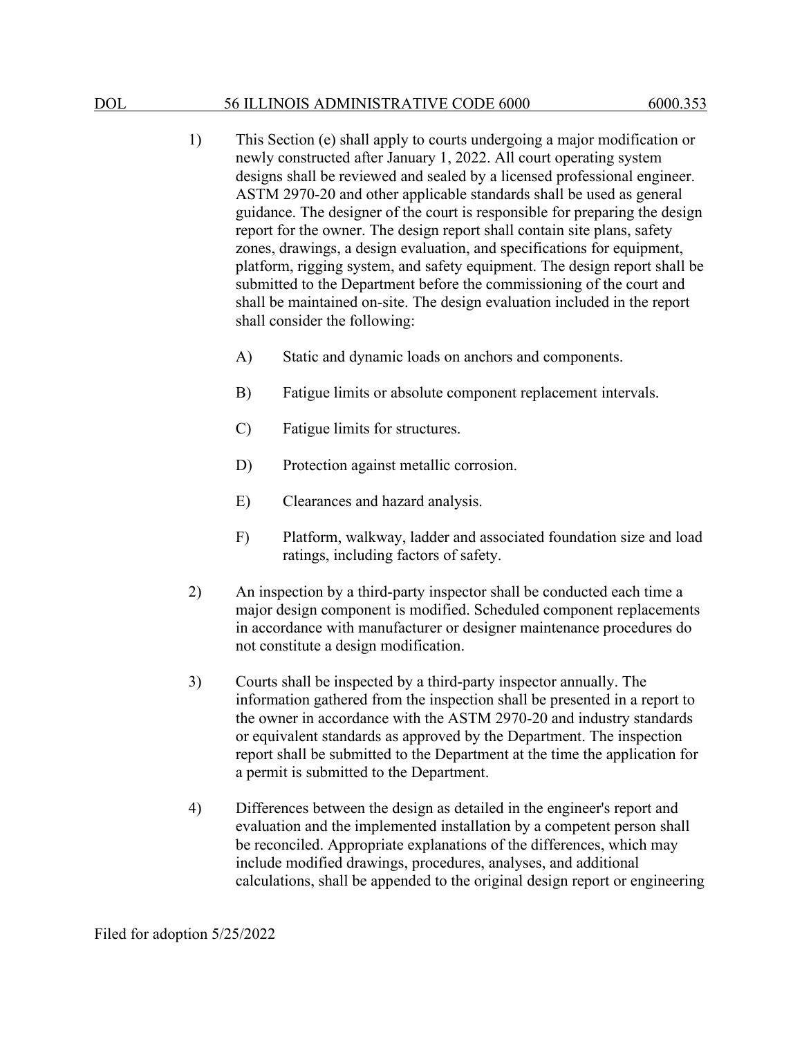1) This Section (e) shall apply to courts undergoing a major modification or newly constructed after January 1, 2022. All court operating system designs shall be reviewed and sealed by a licensed professional engineer. ASTM 2970-20 and other applicable standards shall be used as general guidance. The designer of the court is responsible for preparing the design report for the owner. The design report shall contain site plans, safety zones, drawings, a design evaluation, and specifications for equipment, platform, rigging system, and safety equipment. The design report shall be submitted to the Department before the commissioning of the court and shall be maintained on-site. The design evaluation included in the report shall consider the following:

   A) Static and dynamic loads on anchors and components.

   B) Fatigue limits or absolute component replacement intervals.

   C) Fatigue limits for structures.

   D) Protection against metallic corrosion.

   E) Clearances and hazard analysis.

   F) Platform, walkway, ladder and associated foundation size and load ratings, including factors of safety.

2) An inspection by a third-party inspector shall be conducted each time a major design component is modified. Scheduled component replacements in accordance with manufacturer or designer maintenance procedures do not constitute a design modification.

3) Courts shall be inspected by a third-party inspector annually. The information gathered from the inspection shall be presented in a report to the owner in accordance with the ASTM 2970-20 and industry standards or equivalent standards as approved by the Department. The inspection report shall be submitted to the Department at the time the application for a permit is submitted to the Department.

4) Differences between the design as detailed in the engineer's report and evaluation and the implemented installation by a competent person shall be reconciled. Appropriate explanations of the differences, which may include modified drawings, procedures, analyses, and additional calculations, shall be appended to the original design report or engineering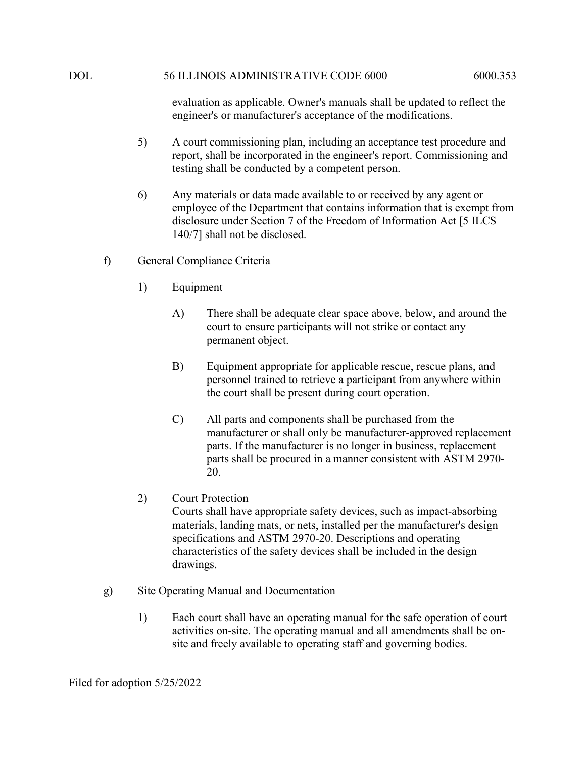evaluation as applicable. Owner's manuals shall be updated to reflect the engineer's or manufacturer's acceptance of the modifications.

5) A court commissioning plan, including an acceptance test procedure and report, shall be incorporated in the engineer's report. Commissioning and testing shall be conducted by a competent person.

6) Any materials or data made available to or received by any agent or employee of the Department that contains information that is exempt from disclosure under Section 7 of the Freedom of Information Act [5 ILCS 140/7] shall not be disclosed.

f) General Compliance Criteria

1) Equipment

A) There shall be adequate clear space above, below, and around the court to ensure participants will not strike or contact any permanent object.

B) Equipment appropriate for applicable rescue, rescue plans, and personnel trained to retrieve a participant from anywhere within the court shall be present during court operation.

C) All parts and components shall be purchased from the manufacturer or shall only be manufacturer-approved replacement parts. If the manufacturer is no longer in business, replacement parts shall be procured in a manner consistent with ASTM 2970-20.

2) Court Protection
Courts shall have appropriate safety devices, such as impact-absorbing materials, landing mats, or nets, installed per the manufacturer's design specifications and ASTM 2970-20. Descriptions and operating characteristics of the safety devices shall be included in the design drawings.

g) Site Operating Manual and Documentation

1) Each court shall have an operating manual for the safe operation of court activities on-site. The operating manual and all amendments shall be on-site and freely available to operating staff and governing bodies.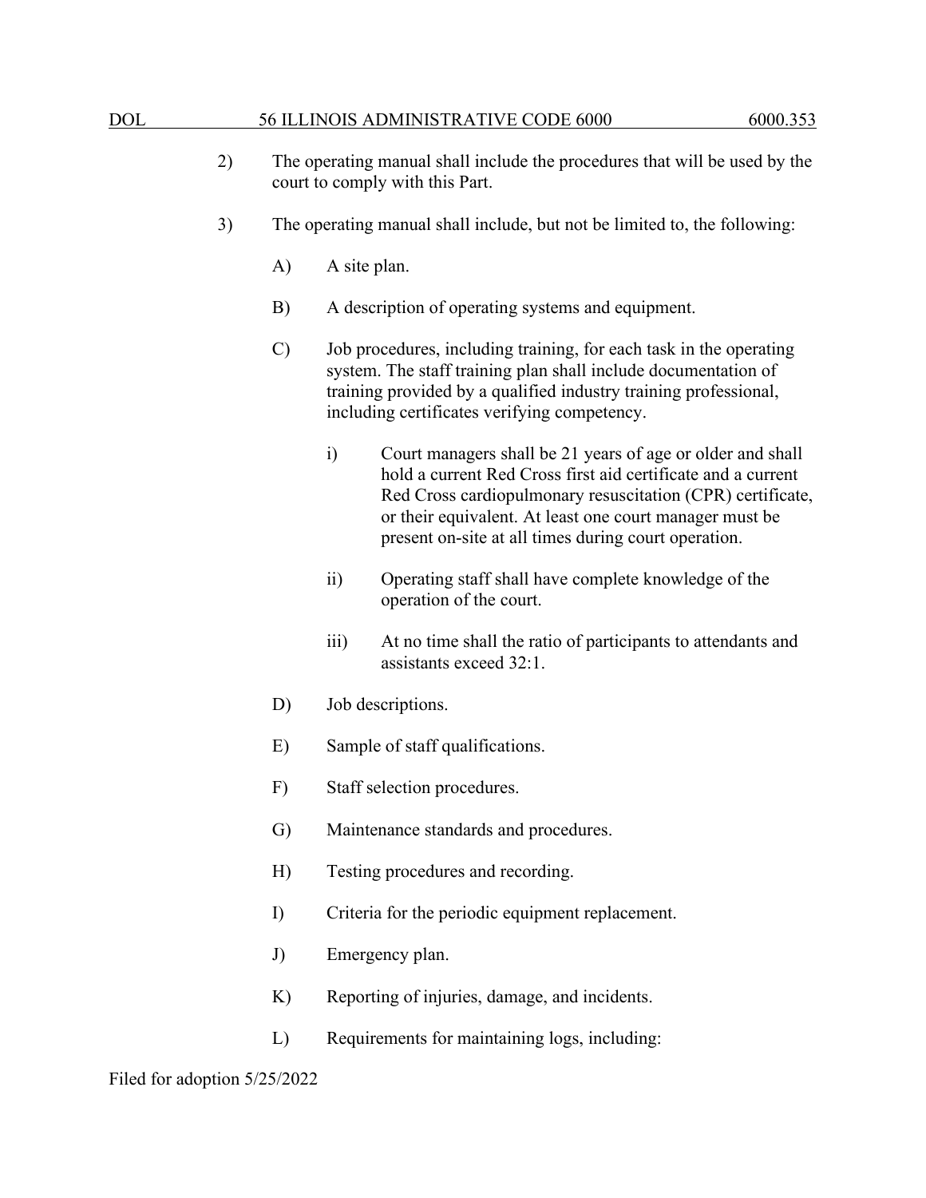2) The operating manual shall include the procedures that will be used by the court to comply with this Part.

3) The operating manual shall include, but not be limited to, the following:

   A) A site plan.

   B) A description of operating systems and equipment.

   C) Job procedures, including training, for each task in the operating system. The staff training plan shall include documentation of training provided by a qualified industry training professional, including certificates verifying competency.

      i) Court managers shall be 21 years of age or older and shall hold a current Red Cross first aid certificate and a current Red Cross cardiopulmonary resuscitation (CPR) certificate, or their equivalent. At least one court manager must be present on-site at all times during court operation.

      ii) Operating staff shall have complete knowledge of the operation of the court.

      iii) At no time shall the ratio of participants to attendants and assistants exceed 32:1.

   D) Job descriptions.

   E) Sample of staff qualifications.

   F) Staff selection procedures.

   G) Maintenance standards and procedures.

   H) Testing procedures and recording.

   I) Criteria for the periodic equipment replacement.

   J) Emergency plan.

   K) Reporting of injuries, damage, and incidents.

   L) Requirements for maintaining logs, including: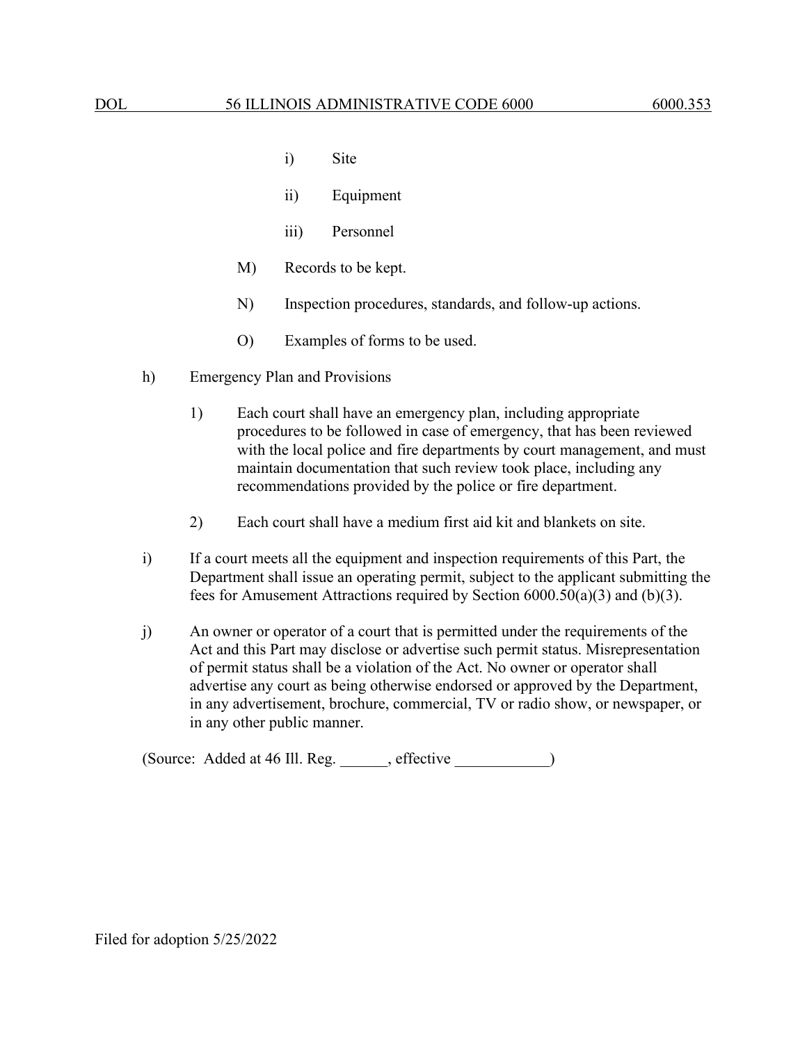i) Site

ii) Equipment

iii) Personnel

M) Records to be kept.

N) Inspection procedures, standards, and follow-up actions.

O) Examples of forms to be used.

h) Emergency Plan and Provisions

1) Each court shall have an emergency plan, including appropriate procedures to be followed in case of emergency, that has been reviewed with the local police and fire departments by court management, and must maintain documentation that such review took place, including any recommendations provided by the police or fire department.

2) Each court shall have a medium first aid kit and blankets on site.

i) If a court meets all the equipment and inspection requirements of this Part, the Department shall issue an operating permit, subject to the applicant submitting the fees for Amusement Attractions required by Section 6000.50(a)(3) and (b)(3).

j) An owner or operator of a court that is permitted under the requirements of the Act and this Part may disclose or advertise such permit status. Misrepresentation of permit status shall be a violation of the Act. No owner or operator shall advertise any court as being otherwise endorsed or approved by the Department, in any advertisement, brochure, commercial, TV or radio show, or newspaper, or in any other public manner.

(Source: Added at 46 Ill. Reg. ______, effective ____________)

Filed for adoption 5/25/2022